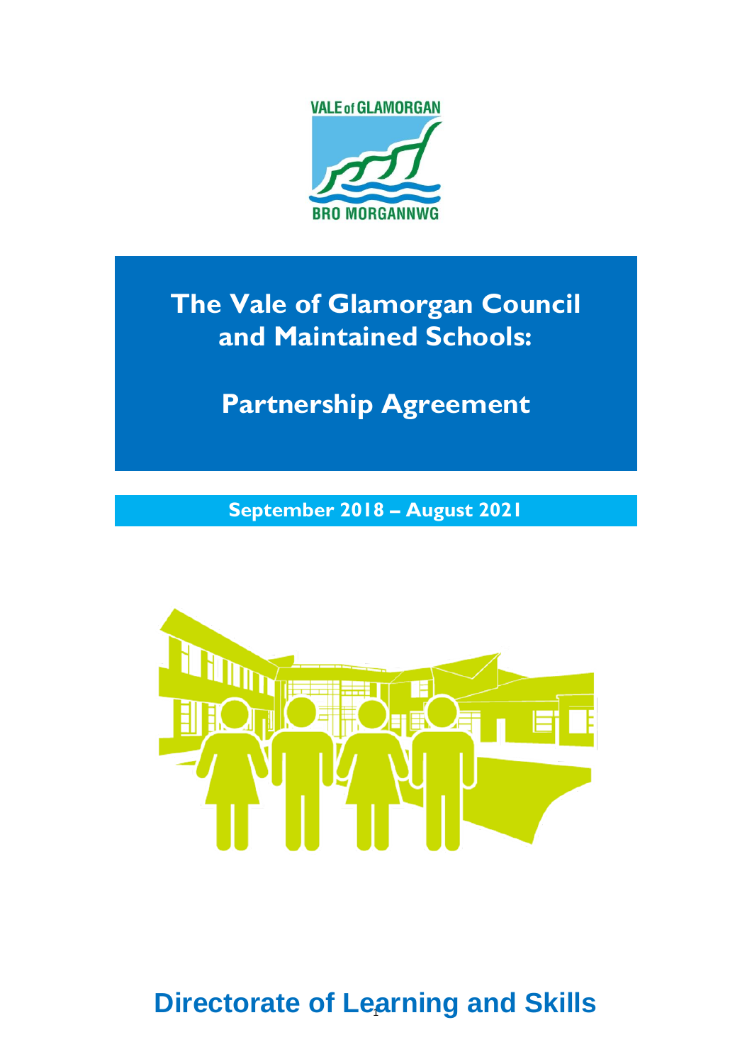VALE of GLAMORGAN

BRO MORGANNWG

# The Vale of Glamorgan Council and Maintained Schools:

# Partnership Agreement

**September 2018 – August 2021**

## Directorate of Learning and Skills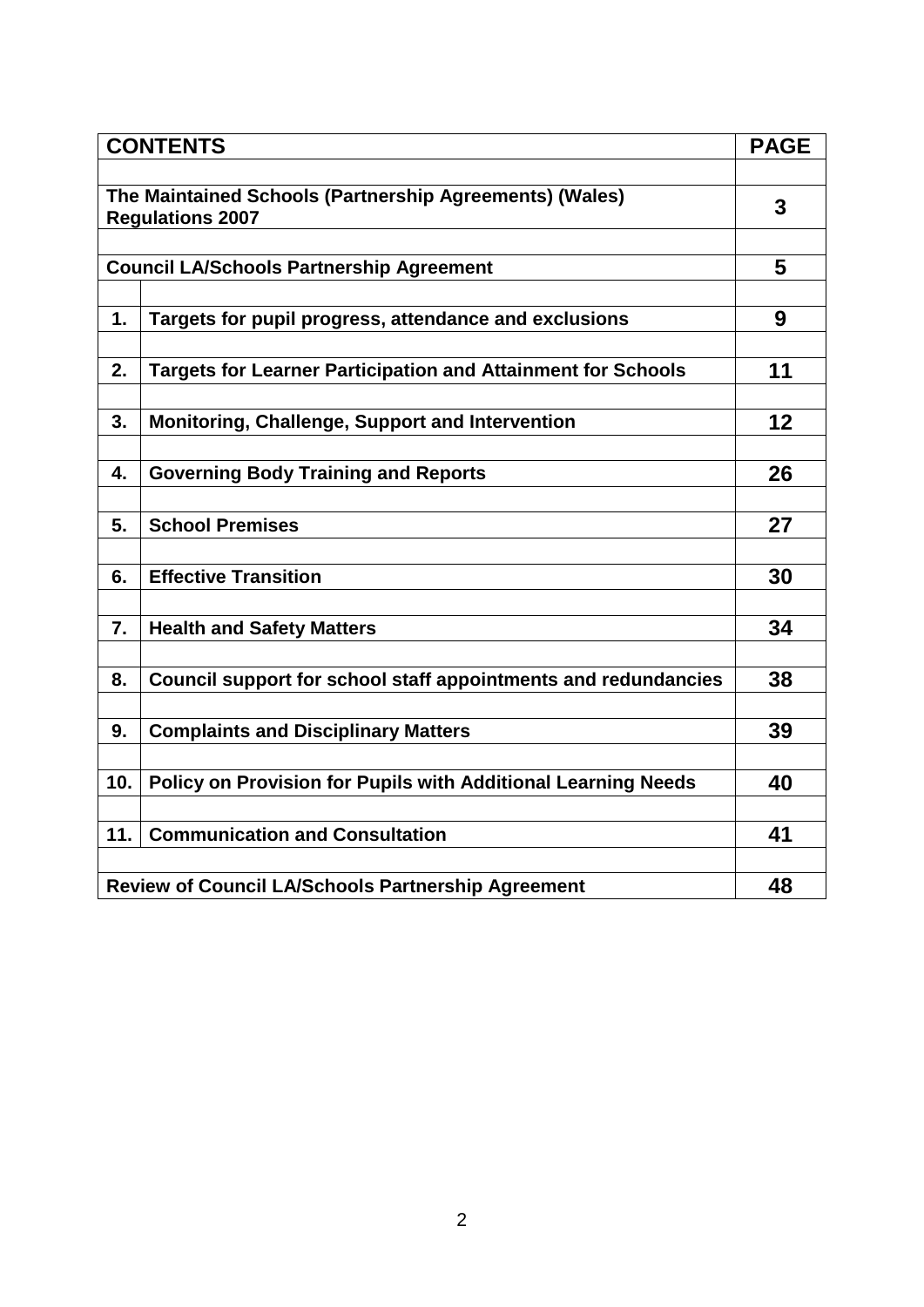| CONTENTS | | PAGE |
|---|---|---|
| **The Maintained Schools (Partnership Agreements) (Wales) Regulations 2007** | | **3** |
| **Council LA/Schools Partnership Agreement** | | **5** |
| **1.** | **Targets for pupil progress, attendance and exclusions** | **9** |
| **2.** | **Targets for Learner Participation and Attainment for Schools** | **11** |
| **3.** | **Monitoring, Challenge, Support and Intervention** | **12** |
| **4.** | **Governing Body Training and Reports** | **26** |
| **5.** | **School Premises** | **27** |
| **6.** | **Effective Transition** | **30** |
| **7.** | **Health and Safety Matters** | **34** |
| **8.** | **Council support for school staff appointments and redundancies** | **38** |
| **9.** | **Complaints and Disciplinary Matters** | **39** |
| **10.** | **Policy on Provision for Pupils with Additional Learning Needs** | **40** |
| **11.** | **Communication and Consultation** | **41** |
| **Review of Council LA/Schools Partnership Agreement** | | **48** |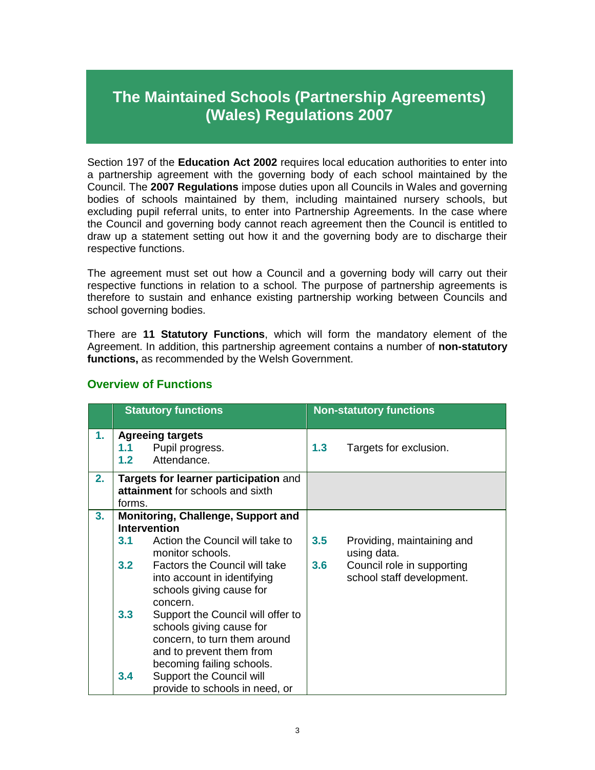# The Maintained Schools (Partnership Agreements) (Wales) Regulations 2007

Section 197 of the **Education Act 2002** requires local education authorities to enter into a partnership agreement with the governing body of each school maintained by the Council. The **2007 Regulations** impose duties upon all Councils in Wales and governing bodies of schools maintained by them, including maintained nursery schools, but excluding pupil referral units, to enter into Partnership Agreements. In the case where the Council and governing body cannot reach agreement then the Council is entitled to draw up a statement setting out how it and the governing body are to discharge their respective functions.

The agreement must set out how a Council and a governing body will carry out their respective functions in relation to a school. The purpose of partnership agreements is therefore to sustain and enhance existing partnership working between Councils and school governing bodies.

There are **11 Statutory Functions**, which will form the mandatory element of the Agreement. In addition, this partnership agreement contains a number of **non-statutory functions,** as recommended by the Welsh Government.

## Overview of Functions

| | Statutory functions | Non-statutory functions |
|---|---|---|
| **1.** | **Agreeing targets**<br>**1.1** Pupil progress.<br>**1.2** Attendance. | **1.3** Targets for exclusion. |
| **2.** | **Targets for learner participation** and **attainment** for schools and sixth forms. | |
| **3.** | **Monitoring, Challenge, Support and Intervention**<br>**3.1** Action the Council will take to monitor schools.<br>**3.2** Factors the Council will take into account in identifying schools giving cause for concern.<br>**3.3** Support the Council will offer to schools giving cause for concern, to turn them around and to prevent them from becoming failing schools.<br>**3.4** Support the Council will provide to schools in need, or | **3.5** Providing, maintaining and using data.<br>**3.6** Council role in supporting school staff development. |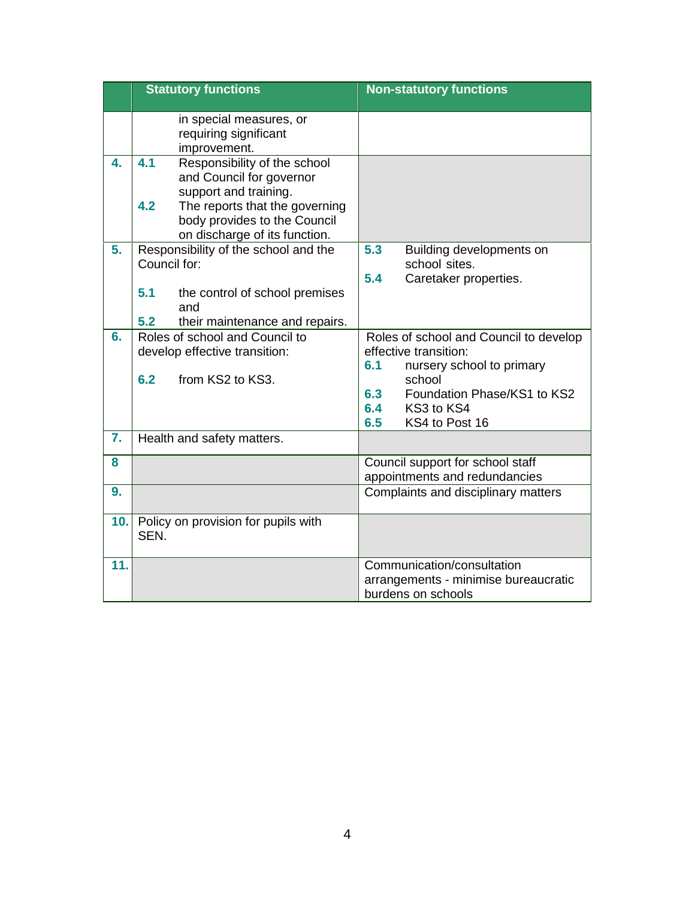| | Statutory functions | Non-statutory functions |
|---|---|---|
| | in special measures, or requiring significant improvement. | |
| **4.** | **4.1** Responsibility of the school and Council for governor support and training.<br>**4.2** The reports that the governing body provides to the Council on discharge of its function. | |
| **5.** | Responsibility of the school and the Council for:<br>**5.1** the control of school premises and<br>**5.2** their maintenance and repairs. | **5.3** Building developments on school sites.<br>**5.4** Caretaker properties. |
| **6.** | Roles of school and Council to develop effective transition:<br>**6.2** from KS2 to KS3. | Roles of school and Council to develop effective transition:<br>**6.1** nursery school to primary school<br>**6.3** Foundation Phase/KS1 to KS2<br>**6.4** KS3 to KS4<br>**6.5** KS4 to Post 16 |
| **7.** | Health and safety matters. | |
| **8** | | Council support for school staff appointments and redundancies |
| **9.** | | Complaints and disciplinary matters |
| **10.** | Policy on provision for pupils with SEN. | |
| **11.** | | Communication/consultation arrangements - minimise bureaucratic burdens on schools |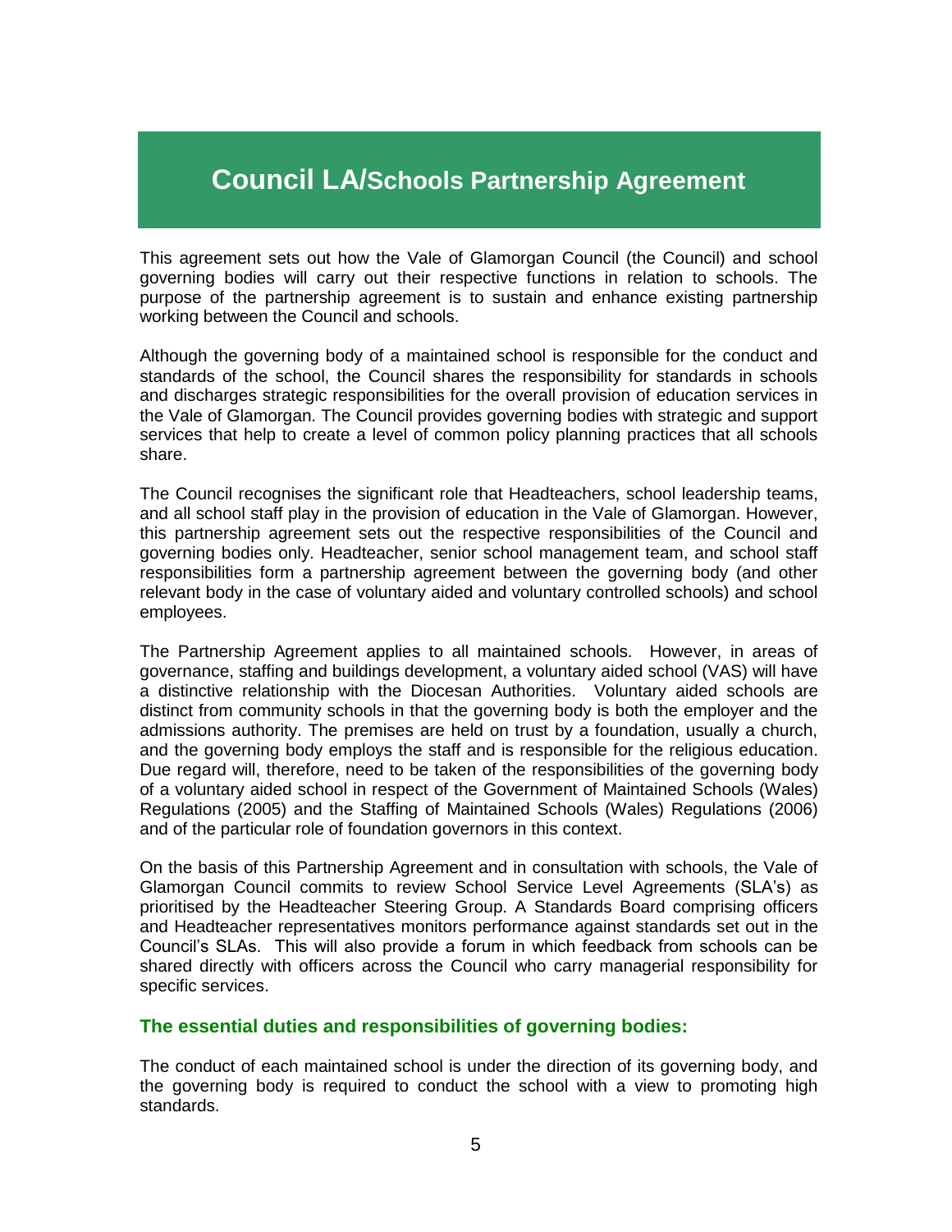# Council LA/Schools Partnership Agreement

This agreement sets out how the Vale of Glamorgan Council (the Council) and school governing bodies will carry out their respective functions in relation to schools. The purpose of the partnership agreement is to sustain and enhance existing partnership working between the Council and schools.

Although the governing body of a maintained school is responsible for the conduct and standards of the school, the Council shares the responsibility for standards in schools and discharges strategic responsibilities for the overall provision of education services in the Vale of Glamorgan. The Council provides governing bodies with strategic and support services that help to create a level of common policy planning practices that all schools share.

The Council recognises the significant role that Headteachers, school leadership teams, and all school staff play in the provision of education in the Vale of Glamorgan. However, this partnership agreement sets out the respective responsibilities of the Council and governing bodies only. Headteacher, senior school management team, and school staff responsibilities form a partnership agreement between the governing body (and other relevant body in the case of voluntary aided and voluntary controlled schools) and school employees.

The Partnership Agreement applies to all maintained schools. However, in areas of governance, staffing and buildings development, a voluntary aided school (VAS) will have a distinctive relationship with the Diocesan Authorities. Voluntary aided schools are distinct from community schools in that the governing body is both the employer and the admissions authority. The premises are held on trust by a foundation, usually a church, and the governing body employs the staff and is responsible for the religious education. Due regard will, therefore, need to be taken of the responsibilities of the governing body of a voluntary aided school in respect of the Government of Maintained Schools (Wales) Regulations (2005) and the Staffing of Maintained Schools (Wales) Regulations (2006) and of the particular role of foundation governors in this context.

On the basis of this Partnership Agreement and in consultation with schools, the Vale of Glamorgan Council commits to review School Service Level Agreements (SLA's) as prioritised by the Headteacher Steering Group. A Standards Board comprising officers and Headteacher representatives monitors performance against standards set out in the Council's SLAs. This will also provide a forum in which feedback from schools can be shared directly with officers across the Council who carry managerial responsibility for specific services.

### The essential duties and responsibilities of governing bodies:

The conduct of each maintained school is under the direction of its governing body, and the governing body is required to conduct the school with a view to promoting high standards.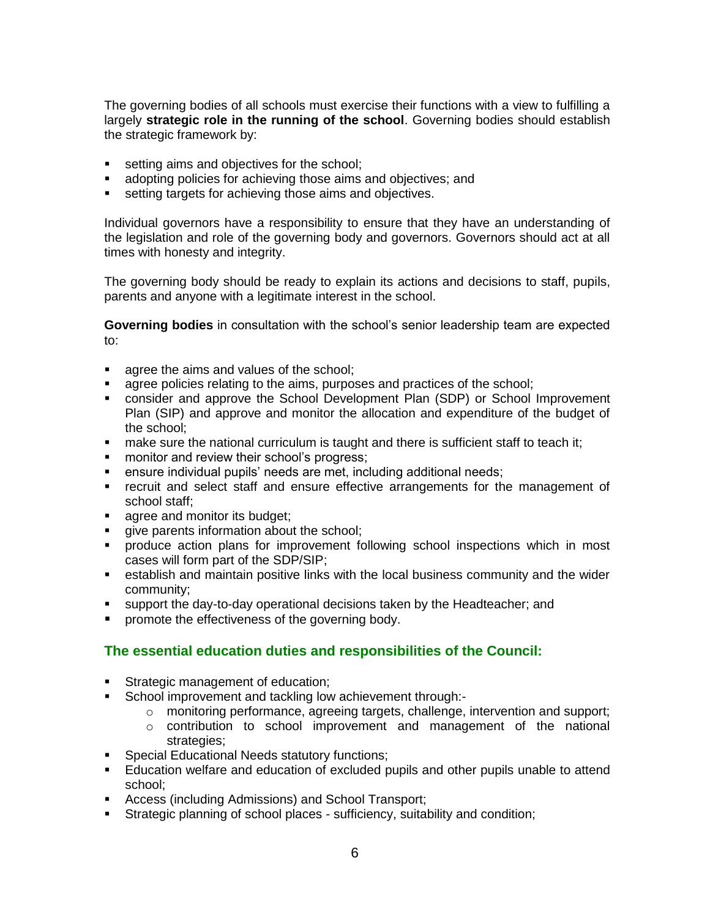The governing bodies of all schools must exercise their functions with a view to fulfilling a largely **strategic role in the running of the school**. Governing bodies should establish the strategic framework by:

- setting aims and objectives for the school;
- adopting policies for achieving those aims and objectives; and
- setting targets for achieving those aims and objectives.

Individual governors have a responsibility to ensure that they have an understanding of the legislation and role of the governing body and governors. Governors should act at all times with honesty and integrity.

The governing body should be ready to explain its actions and decisions to staff, pupils, parents and anyone with a legitimate interest in the school.

**Governing bodies** in consultation with the school's senior leadership team are expected to:

- agree the aims and values of the school;
- agree policies relating to the aims, purposes and practices of the school;
- consider and approve the School Development Plan (SDP) or School Improvement Plan (SIP) and approve and monitor the allocation and expenditure of the budget of the school;
- make sure the national curriculum is taught and there is sufficient staff to teach it;
- monitor and review their school's progress;
- ensure individual pupils' needs are met, including additional needs;
- recruit and select staff and ensure effective arrangements for the management of school staff;
- agree and monitor its budget;
- give parents information about the school;
- produce action plans for improvement following school inspections which in most cases will form part of the SDP/SIP;
- establish and maintain positive links with the local business community and the wider community;
- support the day-to-day operational decisions taken by the Headteacher; and
- promote the effectiveness of the governing body.

## The essential education duties and responsibilities of the Council:

- Strategic management of education;
- School improvement and tackling low achievement through:-
    - monitoring performance, agreeing targets, challenge, intervention and support;
    - contribution to school improvement and management of the national strategies;
- Special Educational Needs statutory functions;
- Education welfare and education of excluded pupils and other pupils unable to attend school;
- Access (including Admissions) and School Transport;
- Strategic planning of school places - sufficiency, suitability and condition;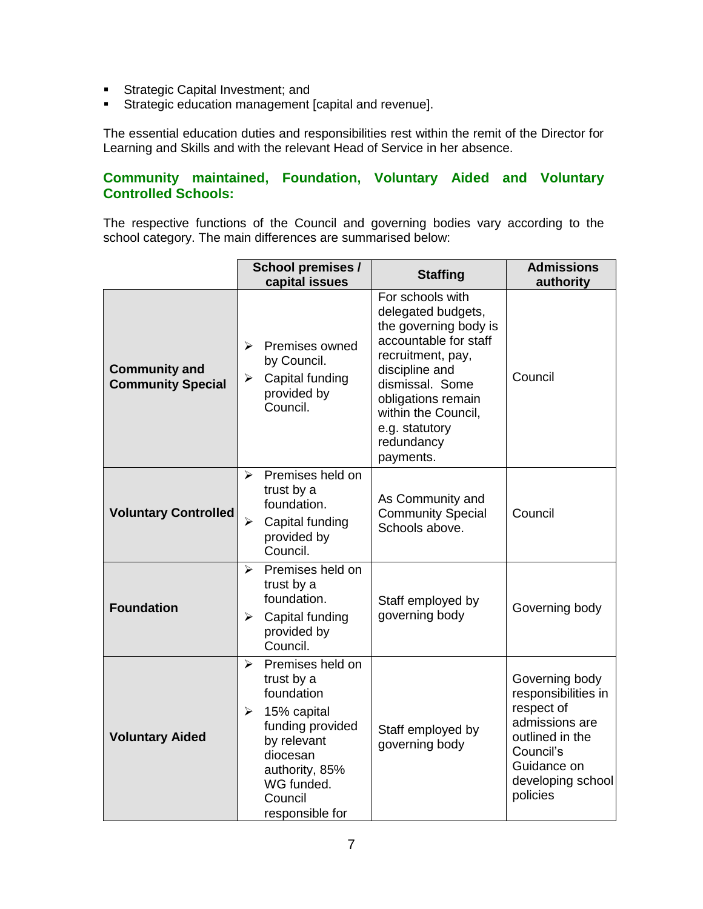- Strategic Capital Investment; and
- Strategic education management [capital and revenue].

The essential education duties and responsibilities rest within the remit of the Director for Learning and Skills and with the relevant Head of Service in her absence.

### Community maintained, Foundation, Voluntary Aided and Voluntary Controlled Schools:

The respective functions of the Council and governing bodies vary according to the school category. The main differences are summarised below:

| | School premises / capital issues | Staffing | Admissions authority |
|---|---|---|---|
| **Community and Community Special** | ➢ Premises owned by Council.<br>➢ Capital funding provided by Council. | For schools with delegated budgets, the governing body is accountable for staff recruitment, pay, discipline and dismissal. Some obligations remain within the Council, e.g. statutory redundancy payments. | Council |
| **Voluntary Controlled** | ➢ Premises held on trust by a foundation.<br>➢ Capital funding provided by Council. | As Community and Community Special Schools above. | Council |
| **Foundation** | ➢ Premises held on trust by a foundation.<br>➢ Capital funding provided by Council. | Staff employed by governing body | Governing body |
| **Voluntary Aided** | ➢ Premises held on trust by a foundation<br>➢ 15% capital funding provided by relevant diocesan authority, 85% WG funded. Council responsible for | Staff employed by governing body | Governing body responsibilities in respect of admissions are outlined in the Council's Guidance on developing school policies |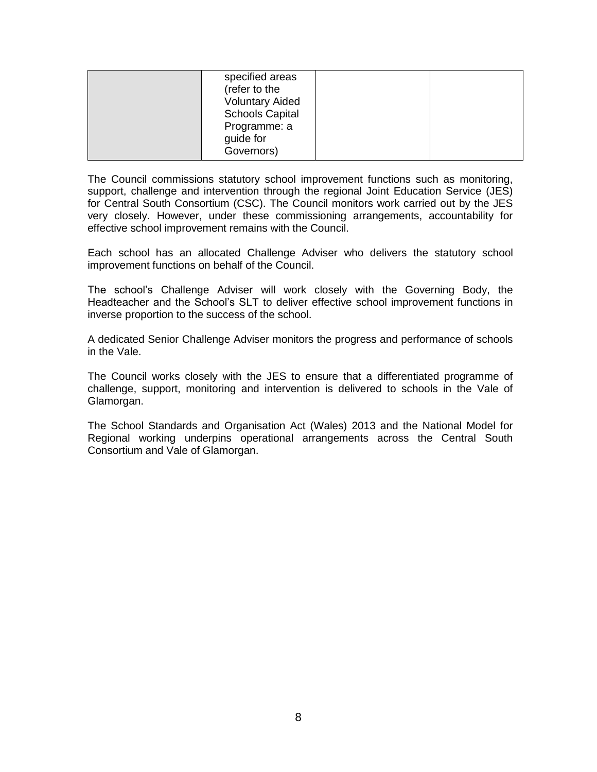| | | | |
|---|---|---|---|
| | specified areas (refer to the Voluntary Aided Schools Capital Programme: a guide for Governors) | | |

The Council commissions statutory school improvement functions such as monitoring, support, challenge and intervention through the regional Joint Education Service (JES) for Central South Consortium (CSC). The Council monitors work carried out by the JES very closely. However, under these commissioning arrangements, accountability for effective school improvement remains with the Council.

Each school has an allocated Challenge Adviser who delivers the statutory school improvement functions on behalf of the Council.

The school's Challenge Adviser will work closely with the Governing Body, the Headteacher and the School's SLT to deliver effective school improvement functions in inverse proportion to the success of the school.

A dedicated Senior Challenge Adviser monitors the progress and performance of schools in the Vale.

The Council works closely with the JES to ensure that a differentiated programme of challenge, support, monitoring and intervention is delivered to schools in the Vale of Glamorgan.

The School Standards and Organisation Act (Wales) 2013 and the National Model for Regional working underpins operational arrangements across the Central South Consortium and Vale of Glamorgan.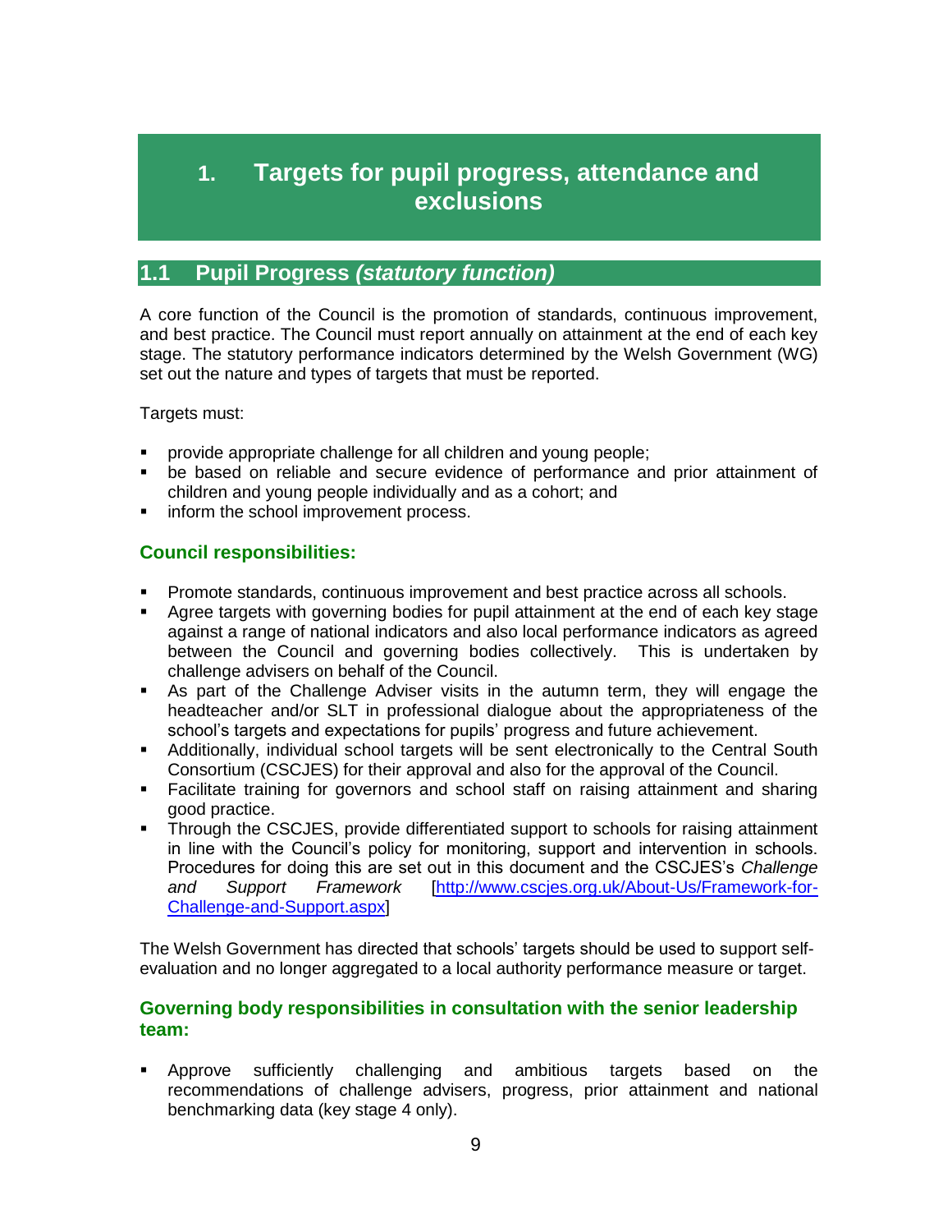# 1. Targets for pupil progress, attendance and exclusions

## 1.1 Pupil Progress *(statutory function)*

A core function of the Council is the promotion of standards, continuous improvement, and best practice. The Council must report annually on attainment at the end of each key stage. The statutory performance indicators determined by the Welsh Government (WG) set out the nature and types of targets that must be reported.

Targets must:

- provide appropriate challenge for all children and young people;
- be based on reliable and secure evidence of performance and prior attainment of children and young people individually and as a cohort; and
- inform the school improvement process.

### Council responsibilities:

- Promote standards, continuous improvement and best practice across all schools.
- Agree targets with governing bodies for pupil attainment at the end of each key stage against a range of national indicators and also local performance indicators as agreed between the Council and governing bodies collectively. This is undertaken by challenge advisers on behalf of the Council.
- As part of the Challenge Adviser visits in the autumn term, they will engage the headteacher and/or SLT in professional dialogue about the appropriateness of the school's targets and expectations for pupils' progress and future achievement.
- Additionally, individual school targets will be sent electronically to the Central South Consortium (CSCJES) for their approval and also for the approval of the Council.
- Facilitate training for governors and school staff on raising attainment and sharing good practice.
- Through the CSCJES, provide differentiated support to schools for raising attainment in line with the Council's policy for monitoring, support and intervention in schools. Procedures for doing this are set out in this document and the CSCJES's *Challenge and Support Framework* [http://www.cscjes.org.uk/About-Us/Framework-for-Challenge-and-Support.aspx]

The Welsh Government has directed that schools' targets should be used to support self-evaluation and no longer aggregated to a local authority performance measure or target.

### Governing body responsibilities in consultation with the senior leadership team:

- Approve sufficiently challenging and ambitious targets based on the recommendations of challenge advisers, progress, prior attainment and national benchmarking data (key stage 4 only).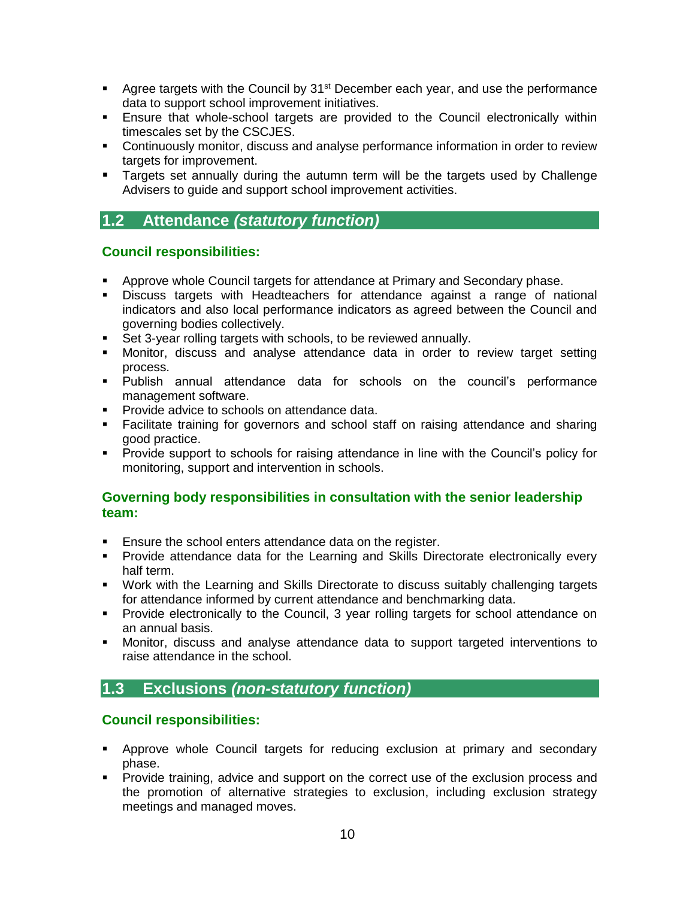- Agree targets with the Council by 31st December each year, and use the performance data to support school improvement initiatives.
- Ensure that whole-school targets are provided to the Council electronically within timescales set by the CSCJES.
- Continuously monitor, discuss and analyse performance information in order to review targets for improvement.
- Targets set annually during the autumn term will be the targets used by Challenge Advisers to guide and support school improvement activities.

## 1.2 Attendance *(statutory function)*

### Council responsibilities:

- Approve whole Council targets for attendance at Primary and Secondary phase.
- Discuss targets with Headteachers for attendance against a range of national indicators and also local performance indicators as agreed between the Council and governing bodies collectively.
- Set 3-year rolling targets with schools, to be reviewed annually.
- Monitor, discuss and analyse attendance data in order to review target setting process.
- Publish annual attendance data for schools on the council's performance management software.
- Provide advice to schools on attendance data.
- Facilitate training for governors and school staff on raising attendance and sharing good practice.
- Provide support to schools for raising attendance in line with the Council's policy for monitoring, support and intervention in schools.

### Governing body responsibilities in consultation with the senior leadership team:

- Ensure the school enters attendance data on the register.
- Provide attendance data for the Learning and Skills Directorate electronically every half term.
- Work with the Learning and Skills Directorate to discuss suitably challenging targets for attendance informed by current attendance and benchmarking data.
- Provide electronically to the Council, 3 year rolling targets for school attendance on an annual basis.
- Monitor, discuss and analyse attendance data to support targeted interventions to raise attendance in the school.

## 1.3 Exclusions *(non-statutory function)*

### Council responsibilities:

- Approve whole Council targets for reducing exclusion at primary and secondary phase.
- Provide training, advice and support on the correct use of the exclusion process and the promotion of alternative strategies to exclusion, including exclusion strategy meetings and managed moves.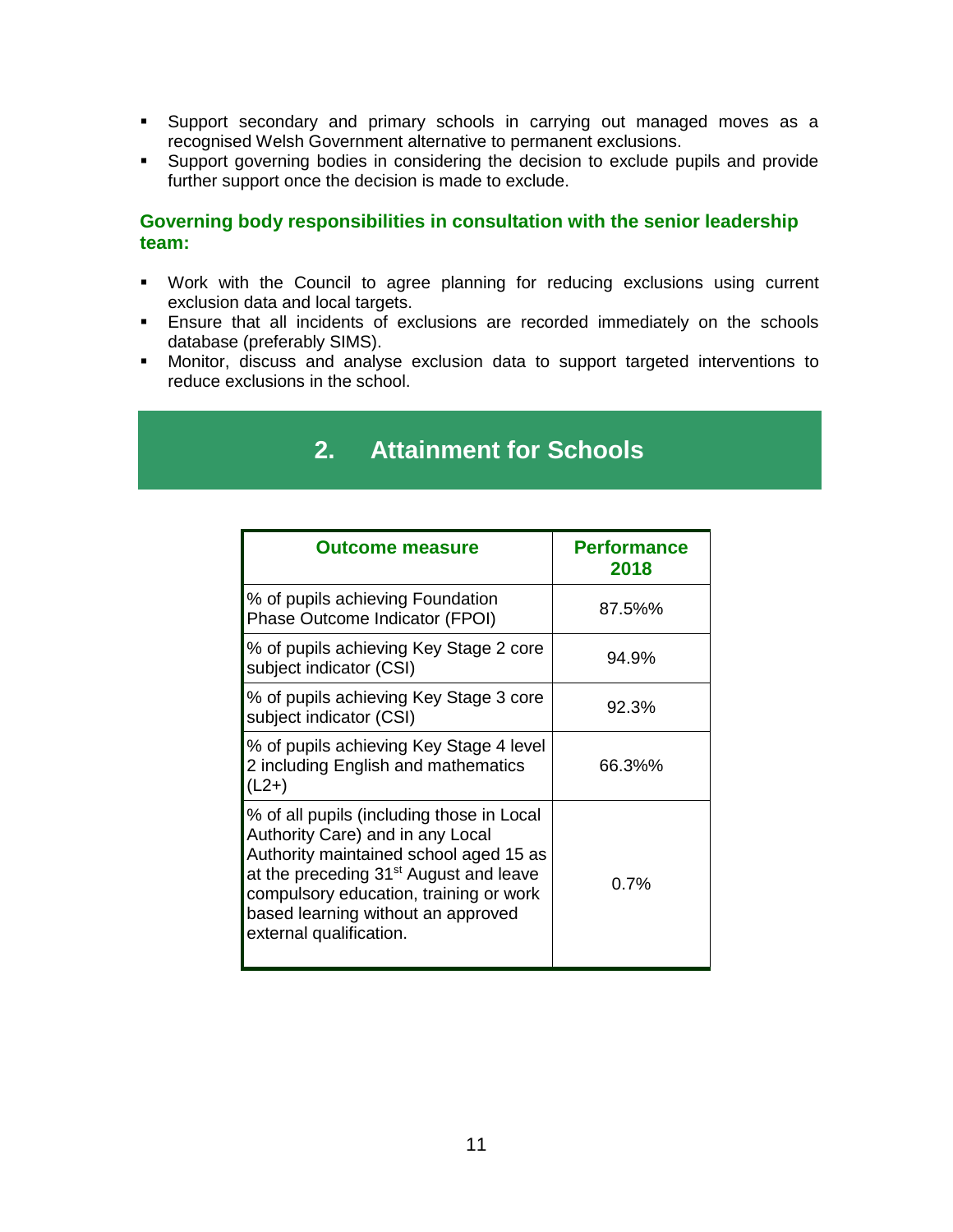- Support secondary and primary schools in carrying out managed moves as a recognised Welsh Government alternative to permanent exclusions.
- Support governing bodies in considering the decision to exclude pupils and provide further support once the decision is made to exclude.

**Governing body responsibilities in consultation with the senior leadership team:**

- Work with the Council to agree planning for reducing exclusions using current exclusion data and local targets.
- Ensure that all incidents of exclusions are recorded immediately on the schools database (preferably SIMS).
- Monitor, discuss and analyse exclusion data to support targeted interventions to reduce exclusions in the school.

## 2. Attainment for Schools

| Outcome measure | Performance 2018 |
| --- | --- |
| % of pupils achieving Foundation Phase Outcome Indicator (FPOI) | 87.5%% |
| % of pupils achieving Key Stage 2 core subject indicator (CSI) | 94.9% |
| % of pupils achieving Key Stage 3 core subject indicator (CSI) | 92.3% |
| % of pupils achieving Key Stage 4 level 2 including English and mathematics (L2+) | 66.3%% |
| % of all pupils (including those in Local Authority Care) and in any Local Authority maintained school aged 15 as at the preceding 31st August and leave compulsory education, training or work based learning without an approved external qualification. | 0.7% |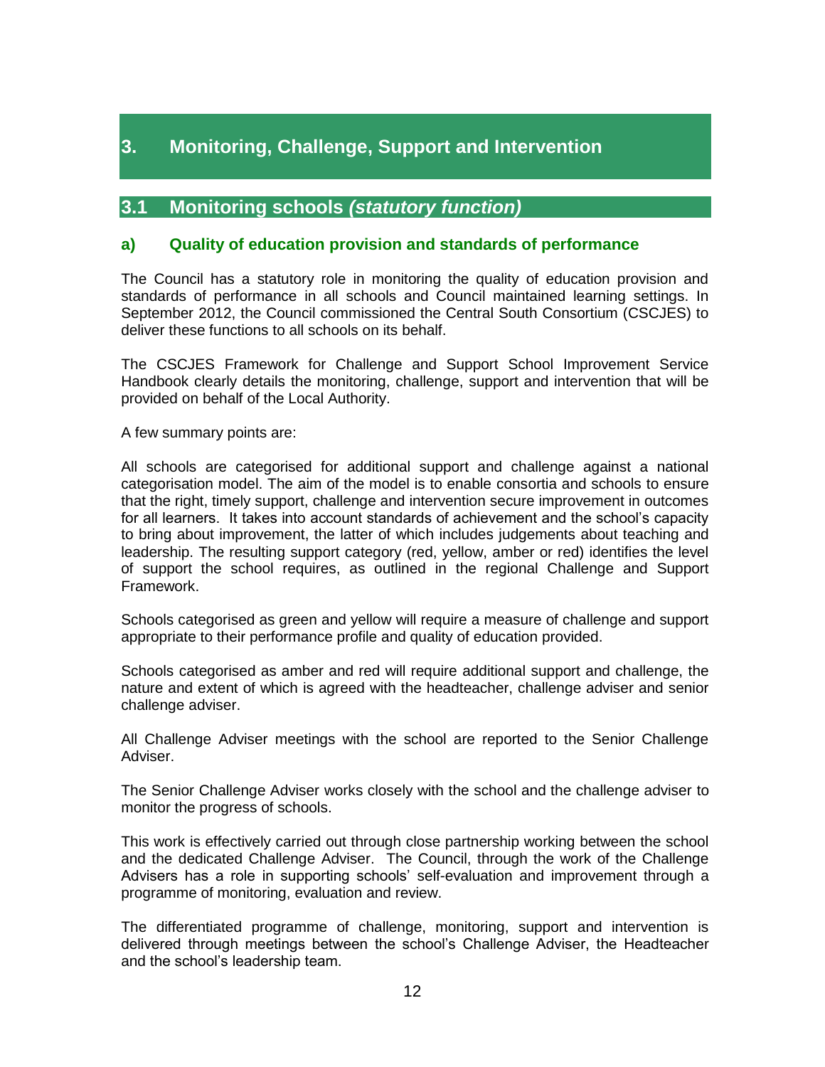# 3. Monitoring, Challenge, Support and Intervention

## 3.1 Monitoring schools *(statutory function)*

### a) Quality of education provision and standards of performance

The Council has a statutory role in monitoring the quality of education provision and standards of performance in all schools and Council maintained learning settings. In September 2012, the Council commissioned the Central South Consortium (CSCJES) to deliver these functions to all schools on its behalf.

The CSCJES Framework for Challenge and Support School Improvement Service Handbook clearly details the monitoring, challenge, support and intervention that will be provided on behalf of the Local Authority.

A few summary points are:

All schools are categorised for additional support and challenge against a national categorisation model. The aim of the model is to enable consortia and schools to ensure that the right, timely support, challenge and intervention secure improvement in outcomes for all learners. It takes into account standards of achievement and the school's capacity to bring about improvement, the latter of which includes judgements about teaching and leadership. The resulting support category (red, yellow, amber or red) identifies the level of support the school requires, as outlined in the regional Challenge and Support Framework.

Schools categorised as green and yellow will require a measure of challenge and support appropriate to their performance profile and quality of education provided.

Schools categorised as amber and red will require additional support and challenge, the nature and extent of which is agreed with the headteacher, challenge adviser and senior challenge adviser.

All Challenge Adviser meetings with the school are reported to the Senior Challenge Adviser.

The Senior Challenge Adviser works closely with the school and the challenge adviser to monitor the progress of schools.

This work is effectively carried out through close partnership working between the school and the dedicated Challenge Adviser. The Council, through the work of the Challenge Advisers has a role in supporting schools' self-evaluation and improvement through a programme of monitoring, evaluation and review.

The differentiated programme of challenge, monitoring, support and intervention is delivered through meetings between the school's Challenge Adviser, the Headteacher and the school's leadership team.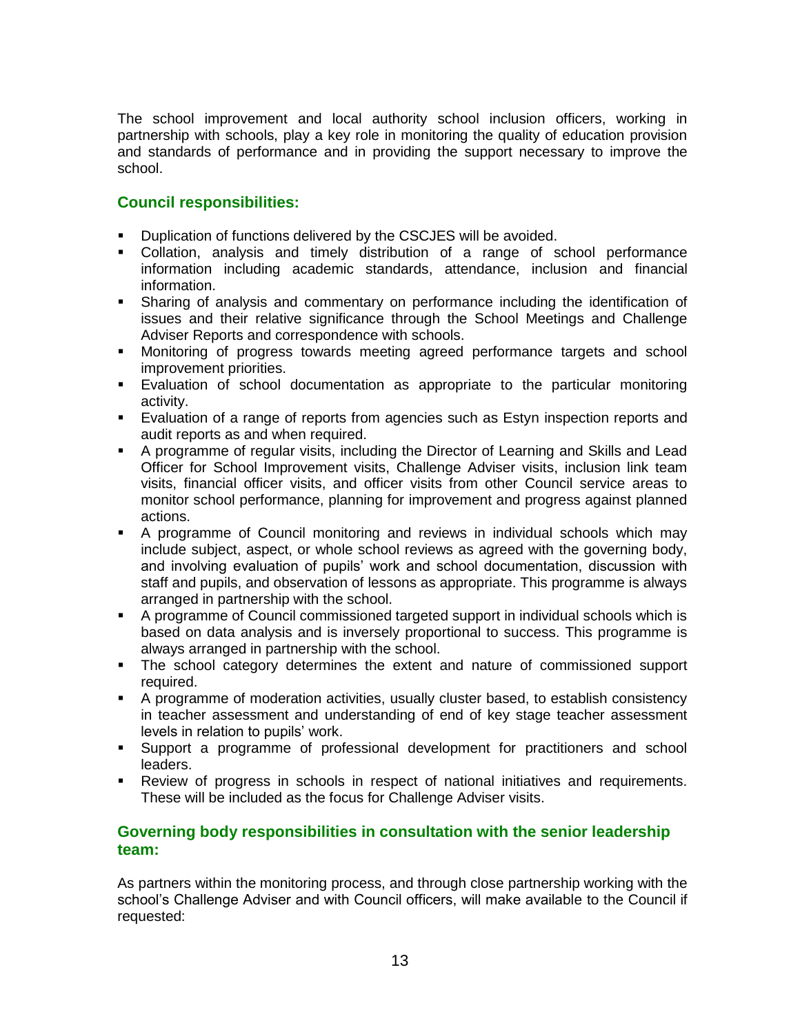The school improvement and local authority school inclusion officers, working in partnership with schools, play a key role in monitoring the quality of education provision and standards of performance and in providing the support necessary to improve the school.

### Council responsibilities:

- Duplication of functions delivered by the CSCJES will be avoided.
- Collation, analysis and timely distribution of a range of school performance information including academic standards, attendance, inclusion and financial information.
- Sharing of analysis and commentary on performance including the identification of issues and their relative significance through the School Meetings and Challenge Adviser Reports and correspondence with schools.
- Monitoring of progress towards meeting agreed performance targets and school improvement priorities.
- Evaluation of school documentation as appropriate to the particular monitoring activity.
- Evaluation of a range of reports from agencies such as Estyn inspection reports and audit reports as and when required.
- A programme of regular visits, including the Director of Learning and Skills and Lead Officer for School Improvement visits, Challenge Adviser visits, inclusion link team visits, financial officer visits, and officer visits from other Council service areas to monitor school performance, planning for improvement and progress against planned actions.
- A programme of Council monitoring and reviews in individual schools which may include subject, aspect, or whole school reviews as agreed with the governing body, and involving evaluation of pupils' work and school documentation, discussion with staff and pupils, and observation of lessons as appropriate. This programme is always arranged in partnership with the school.
- A programme of Council commissioned targeted support in individual schools which is based on data analysis and is inversely proportional to success. This programme is always arranged in partnership with the school.
- The school category determines the extent and nature of commissioned support required.
- A programme of moderation activities, usually cluster based, to establish consistency in teacher assessment and understanding of end of key stage teacher assessment levels in relation to pupils' work.
- Support a programme of professional development for practitioners and school leaders.
- Review of progress in schools in respect of national initiatives and requirements. These will be included as the focus for Challenge Adviser visits.

### Governing body responsibilities in consultation with the senior leadership team:

As partners within the monitoring process, and through close partnership working with the school's Challenge Adviser and with Council officers, will make available to the Council if requested: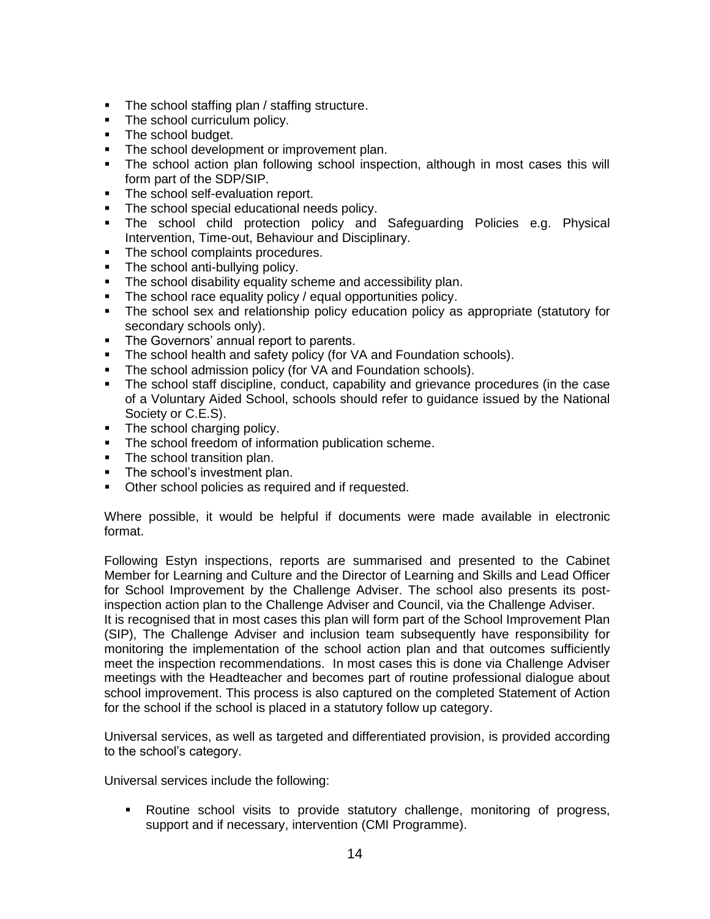- The school staffing plan / staffing structure.
- The school curriculum policy.
- The school budget.
- The school development or improvement plan.
- The school action plan following school inspection, although in most cases this will form part of the SDP/SIP.
- The school self-evaluation report.
- The school special educational needs policy.
- The school child protection policy and Safeguarding Policies e.g. Physical Intervention, Time-out, Behaviour and Disciplinary.
- The school complaints procedures.
- The school anti-bullying policy.
- The school disability equality scheme and accessibility plan.
- The school race equality policy / equal opportunities policy.
- The school sex and relationship policy education policy as appropriate (statutory for secondary schools only).
- The Governors' annual report to parents.
- The school health and safety policy (for VA and Foundation schools).
- The school admission policy (for VA and Foundation schools).
- The school staff discipline, conduct, capability and grievance procedures (in the case of a Voluntary Aided School, schools should refer to guidance issued by the National Society or C.E.S).
- The school charging policy.
- The school freedom of information publication scheme.
- The school transition plan.
- The school's investment plan.
- Other school policies as required and if requested.

Where possible, it would be helpful if documents were made available in electronic format.

Following Estyn inspections, reports are summarised and presented to the Cabinet Member for Learning and Culture and the Director of Learning and Skills and Lead Officer for School Improvement by the Challenge Adviser. The school also presents its post-inspection action plan to the Challenge Adviser and Council, via the Challenge Adviser.
It is recognised that in most cases this plan will form part of the School Improvement Plan (SIP), The Challenge Adviser and inclusion team subsequently have responsibility for monitoring the implementation of the school action plan and that outcomes sufficiently meet the inspection recommendations. In most cases this is done via Challenge Adviser meetings with the Headteacher and becomes part of routine professional dialogue about school improvement. This process is also captured on the completed Statement of Action for the school if the school is placed in a statutory follow up category.

Universal services, as well as targeted and differentiated provision, is provided according to the school's category.

Universal services include the following:

- Routine school visits to provide statutory challenge, monitoring of progress, support and if necessary, intervention (CMI Programme).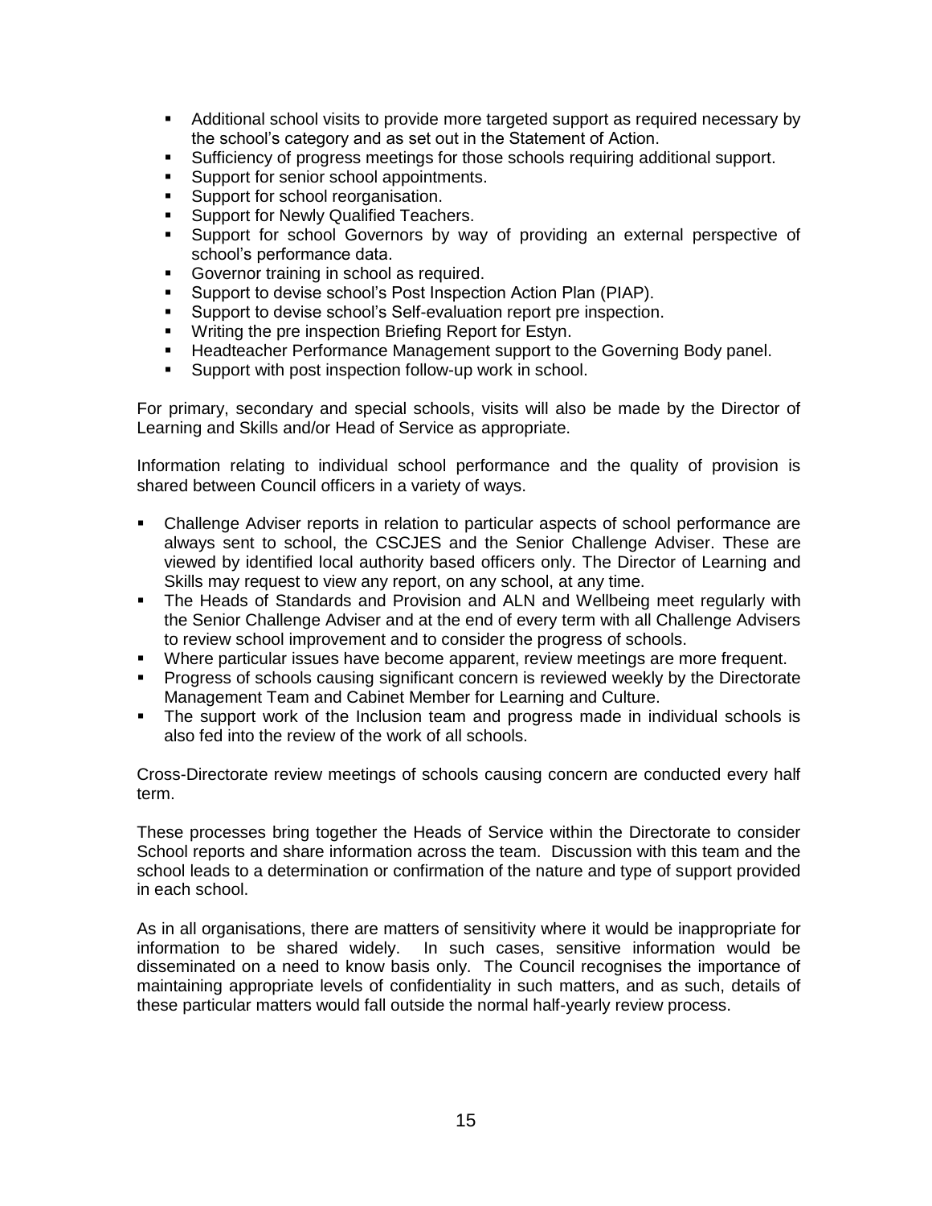- Additional school visits to provide more targeted support as required necessary by the school's category and as set out in the Statement of Action.
- Sufficiency of progress meetings for those schools requiring additional support.
- Support for senior school appointments.
- Support for school reorganisation.
- Support for Newly Qualified Teachers.
- Support for school Governors by way of providing an external perspective of school's performance data.
- Governor training in school as required.
- Support to devise school's Post Inspection Action Plan (PIAP).
- Support to devise school's Self-evaluation report pre inspection.
- Writing the pre inspection Briefing Report for Estyn.
- Headteacher Performance Management support to the Governing Body panel.
- Support with post inspection follow-up work in school.

For primary, secondary and special schools, visits will also be made by the Director of Learning and Skills and/or Head of Service as appropriate.

Information relating to individual school performance and the quality of provision is shared between Council officers in a variety of ways.

- Challenge Adviser reports in relation to particular aspects of school performance are always sent to school, the CSCJES and the Senior Challenge Adviser. These are viewed by identified local authority based officers only. The Director of Learning and Skills may request to view any report, on any school, at any time.
- The Heads of Standards and Provision and ALN and Wellbeing meet regularly with the Senior Challenge Adviser and at the end of every term with all Challenge Advisers to review school improvement and to consider the progress of schools.
- Where particular issues have become apparent, review meetings are more frequent.
- Progress of schools causing significant concern is reviewed weekly by the Directorate Management Team and Cabinet Member for Learning and Culture.
- The support work of the Inclusion team and progress made in individual schools is also fed into the review of the work of all schools.

Cross-Directorate review meetings of schools causing concern are conducted every half term.

These processes bring together the Heads of Service within the Directorate to consider School reports and share information across the team. Discussion with this team and the school leads to a determination or confirmation of the nature and type of support provided in each school.

As in all organisations, there are matters of sensitivity where it would be inappropriate for information to be shared widely. In such cases, sensitive information would be disseminated on a need to know basis only. The Council recognises the importance of maintaining appropriate levels of confidentiality in such matters, and as such, details of these particular matters would fall outside the normal half-yearly review process.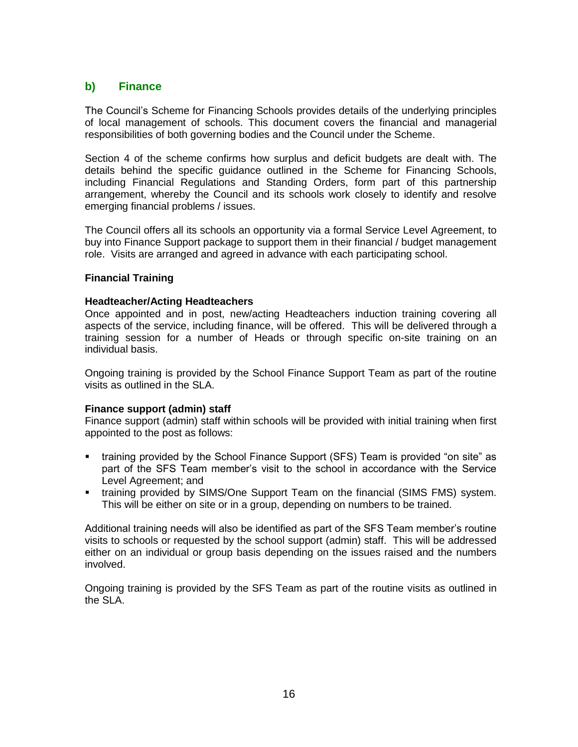## b) Finance

The Council's Scheme for Financing Schools provides details of the underlying principles of local management of schools. This document covers the financial and managerial responsibilities of both governing bodies and the Council under the Scheme.

Section 4 of the scheme confirms how surplus and deficit budgets are dealt with. The details behind the specific guidance outlined in the Scheme for Financing Schools, including Financial Regulations and Standing Orders, form part of this partnership arrangement, whereby the Council and its schools work closely to identify and resolve emerging financial problems / issues.

The Council offers all its schools an opportunity via a formal Service Level Agreement, to buy into Finance Support package to support them in their financial / budget management role. Visits are arranged and agreed in advance with each participating school.

**Financial Training**

**Headteacher/Acting Headteachers**

Once appointed and in post, new/acting Headteachers induction training covering all aspects of the service, including finance, will be offered. This will be delivered through a training session for a number of Heads or through specific on-site training on an individual basis.

Ongoing training is provided by the School Finance Support Team as part of the routine visits as outlined in the SLA.

**Finance support (admin) staff**

Finance support (admin) staff within schools will be provided with initial training when first appointed to the post as follows:

- training provided by the School Finance Support (SFS) Team is provided "on site" as part of the SFS Team member's visit to the school in accordance with the Service Level Agreement; and
- training provided by SIMS/One Support Team on the financial (SIMS FMS) system. This will be either on site or in a group, depending on numbers to be trained.

Additional training needs will also be identified as part of the SFS Team member's routine visits to schools or requested by the school support (admin) staff. This will be addressed either on an individual or group basis depending on the issues raised and the numbers involved.

Ongoing training is provided by the SFS Team as part of the routine visits as outlined in the SLA.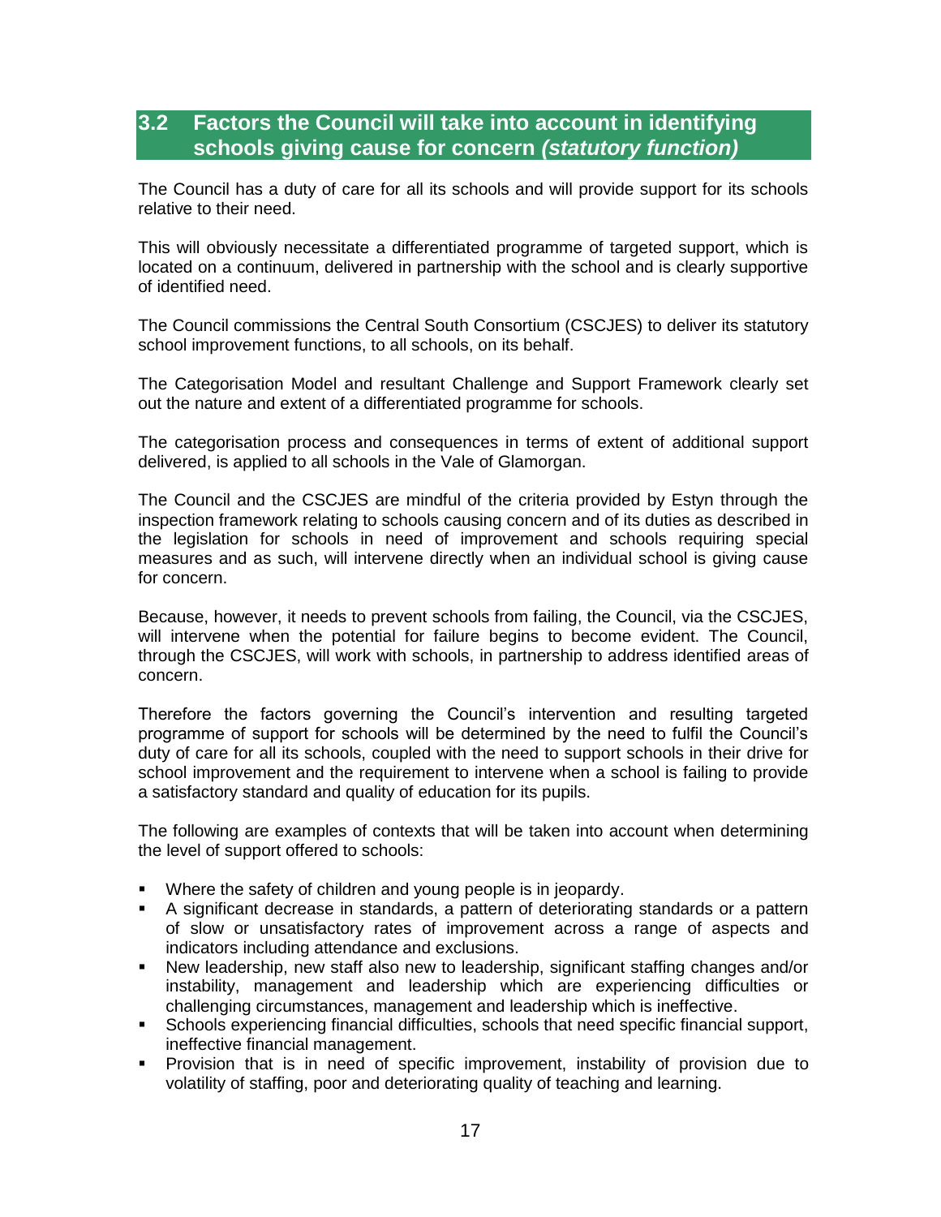## 3.2 Factors the Council will take into account in identifying schools giving cause for concern *(statutory function)*

The Council has a duty of care for all its schools and will provide support for its schools relative to their need.

This will obviously necessitate a differentiated programme of targeted support, which is located on a continuum, delivered in partnership with the school and is clearly supportive of identified need.

The Council commissions the Central South Consortium (CSCJES) to deliver its statutory school improvement functions, to all schools, on its behalf.

The Categorisation Model and resultant Challenge and Support Framework clearly set out the nature and extent of a differentiated programme for schools.

The categorisation process and consequences in terms of extent of additional support delivered, is applied to all schools in the Vale of Glamorgan.

The Council and the CSCJES are mindful of the criteria provided by Estyn through the inspection framework relating to schools causing concern and of its duties as described in the legislation for schools in need of improvement and schools requiring special measures and as such, will intervene directly when an individual school is giving cause for concern.

Because, however, it needs to prevent schools from failing, the Council, via the CSCJES, will intervene when the potential for failure begins to become evident. The Council, through the CSCJES, will work with schools, in partnership to address identified areas of concern.

Therefore the factors governing the Council's intervention and resulting targeted programme of support for schools will be determined by the need to fulfil the Council's duty of care for all its schools, coupled with the need to support schools in their drive for school improvement and the requirement to intervene when a school is failing to provide a satisfactory standard and quality of education for its pupils.

The following are examples of contexts that will be taken into account when determining the level of support offered to schools:

- Where the safety of children and young people is in jeopardy.
- A significant decrease in standards, a pattern of deteriorating standards or a pattern of slow or unsatisfactory rates of improvement across a range of aspects and indicators including attendance and exclusions.
- New leadership, new staff also new to leadership, significant staffing changes and/or instability, management and leadership which are experiencing difficulties or challenging circumstances, management and leadership which is ineffective.
- Schools experiencing financial difficulties, schools that need specific financial support, ineffective financial management.
- Provision that is in need of specific improvement, instability of provision due to volatility of staffing, poor and deteriorating quality of teaching and learning.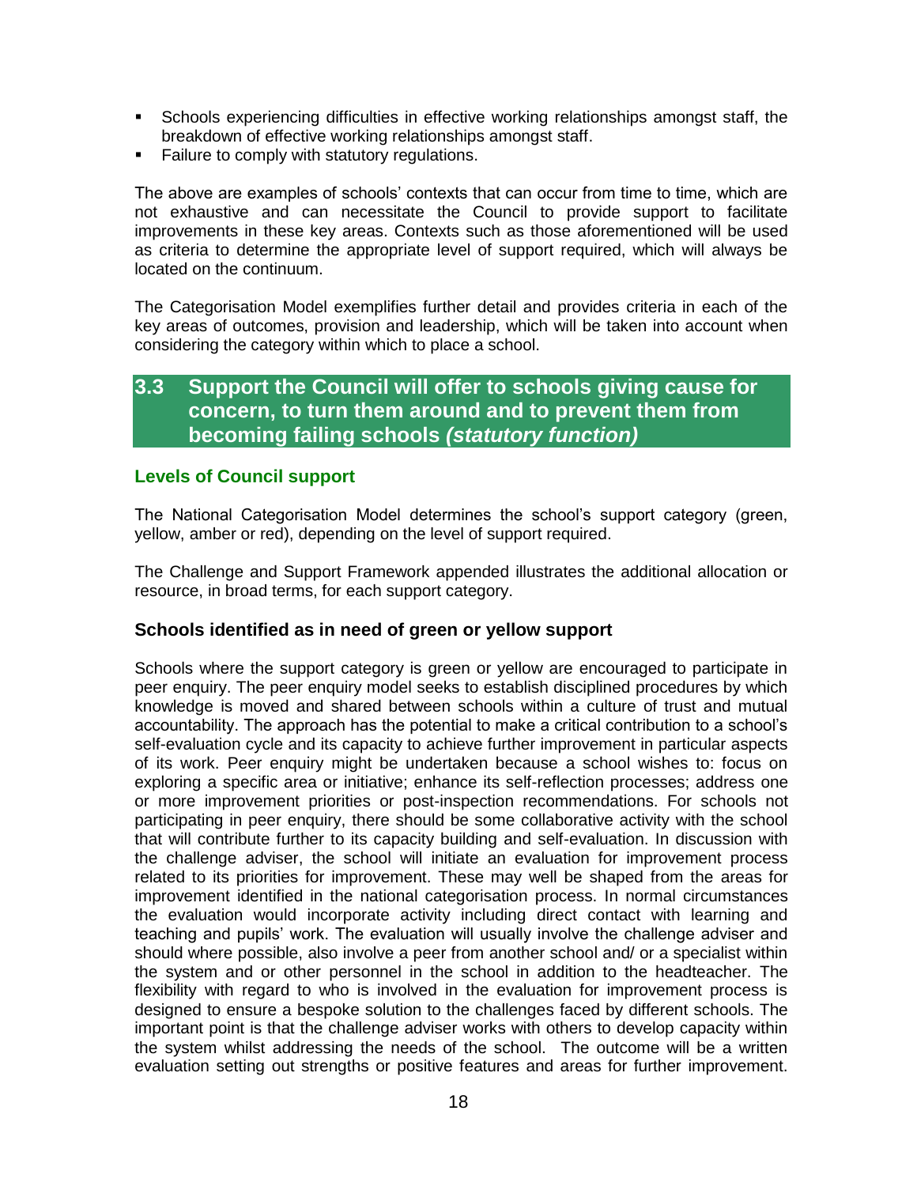- Schools experiencing difficulties in effective working relationships amongst staff, the breakdown of effective working relationships amongst staff.
- Failure to comply with statutory regulations.

The above are examples of schools' contexts that can occur from time to time, which are not exhaustive and can necessitate the Council to provide support to facilitate improvements in these key areas. Contexts such as those aforementioned will be used as criteria to determine the appropriate level of support required, which will always be located on the continuum.

The Categorisation Model exemplifies further detail and provides criteria in each of the key areas of outcomes, provision and leadership, which will be taken into account when considering the category within which to place a school.

## 3.3 Support the Council will offer to schools giving cause for concern, to turn them around and to prevent them from becoming failing schools *(statutory function)*

### Levels of Council support

The National Categorisation Model determines the school's support category (green, yellow, amber or red), depending on the level of support required.

The Challenge and Support Framework appended illustrates the additional allocation or resource, in broad terms, for each support category.

### Schools identified as in need of green or yellow support

Schools where the support category is green or yellow are encouraged to participate in peer enquiry. The peer enquiry model seeks to establish disciplined procedures by which knowledge is moved and shared between schools within a culture of trust and mutual accountability. The approach has the potential to make a critical contribution to a school's self-evaluation cycle and its capacity to achieve further improvement in particular aspects of its work. Peer enquiry might be undertaken because a school wishes to: focus on exploring a specific area or initiative; enhance its self-reflection processes; address one or more improvement priorities or post-inspection recommendations. For schools not participating in peer enquiry, there should be some collaborative activity with the school that will contribute further to its capacity building and self-evaluation. In discussion with the challenge adviser, the school will initiate an evaluation for improvement process related to its priorities for improvement. These may well be shaped from the areas for improvement identified in the national categorisation process. In normal circumstances the evaluation would incorporate activity including direct contact with learning and teaching and pupils' work. The evaluation will usually involve the challenge adviser and should where possible, also involve a peer from another school and/ or a specialist within the system and or other personnel in the school in addition to the headteacher. The flexibility with regard to who is involved in the evaluation for improvement process is designed to ensure a bespoke solution to the challenges faced by different schools. The important point is that the challenge adviser works with others to develop capacity within the system whilst addressing the needs of the school. The outcome will be a written evaluation setting out strengths or positive features and areas for further improvement.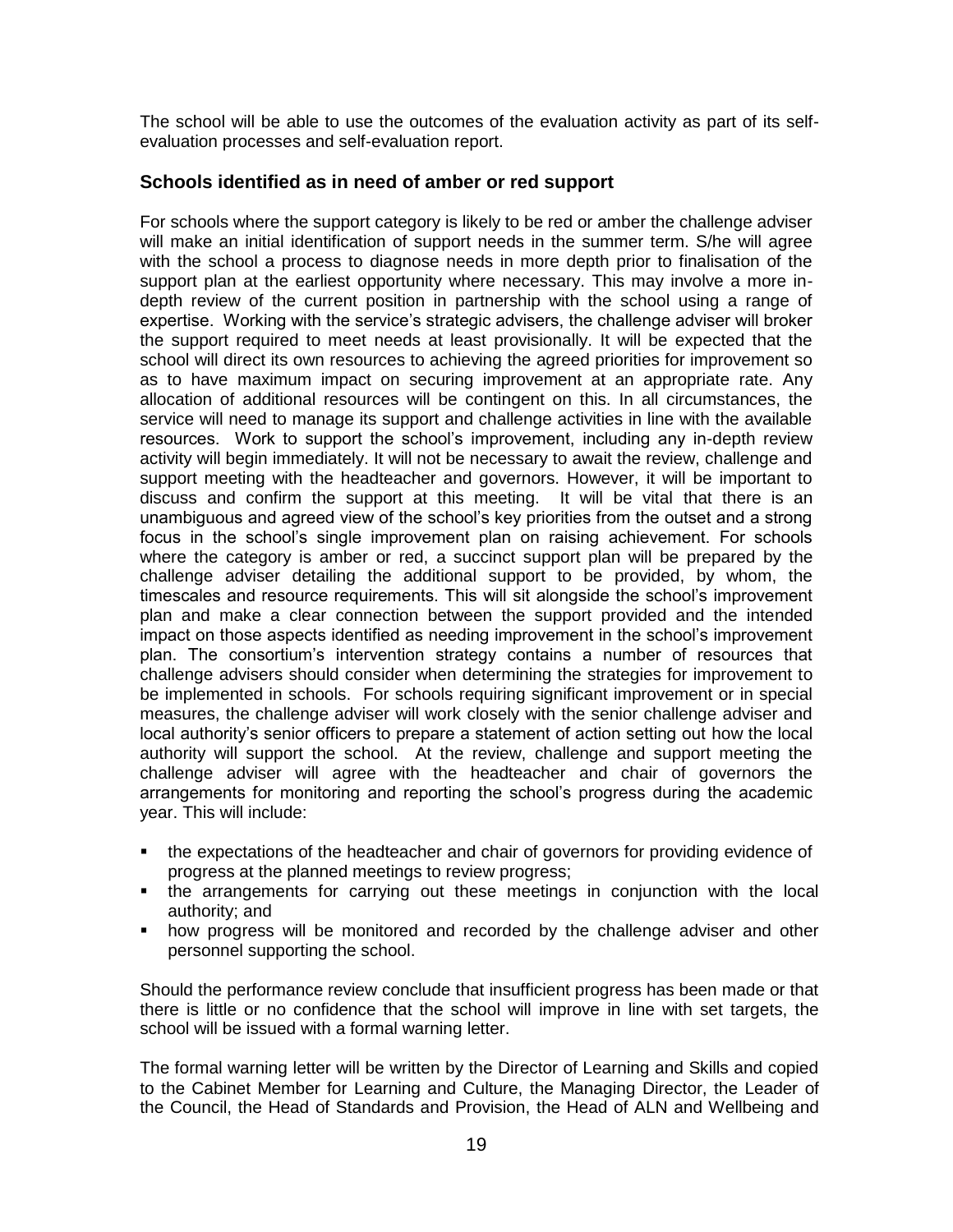The school will be able to use the outcomes of the evaluation activity as part of its self-evaluation processes and self-evaluation report.

## Schools identified as in need of amber or red support

For schools where the support category is likely to be red or amber the challenge adviser will make an initial identification of support needs in the summer term. S/he will agree with the school a process to diagnose needs in more depth prior to finalisation of the support plan at the earliest opportunity where necessary. This may involve a more in-depth review of the current position in partnership with the school using a range of expertise. Working with the service's strategic advisers, the challenge adviser will broker the support required to meet needs at least provisionally. It will be expected that the school will direct its own resources to achieving the agreed priorities for improvement so as to have maximum impact on securing improvement at an appropriate rate. Any allocation of additional resources will be contingent on this. In all circumstances, the service will need to manage its support and challenge activities in line with the available resources. Work to support the school's improvement, including any in-depth review activity will begin immediately. It will not be necessary to await the review, challenge and support meeting with the headteacher and governors. However, it will be important to discuss and confirm the support at this meeting. It will be vital that there is an unambiguous and agreed view of the school's key priorities from the outset and a strong focus in the school's single improvement plan on raising achievement. For schools where the category is amber or red, a succinct support plan will be prepared by the challenge adviser detailing the additional support to be provided, by whom, the timescales and resource requirements. This will sit alongside the school's improvement plan and make a clear connection between the support provided and the intended impact on those aspects identified as needing improvement in the school's improvement plan. The consortium's intervention strategy contains a number of resources that challenge advisers should consider when determining the strategies for improvement to be implemented in schools. For schools requiring significant improvement or in special measures, the challenge adviser will work closely with the senior challenge adviser and local authority's senior officers to prepare a statement of action setting out how the local authority will support the school. At the review, challenge and support meeting the challenge adviser will agree with the headteacher and chair of governors the arrangements for monitoring and reporting the school's progress during the academic year. This will include:

- the expectations of the headteacher and chair of governors for providing evidence of progress at the planned meetings to review progress;
- the arrangements for carrying out these meetings in conjunction with the local authority; and
- how progress will be monitored and recorded by the challenge adviser and other personnel supporting the school.

Should the performance review conclude that insufficient progress has been made or that there is little or no confidence that the school will improve in line with set targets, the school will be issued with a formal warning letter.

The formal warning letter will be written by the Director of Learning and Skills and copied to the Cabinet Member for Learning and Culture, the Managing Director, the Leader of the Council, the Head of Standards and Provision, the Head of ALN and Wellbeing and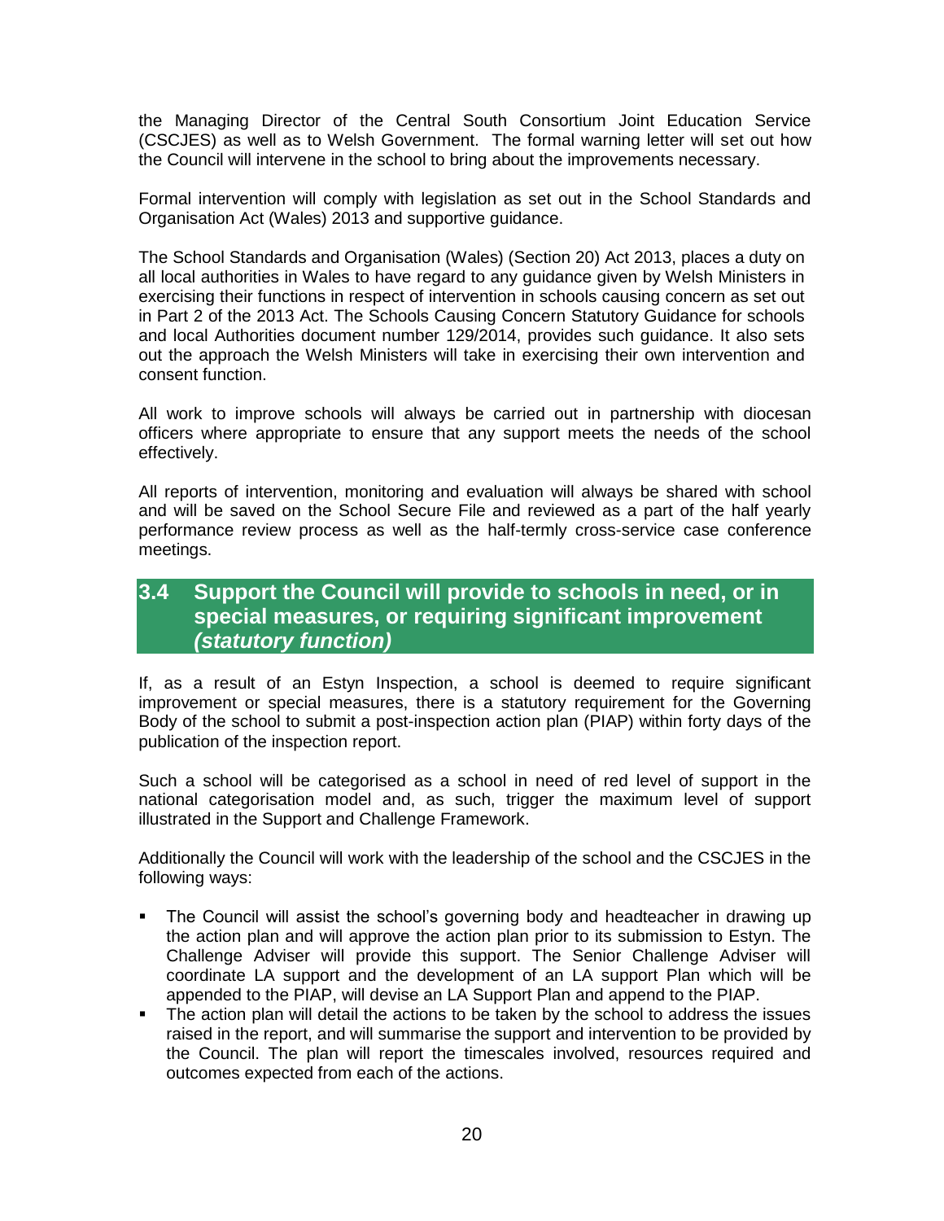the Managing Director of the Central South Consortium Joint Education Service (CSCJES) as well as to Welsh Government. The formal warning letter will set out how the Council will intervene in the school to bring about the improvements necessary.

Formal intervention will comply with legislation as set out in the School Standards and Organisation Act (Wales) 2013 and supportive guidance.

The School Standards and Organisation (Wales) (Section 20) Act 2013, places a duty on all local authorities in Wales to have regard to any guidance given by Welsh Ministers in exercising their functions in respect of intervention in schools causing concern as set out in Part 2 of the 2013 Act. The Schools Causing Concern Statutory Guidance for schools and local Authorities document number 129/2014, provides such guidance. It also sets out the approach the Welsh Ministers will take in exercising their own intervention and consent function.

All work to improve schools will always be carried out in partnership with diocesan officers where appropriate to ensure that any support meets the needs of the school effectively.

All reports of intervention, monitoring and evaluation will always be shared with school and will be saved on the School Secure File and reviewed as a part of the half yearly performance review process as well as the half-termly cross-service case conference meetings.

## 3.4 Support the Council will provide to schools in need, or in special measures, or requiring significant improvement *(statutory function)*

If, as a result of an Estyn Inspection, a school is deemed to require significant improvement or special measures, there is a statutory requirement for the Governing Body of the school to submit a post-inspection action plan (PIAP) within forty days of the publication of the inspection report.

Such a school will be categorised as a school in need of red level of support in the national categorisation model and, as such, trigger the maximum level of support illustrated in the Support and Challenge Framework.

Additionally the Council will work with the leadership of the school and the CSCJES in the following ways:

- The Council will assist the school's governing body and headteacher in drawing up the action plan and will approve the action plan prior to its submission to Estyn. The Challenge Adviser will provide this support. The Senior Challenge Adviser will coordinate LA support and the development of an LA support Plan which will be appended to the PIAP, will devise an LA Support Plan and append to the PIAP.
- The action plan will detail the actions to be taken by the school to address the issues raised in the report, and will summarise the support and intervention to be provided by the Council. The plan will report the timescales involved, resources required and outcomes expected from each of the actions.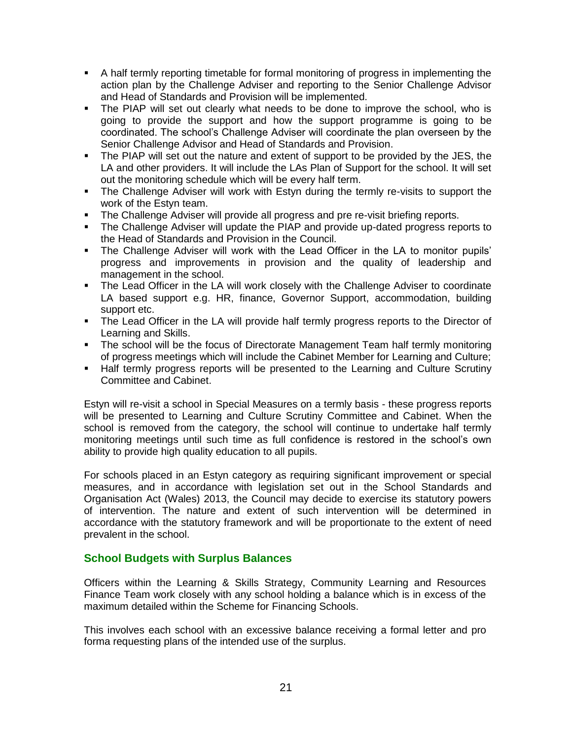- A half termly reporting timetable for formal monitoring of progress in implementing the action plan by the Challenge Adviser and reporting to the Senior Challenge Advisor and Head of Standards and Provision will be implemented.
- The PIAP will set out clearly what needs to be done to improve the school, who is going to provide the support and how the support programme is going to be coordinated. The school's Challenge Adviser will coordinate the plan overseen by the Senior Challenge Advisor and Head of Standards and Provision.
- The PIAP will set out the nature and extent of support to be provided by the JES, the LA and other providers. It will include the LAs Plan of Support for the school. It will set out the monitoring schedule which will be every half term.
- The Challenge Adviser will work with Estyn during the termly re-visits to support the work of the Estyn team.
- The Challenge Adviser will provide all progress and pre re-visit briefing reports.
- The Challenge Adviser will update the PIAP and provide up-dated progress reports to the Head of Standards and Provision in the Council.
- The Challenge Adviser will work with the Lead Officer in the LA to monitor pupils' progress and improvements in provision and the quality of leadership and management in the school.
- The Lead Officer in the LA will work closely with the Challenge Adviser to coordinate LA based support e.g. HR, finance, Governor Support, accommodation, building support etc.
- The Lead Officer in the LA will provide half termly progress reports to the Director of Learning and Skills.
- The school will be the focus of Directorate Management Team half termly monitoring of progress meetings which will include the Cabinet Member for Learning and Culture;
- Half termly progress reports will be presented to the Learning and Culture Scrutiny Committee and Cabinet.

Estyn will re-visit a school in Special Measures on a termly basis - these progress reports will be presented to Learning and Culture Scrutiny Committee and Cabinet. When the school is removed from the category, the school will continue to undertake half termly monitoring meetings until such time as full confidence is restored in the school's own ability to provide high quality education to all pupils.

For schools placed in an Estyn category as requiring significant improvement or special measures, and in accordance with legislation set out in the School Standards and Organisation Act (Wales) 2013, the Council may decide to exercise its statutory powers of intervention. The nature and extent of such intervention will be determined in accordance with the statutory framework and will be proportionate to the extent of need prevalent in the school.

## School Budgets with Surplus Balances

Officers within the Learning & Skills Strategy, Community Learning and Resources Finance Team work closely with any school holding a balance which is in excess of the maximum detailed within the Scheme for Financing Schools.

This involves each school with an excessive balance receiving a formal letter and pro forma requesting plans of the intended use of the surplus.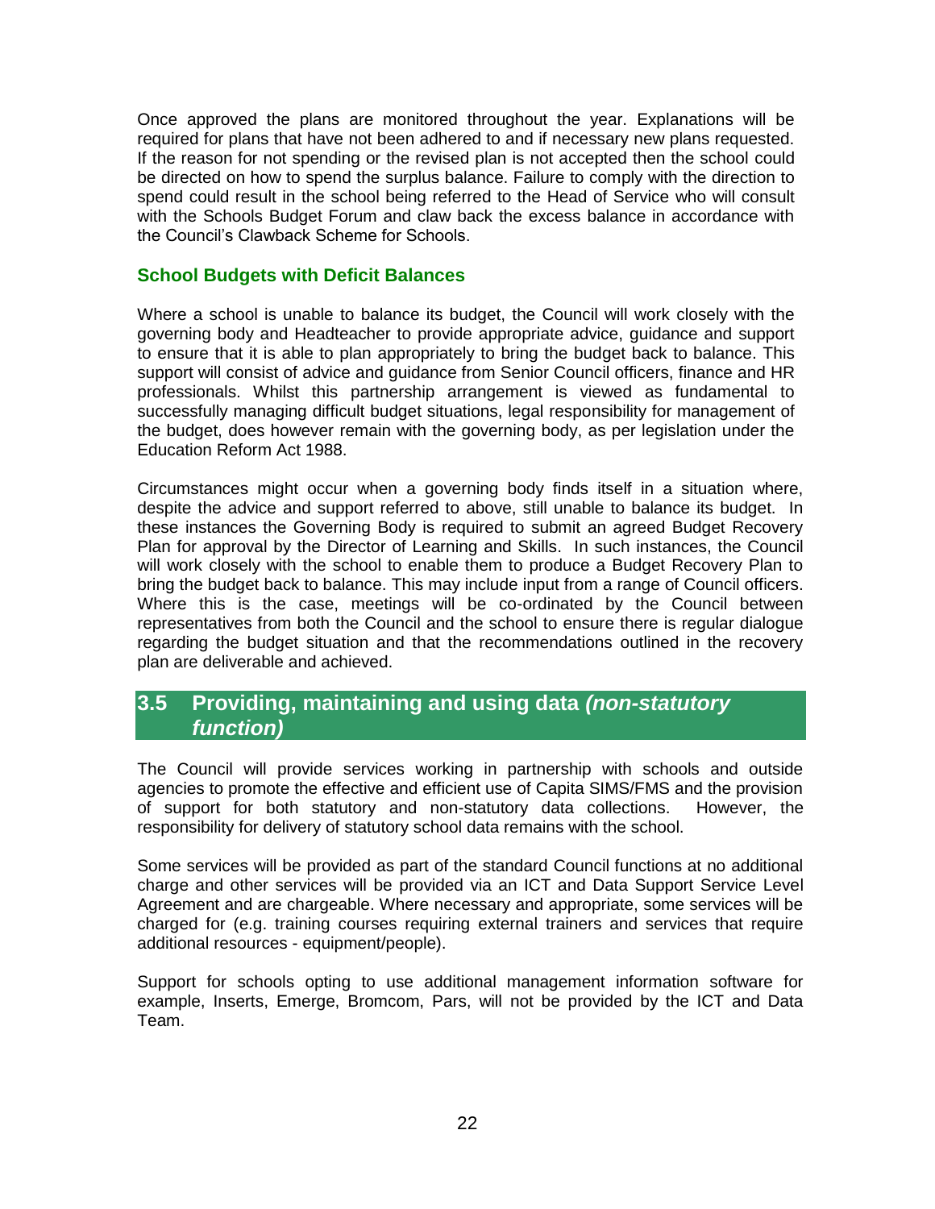Once approved the plans are monitored throughout the year. Explanations will be required for plans that have not been adhered to and if necessary new plans requested. If the reason for not spending or the revised plan is not accepted then the school could be directed on how to spend the surplus balance. Failure to comply with the direction to spend could result in the school being referred to the Head of Service who will consult with the Schools Budget Forum and claw back the excess balance in accordance with the Council's Clawback Scheme for Schools.

### School Budgets with Deficit Balances

Where a school is unable to balance its budget, the Council will work closely with the governing body and Headteacher to provide appropriate advice, guidance and support to ensure that it is able to plan appropriately to bring the budget back to balance. This support will consist of advice and guidance from Senior Council officers, finance and HR professionals. Whilst this partnership arrangement is viewed as fundamental to successfully managing difficult budget situations, legal responsibility for management of the budget, does however remain with the governing body, as per legislation under the Education Reform Act 1988.

Circumstances might occur when a governing body finds itself in a situation where, despite the advice and support referred to above, still unable to balance its budget. In these instances the Governing Body is required to submit an agreed Budget Recovery Plan for approval by the Director of Learning and Skills. In such instances, the Council will work closely with the school to enable them to produce a Budget Recovery Plan to bring the budget back to balance. This may include input from a range of Council officers. Where this is the case, meetings will be co-ordinated by the Council between representatives from both the Council and the school to ensure there is regular dialogue regarding the budget situation and that the recommendations outlined in the recovery plan are deliverable and achieved.

## 3.5 Providing, maintaining and using data *(non-statutory function)*

The Council will provide services working in partnership with schools and outside agencies to promote the effective and efficient use of Capita SIMS/FMS and the provision of support for both statutory and non-statutory data collections. However, the responsibility for delivery of statutory school data remains with the school.

Some services will be provided as part of the standard Council functions at no additional charge and other services will be provided via an ICT and Data Support Service Level Agreement and are chargeable. Where necessary and appropriate, some services will be charged for (e.g. training courses requiring external trainers and services that require additional resources - equipment/people).

Support for schools opting to use additional management information software for example, Inserts, Emerge, Bromcom, Pars, will not be provided by the ICT and Data Team.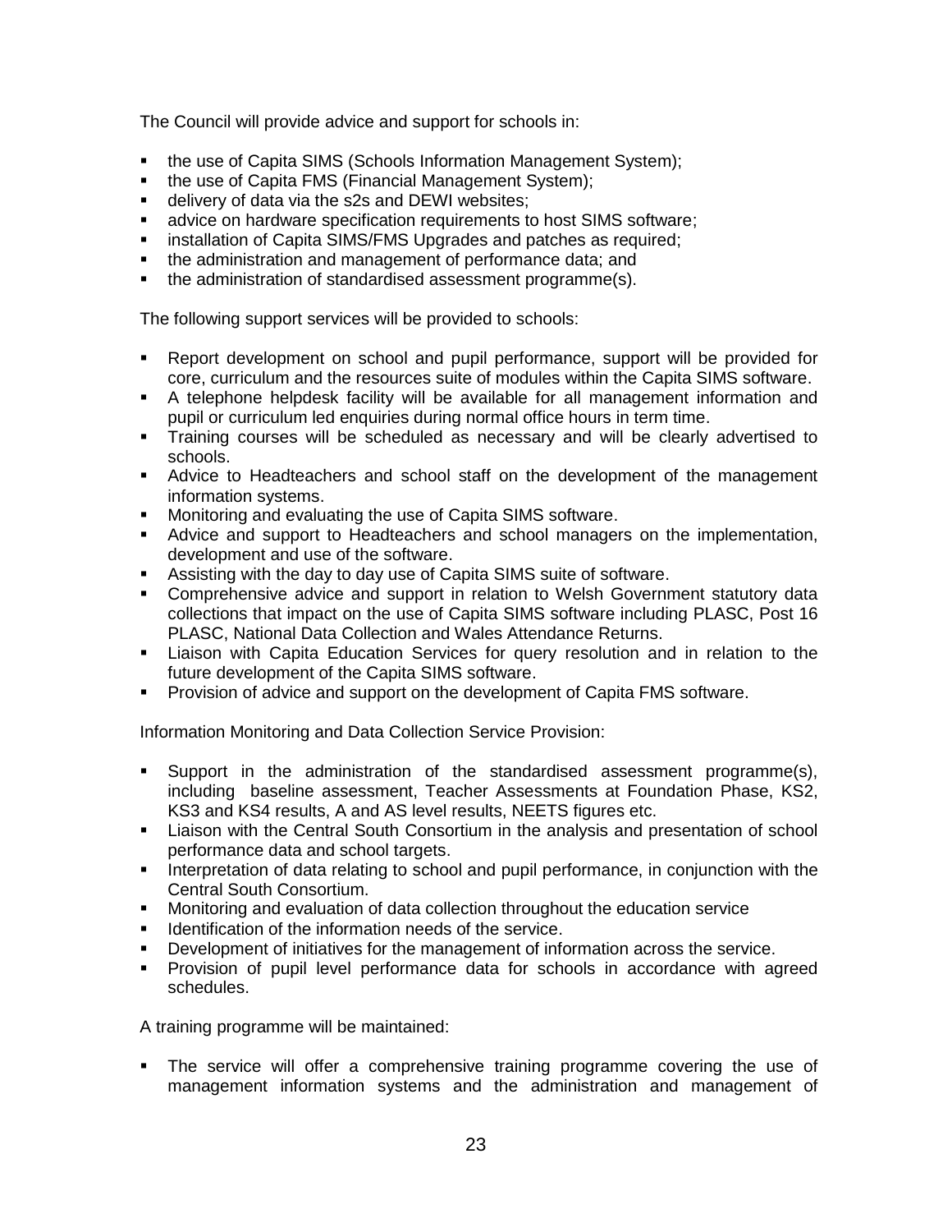The Council will provide advice and support for schools in:

- the use of Capita SIMS (Schools Information Management System);
- the use of Capita FMS (Financial Management System);
- delivery of data via the s2s and DEWI websites;
- advice on hardware specification requirements to host SIMS software;
- installation of Capita SIMS/FMS Upgrades and patches as required;
- the administration and management of performance data; and
- the administration of standardised assessment programme(s).

The following support services will be provided to schools:

- Report development on school and pupil performance, support will be provided for core, curriculum and the resources suite of modules within the Capita SIMS software.
- A telephone helpdesk facility will be available for all management information and pupil or curriculum led enquiries during normal office hours in term time.
- Training courses will be scheduled as necessary and will be clearly advertised to schools.
- Advice to Headteachers and school staff on the development of the management information systems.
- Monitoring and evaluating the use of Capita SIMS software.
- Advice and support to Headteachers and school managers on the implementation, development and use of the software.
- Assisting with the day to day use of Capita SIMS suite of software.
- Comprehensive advice and support in relation to Welsh Government statutory data collections that impact on the use of Capita SIMS software including PLASC, Post 16 PLASC, National Data Collection and Wales Attendance Returns.
- Liaison with Capita Education Services for query resolution and in relation to the future development of the Capita SIMS software.
- Provision of advice and support on the development of Capita FMS software.

Information Monitoring and Data Collection Service Provision:

- Support in the administration of the standardised assessment programme(s), including baseline assessment, Teacher Assessments at Foundation Phase, KS2, KS3 and KS4 results, A and AS level results, NEETS figures etc.
- Liaison with the Central South Consortium in the analysis and presentation of school performance data and school targets.
- Interpretation of data relating to school and pupil performance, in conjunction with the Central South Consortium.
- Monitoring and evaluation of data collection throughout the education service
- Identification of the information needs of the service.
- Development of initiatives for the management of information across the service.
- Provision of pupil level performance data for schools in accordance with agreed schedules.

A training programme will be maintained:

- The service will offer a comprehensive training programme covering the use of management information systems and the administration and management of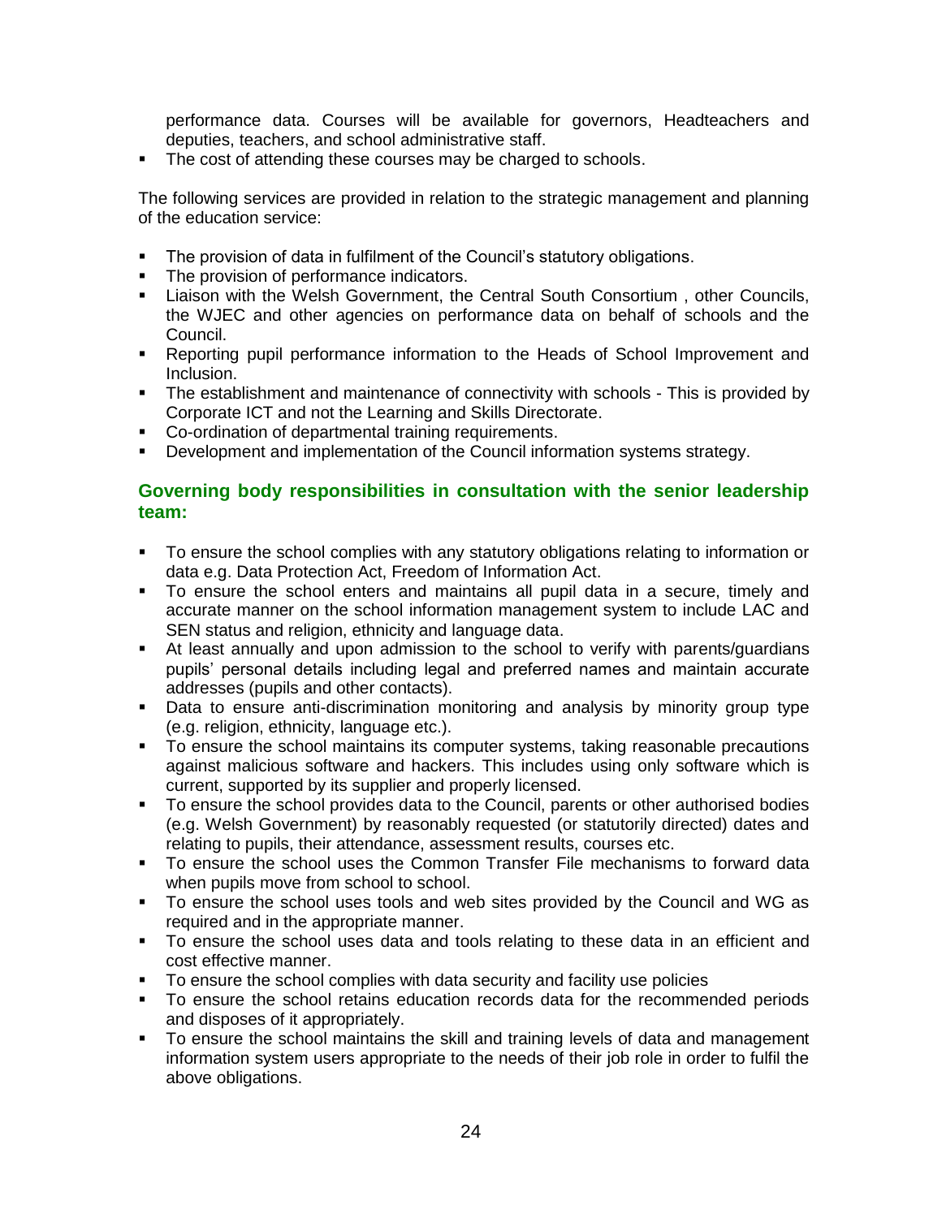performance data. Courses will be available for governors, Headteachers and deputies, teachers, and school administrative staff.

- The cost of attending these courses may be charged to schools.

The following services are provided in relation to the strategic management and planning of the education service:

- The provision of data in fulfilment of the Council's statutory obligations.
- The provision of performance indicators.
- Liaison with the Welsh Government, the Central South Consortium , other Councils, the WJEC and other agencies on performance data on behalf of schools and the Council.
- Reporting pupil performance information to the Heads of School Improvement and Inclusion.
- The establishment and maintenance of connectivity with schools - This is provided by Corporate ICT and not the Learning and Skills Directorate.
- Co-ordination of departmental training requirements.
- Development and implementation of the Council information systems strategy.

### Governing body responsibilities in consultation with the senior leadership team:

- To ensure the school complies with any statutory obligations relating to information or data e.g. Data Protection Act, Freedom of Information Act.
- To ensure the school enters and maintains all pupil data in a secure, timely and accurate manner on the school information management system to include LAC and SEN status and religion, ethnicity and language data.
- At least annually and upon admission to the school to verify with parents/guardians pupils' personal details including legal and preferred names and maintain accurate addresses (pupils and other contacts).
- Data to ensure anti-discrimination monitoring and analysis by minority group type (e.g. religion, ethnicity, language etc.).
- To ensure the school maintains its computer systems, taking reasonable precautions against malicious software and hackers. This includes using only software which is current, supported by its supplier and properly licensed.
- To ensure the school provides data to the Council, parents or other authorised bodies (e.g. Welsh Government) by reasonably requested (or statutorily directed) dates and relating to pupils, their attendance, assessment results, courses etc.
- To ensure the school uses the Common Transfer File mechanisms to forward data when pupils move from school to school.
- To ensure the school uses tools and web sites provided by the Council and WG as required and in the appropriate manner.
- To ensure the school uses data and tools relating to these data in an efficient and cost effective manner.
- To ensure the school complies with data security and facility use policies
- To ensure the school retains education records data for the recommended periods and disposes of it appropriately.
- To ensure the school maintains the skill and training levels of data and management information system users appropriate to the needs of their job role in order to fulfil the above obligations.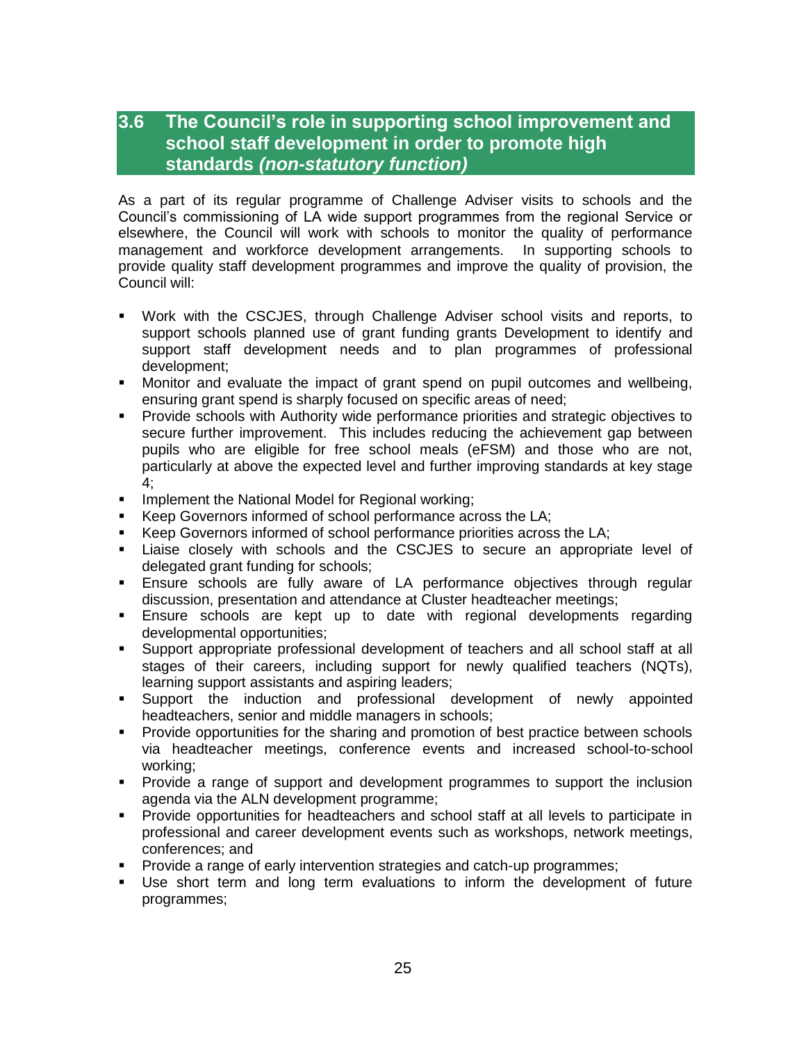## 3.6 The Council's role in supporting school improvement and school staff development in order to promote high standards *(non-statutory function)*

As a part of its regular programme of Challenge Adviser visits to schools and the Council's commissioning of LA wide support programmes from the regional Service or elsewhere, the Council will work with schools to monitor the quality of performance management and workforce development arrangements. In supporting schools to provide quality staff development programmes and improve the quality of provision, the Council will:

- Work with the CSCJES, through Challenge Adviser school visits and reports, to support schools planned use of grant funding grants Development to identify and support staff development needs and to plan programmes of professional development;
- Monitor and evaluate the impact of grant spend on pupil outcomes and wellbeing, ensuring grant spend is sharply focused on specific areas of need;
- Provide schools with Authority wide performance priorities and strategic objectives to secure further improvement. This includes reducing the achievement gap between pupils who are eligible for free school meals (eFSM) and those who are not, particularly at above the expected level and further improving standards at key stage 4;
- Implement the National Model for Regional working;
- Keep Governors informed of school performance across the LA;
- Keep Governors informed of school performance priorities across the LA;
- Liaise closely with schools and the CSCJES to secure an appropriate level of delegated grant funding for schools;
- Ensure schools are fully aware of LA performance objectives through regular discussion, presentation and attendance at Cluster headteacher meetings;
- Ensure schools are kept up to date with regional developments regarding developmental opportunities;
- Support appropriate professional development of teachers and all school staff at all stages of their careers, including support for newly qualified teachers (NQTs), learning support assistants and aspiring leaders;
- Support the induction and professional development of newly appointed headteachers, senior and middle managers in schools;
- Provide opportunities for the sharing and promotion of best practice between schools via headteacher meetings, conference events and increased school-to-school working;
- Provide a range of support and development programmes to support the inclusion agenda via the ALN development programme;
- Provide opportunities for headteachers and school staff at all levels to participate in professional and career development events such as workshops, network meetings, conferences; and
- Provide a range of early intervention strategies and catch-up programmes;
- Use short term and long term evaluations to inform the development of future programmes;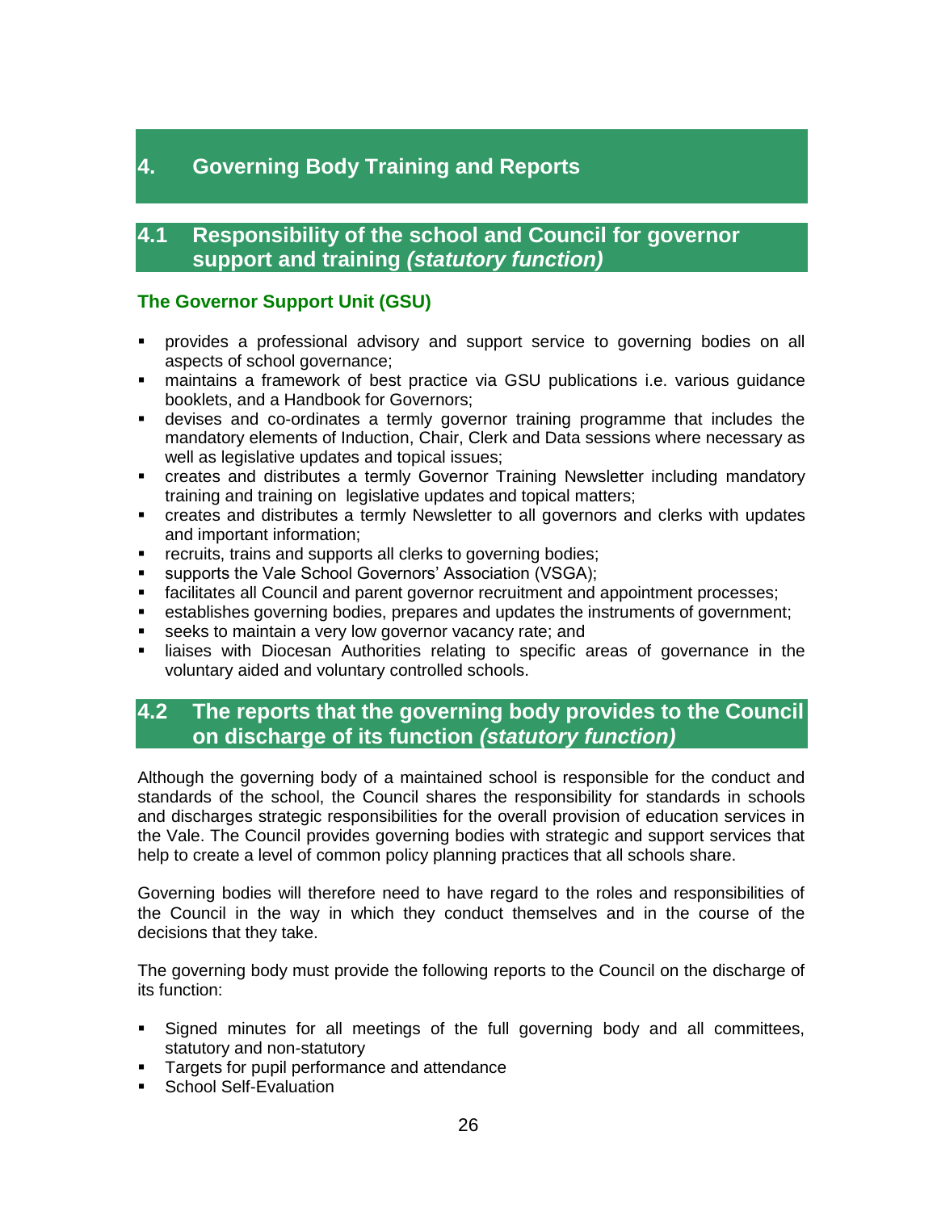# 4. Governing Body Training and Reports

## 4.1 Responsibility of the school and Council for governor support and training *(statutory function)*

### The Governor Support Unit (GSU)

- provides a professional advisory and support service to governing bodies on all aspects of school governance;
- maintains a framework of best practice via GSU publications i.e. various guidance booklets, and a Handbook for Governors;
- devises and co-ordinates a termly governor training programme that includes the mandatory elements of Induction, Chair, Clerk and Data sessions where necessary as well as legislative updates and topical issues;
- creates and distributes a termly Governor Training Newsletter including mandatory training and training on legislative updates and topical matters;
- creates and distributes a termly Newsletter to all governors and clerks with updates and important information;
- recruits, trains and supports all clerks to governing bodies;
- supports the Vale School Governors' Association (VSGA);
- facilitates all Council and parent governor recruitment and appointment processes;
- establishes governing bodies, prepares and updates the instruments of government;
- seeks to maintain a very low governor vacancy rate; and
- liaises with Diocesan Authorities relating to specific areas of governance in the voluntary aided and voluntary controlled schools.

## 4.2 The reports that the governing body provides to the Council on discharge of its function *(statutory function)*

Although the governing body of a maintained school is responsible for the conduct and standards of the school, the Council shares the responsibility for standards in schools and discharges strategic responsibilities for the overall provision of education services in the Vale. The Council provides governing bodies with strategic and support services that help to create a level of common policy planning practices that all schools share.

Governing bodies will therefore need to have regard to the roles and responsibilities of the Council in the way in which they conduct themselves and in the course of the decisions that they take.

The governing body must provide the following reports to the Council on the discharge of its function:

- Signed minutes for all meetings of the full governing body and all committees, statutory and non-statutory
- Targets for pupil performance and attendance
- School Self-Evaluation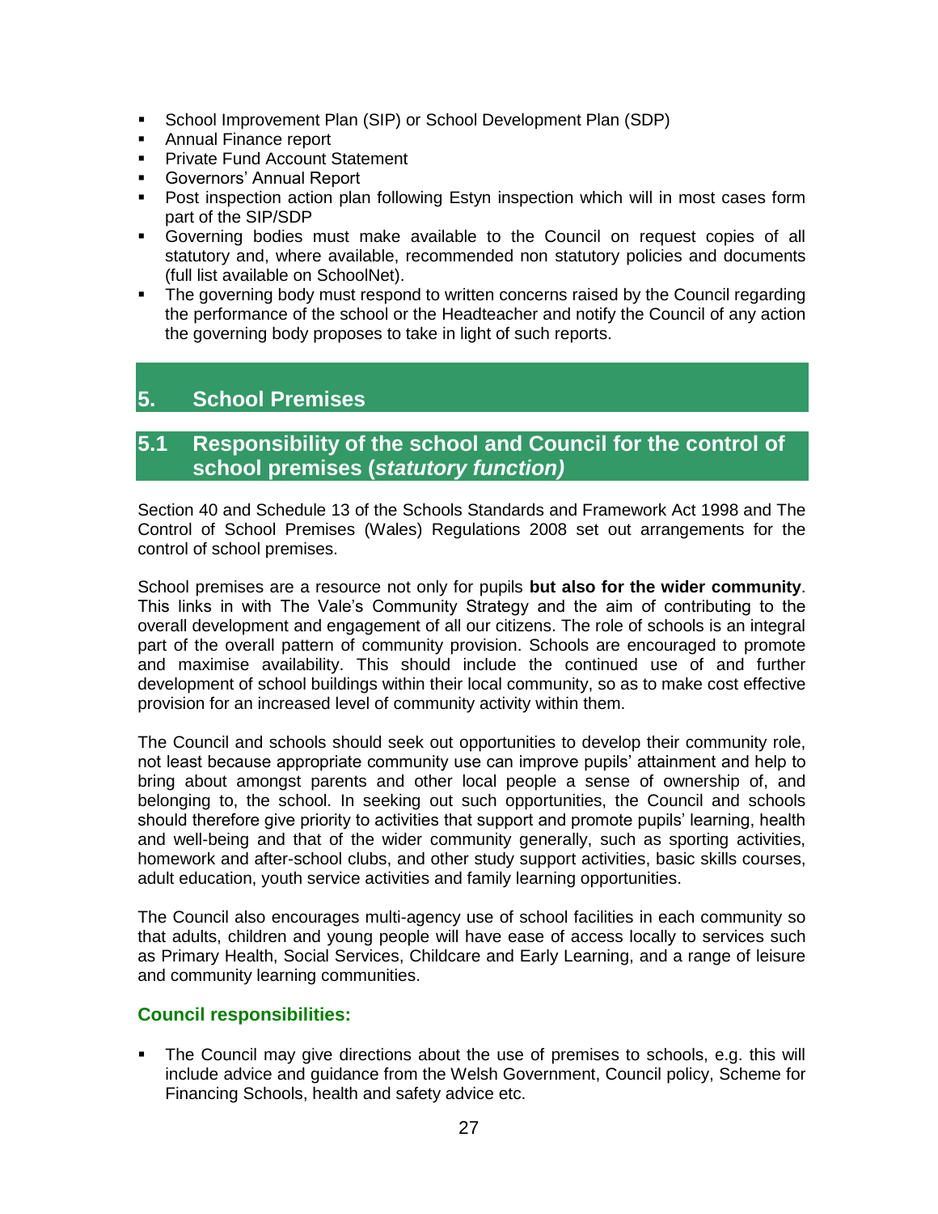- School Improvement Plan (SIP) or School Development Plan (SDP)
- Annual Finance report
- Private Fund Account Statement
- Governors' Annual Report
- Post inspection action plan following Estyn inspection which will in most cases form part of the SIP/SDP
- Governing bodies must make available to the Council on request copies of all statutory and, where available, recommended non statutory policies and documents (full list available on SchoolNet).
- The governing body must respond to written concerns raised by the Council regarding the performance of the school or the Headteacher and notify the Council of any action the governing body proposes to take in light of such reports.

# 5. School Premises

## 5.1 Responsibility of the school and Council for the control of school premises (*statutory function)*

Section 40 and Schedule 13 of the Schools Standards and Framework Act 1998 and The Control of School Premises (Wales) Regulations 2008 set out arrangements for the control of school premises.

School premises are a resource not only for pupils **but also for the wider community**. This links in with The Vale's Community Strategy and the aim of contributing to the overall development and engagement of all our citizens. The role of schools is an integral part of the overall pattern of community provision. Schools are encouraged to promote and maximise availability. This should include the continued use of and further development of school buildings within their local community, so as to make cost effective provision for an increased level of community activity within them.

The Council and schools should seek out opportunities to develop their community role, not least because appropriate community use can improve pupils' attainment and help to bring about amongst parents and other local people a sense of ownership of, and belonging to, the school. In seeking out such opportunities, the Council and schools should therefore give priority to activities that support and promote pupils' learning, health and well-being and that of the wider community generally, such as sporting activities, homework and after-school clubs, and other study support activities, basic skills courses, adult education, youth service activities and family learning opportunities.

The Council also encourages multi-agency use of school facilities in each community so that adults, children and young people will have ease of access locally to services such as Primary Health, Social Services, Childcare and Early Learning, and a range of leisure and community learning communities.

### Council responsibilities:

- The Council may give directions about the use of premises to schools, e.g. this will include advice and guidance from the Welsh Government, Council policy, Scheme for Financing Schools, health and safety advice etc.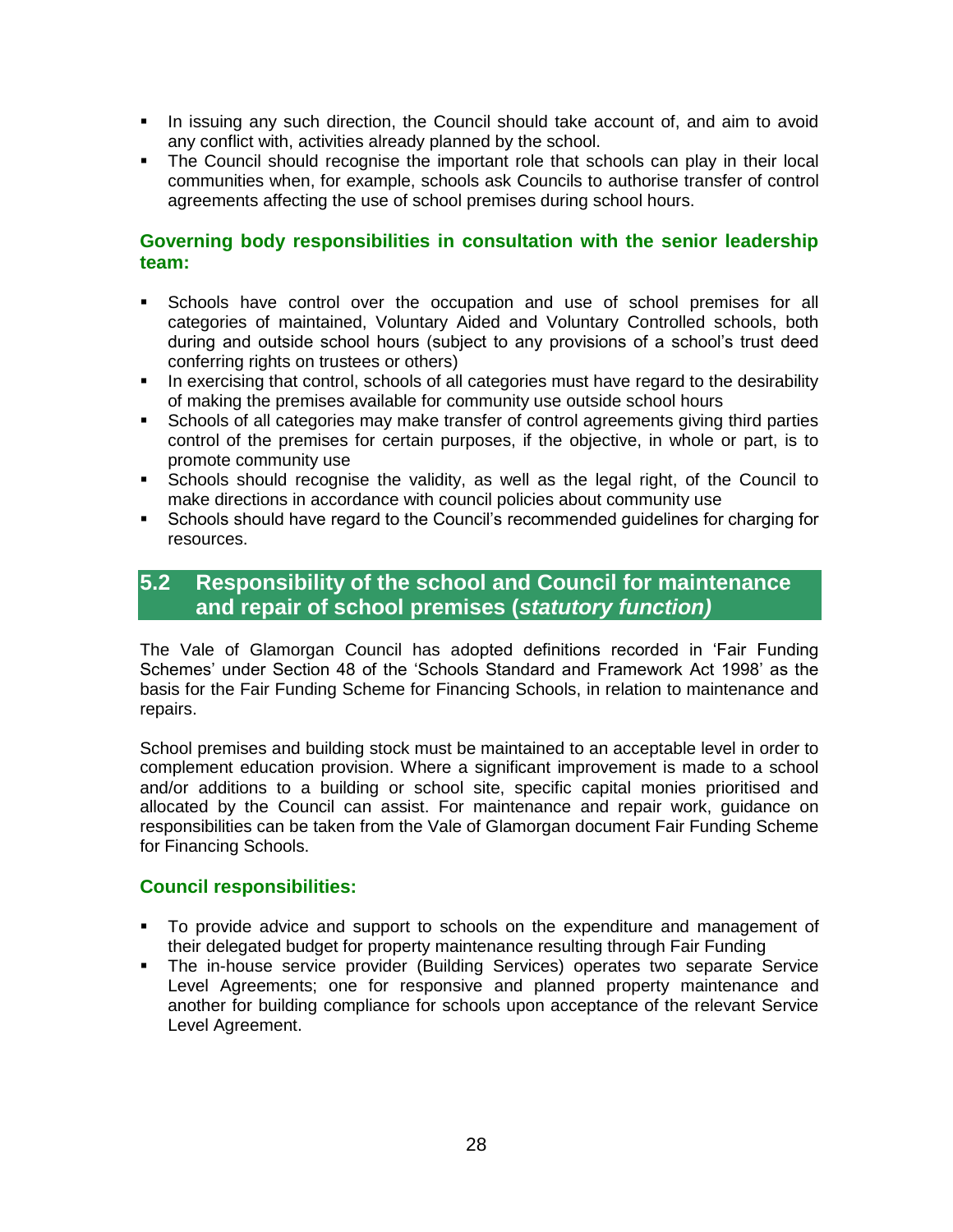- In issuing any such direction, the Council should take account of, and aim to avoid any conflict with, activities already planned by the school.
- The Council should recognise the important role that schools can play in their local communities when, for example, schools ask Councils to authorise transfer of control agreements affecting the use of school premises during school hours.

### Governing body responsibilities in consultation with the senior leadership team:

- Schools have control over the occupation and use of school premises for all categories of maintained, Voluntary Aided and Voluntary Controlled schools, both during and outside school hours (subject to any provisions of a school's trust deed conferring rights on trustees or others)
- In exercising that control, schools of all categories must have regard to the desirability of making the premises available for community use outside school hours
- Schools of all categories may make transfer of control agreements giving third parties control of the premises for certain purposes, if the objective, in whole or part, is to promote community use
- Schools should recognise the validity, as well as the legal right, of the Council to make directions in accordance with council policies about community use
- Schools should have regard to the Council's recommended guidelines for charging for resources.

## 5.2 Responsibility of the school and Council for maintenance and repair of school premises (*statutory function)*

The Vale of Glamorgan Council has adopted definitions recorded in 'Fair Funding Schemes' under Section 48 of the 'Schools Standard and Framework Act 1998' as the basis for the Fair Funding Scheme for Financing Schools, in relation to maintenance and repairs.

School premises and building stock must be maintained to an acceptable level in order to complement education provision. Where a significant improvement is made to a school and/or additions to a building or school site, specific capital monies prioritised and allocated by the Council can assist. For maintenance and repair work, guidance on responsibilities can be taken from the Vale of Glamorgan document Fair Funding Scheme for Financing Schools.

### Council responsibilities:

- To provide advice and support to schools on the expenditure and management of their delegated budget for property maintenance resulting through Fair Funding
- The in-house service provider (Building Services) operates two separate Service Level Agreements; one for responsive and planned property maintenance and another for building compliance for schools upon acceptance of the relevant Service Level Agreement.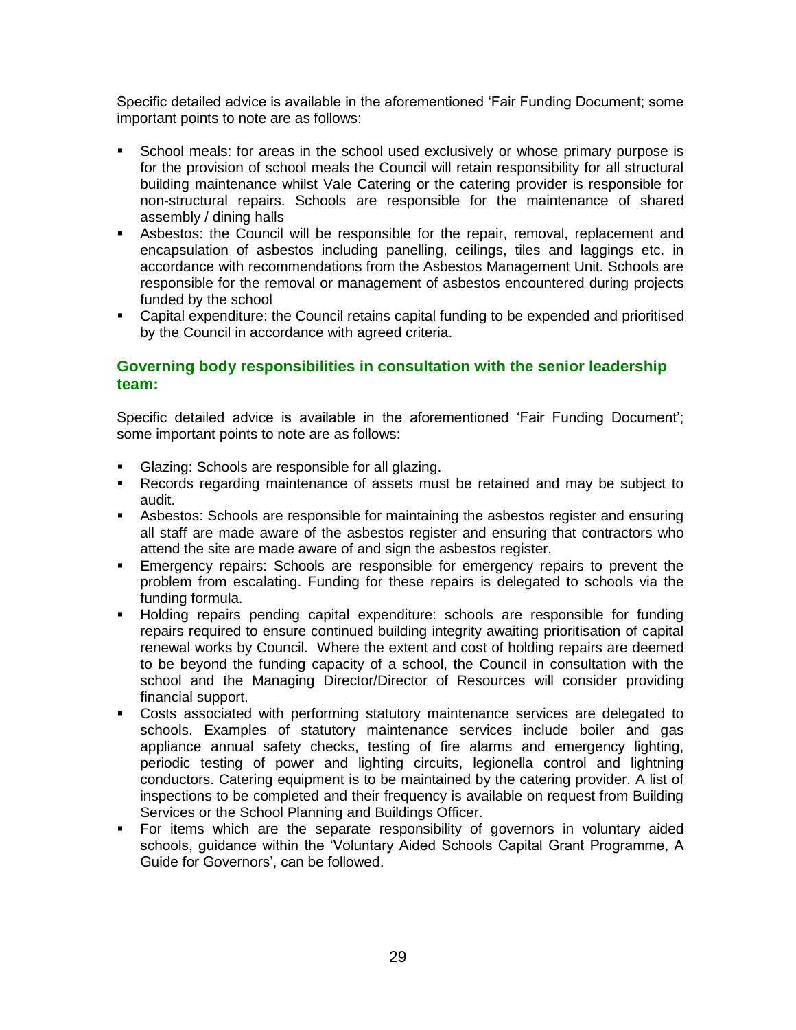Specific detailed advice is available in the aforementioned 'Fair Funding Document; some important points to note are as follows:

- School meals: for areas in the school used exclusively or whose primary purpose is for the provision of school meals the Council will retain responsibility for all structural building maintenance whilst Vale Catering or the catering provider is responsible for non-structural repairs. Schools are responsible for the maintenance of shared assembly / dining halls
- Asbestos: the Council will be responsible for the repair, removal, replacement and encapsulation of asbestos including panelling, ceilings, tiles and laggings etc. in accordance with recommendations from the Asbestos Management Unit. Schools are responsible for the removal or management of asbestos encountered during projects funded by the school
- Capital expenditure: the Council retains capital funding to be expended and prioritised by the Council in accordance with agreed criteria.

### Governing body responsibilities in consultation with the senior leadership team:

Specific detailed advice is available in the aforementioned 'Fair Funding Document'; some important points to note are as follows:

- Glazing: Schools are responsible for all glazing.
- Records regarding maintenance of assets must be retained and may be subject to audit.
- Asbestos: Schools are responsible for maintaining the asbestos register and ensuring all staff are made aware of the asbestos register and ensuring that contractors who attend the site are made aware of and sign the asbestos register.
- Emergency repairs: Schools are responsible for emergency repairs to prevent the problem from escalating. Funding for these repairs is delegated to schools via the funding formula.
- Holding repairs pending capital expenditure: schools are responsible for funding repairs required to ensure continued building integrity awaiting prioritisation of capital renewal works by Council. Where the extent and cost of holding repairs are deemed to be beyond the funding capacity of a school, the Council in consultation with the school and the Managing Director/Director of Resources will consider providing financial support.
- Costs associated with performing statutory maintenance services are delegated to schools. Examples of statutory maintenance services include boiler and gas appliance annual safety checks, testing of fire alarms and emergency lighting, periodic testing of power and lighting circuits, legionella control and lightning conductors. Catering equipment is to be maintained by the catering provider. A list of inspections to be completed and their frequency is available on request from Building Services or the School Planning and Buildings Officer.
- For items which are the separate responsibility of governors in voluntary aided schools, guidance within the 'Voluntary Aided Schools Capital Grant Programme, A Guide for Governors', can be followed.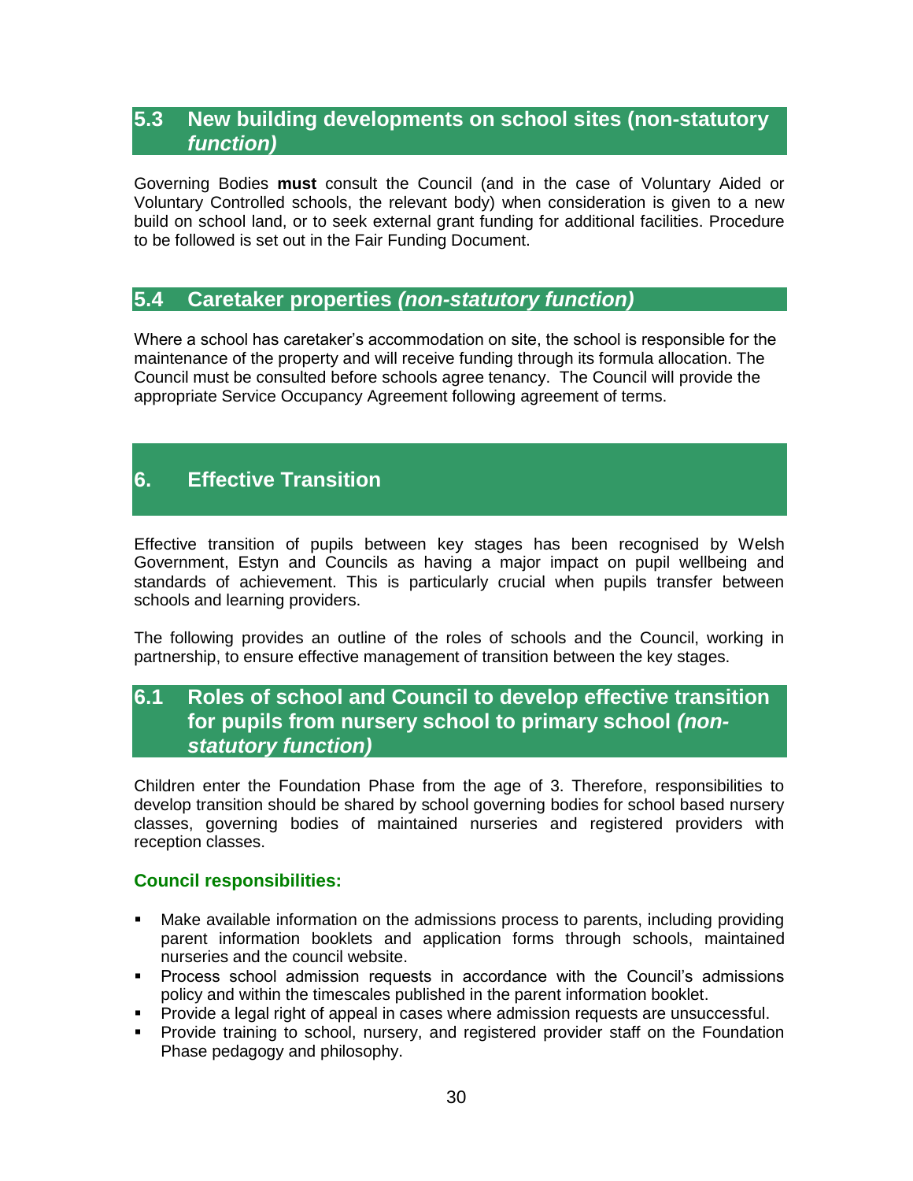## 5.3 New building developments on school sites (non-statutory *function)*

Governing Bodies **must** consult the Council (and in the case of Voluntary Aided or Voluntary Controlled schools, the relevant body) when consideration is given to a new build on school land, or to seek external grant funding for additional facilities. Procedure to be followed is set out in the Fair Funding Document.

## 5.4 Caretaker properties *(non-statutory function)*

Where a school has caretaker's accommodation on site, the school is responsible for the maintenance of the property and will receive funding through its formula allocation. The Council must be consulted before schools agree tenancy. The Council will provide the appropriate Service Occupancy Agreement following agreement of terms.

# 6. Effective Transition

Effective transition of pupils between key stages has been recognised by Welsh Government, Estyn and Councils as having a major impact on pupil wellbeing and standards of achievement. This is particularly crucial when pupils transfer between schools and learning providers.

The following provides an outline of the roles of schools and the Council, working in partnership, to ensure effective management of transition between the key stages.

## 6.1 Roles of school and Council to develop effective transition for pupils from nursery school to primary school *(non-statutory function)*

Children enter the Foundation Phase from the age of 3. Therefore, responsibilities to develop transition should be shared by school governing bodies for school based nursery classes, governing bodies of maintained nurseries and registered providers with reception classes.

### Council responsibilities:

- Make available information on the admissions process to parents, including providing parent information booklets and application forms through schools, maintained nurseries and the council website.
- Process school admission requests in accordance with the Council's admissions policy and within the timescales published in the parent information booklet.
- Provide a legal right of appeal in cases where admission requests are unsuccessful.
- Provide training to school, nursery, and registered provider staff on the Foundation Phase pedagogy and philosophy.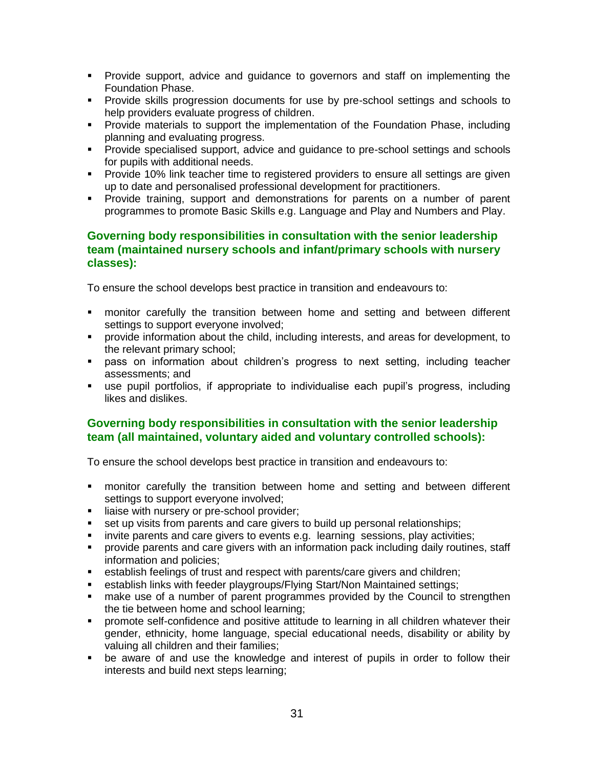- Provide support, advice and guidance to governors and staff on implementing the Foundation Phase.
- Provide skills progression documents for use by pre-school settings and schools to help providers evaluate progress of children.
- Provide materials to support the implementation of the Foundation Phase, including planning and evaluating progress.
- Provide specialised support, advice and guidance to pre-school settings and schools for pupils with additional needs.
- Provide 10% link teacher time to registered providers to ensure all settings are given up to date and personalised professional development for practitioners.
- Provide training, support and demonstrations for parents on a number of parent programmes to promote Basic Skills e.g. Language and Play and Numbers and Play.

### Governing body responsibilities in consultation with the senior leadership team (maintained nursery schools and infant/primary schools with nursery classes):

To ensure the school develops best practice in transition and endeavours to:

- monitor carefully the transition between home and setting and between different settings to support everyone involved;
- provide information about the child, including interests, and areas for development, to the relevant primary school;
- pass on information about children's progress to next setting, including teacher assessments; and
- use pupil portfolios, if appropriate to individualise each pupil's progress, including likes and dislikes.

### Governing body responsibilities in consultation with the senior leadership team (all maintained, voluntary aided and voluntary controlled schools):

To ensure the school develops best practice in transition and endeavours to:

- monitor carefully the transition between home and setting and between different settings to support everyone involved;
- liaise with nursery or pre-school provider;
- set up visits from parents and care givers to build up personal relationships;
- invite parents and care givers to events e.g. learning sessions, play activities;
- provide parents and care givers with an information pack including daily routines, staff information and policies;
- establish feelings of trust and respect with parents/care givers and children;
- establish links with feeder playgroups/Flying Start/Non Maintained settings;
- make use of a number of parent programmes provided by the Council to strengthen the tie between home and school learning;
- promote self-confidence and positive attitude to learning in all children whatever their gender, ethnicity, home language, special educational needs, disability or ability by valuing all children and their families;
- be aware of and use the knowledge and interest of pupils in order to follow their interests and build next steps learning;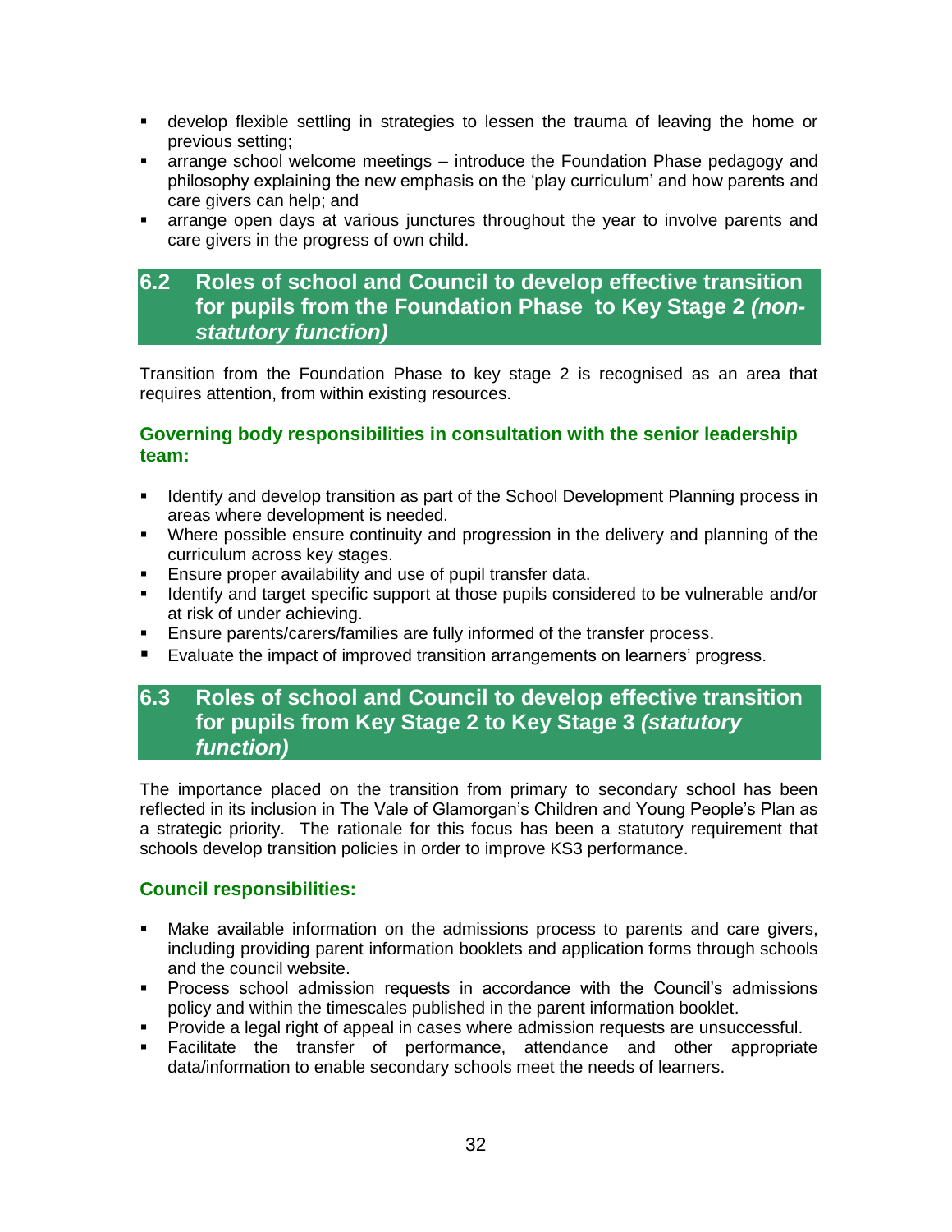- develop flexible settling in strategies to lessen the trauma of leaving the home or previous setting;
- arrange school welcome meetings – introduce the Foundation Phase pedagogy and philosophy explaining the new emphasis on the 'play curriculum' and how parents and care givers can help; and
- arrange open days at various junctures throughout the year to involve parents and care givers in the progress of own child.

## 6.2 Roles of school and Council to develop effective transition for pupils from the Foundation Phase to Key Stage 2 *(non-statutory function)*

Transition from the Foundation Phase to key stage 2 is recognised as an area that requires attention, from within existing resources.

### Governing body responsibilities in consultation with the senior leadership team:

- Identify and develop transition as part of the School Development Planning process in areas where development is needed.
- Where possible ensure continuity and progression in the delivery and planning of the curriculum across key stages.
- Ensure proper availability and use of pupil transfer data.
- Identify and target specific support at those pupils considered to be vulnerable and/or at risk of under achieving.
- Ensure parents/carers/families are fully informed of the transfer process.
- Evaluate the impact of improved transition arrangements on learners' progress.

## 6.3 Roles of school and Council to develop effective transition for pupils from Key Stage 2 to Key Stage 3 *(statutory function)*

The importance placed on the transition from primary to secondary school has been reflected in its inclusion in The Vale of Glamorgan's Children and Young People's Plan as a strategic priority. The rationale for this focus has been a statutory requirement that schools develop transition policies in order to improve KS3 performance.

### Council responsibilities:

- Make available information on the admissions process to parents and care givers, including providing parent information booklets and application forms through schools and the council website.
- Process school admission requests in accordance with the Council's admissions policy and within the timescales published in the parent information booklet.
- Provide a legal right of appeal in cases where admission requests are unsuccessful.
- Facilitate the transfer of performance, attendance and other appropriate data/information to enable secondary schools meet the needs of learners.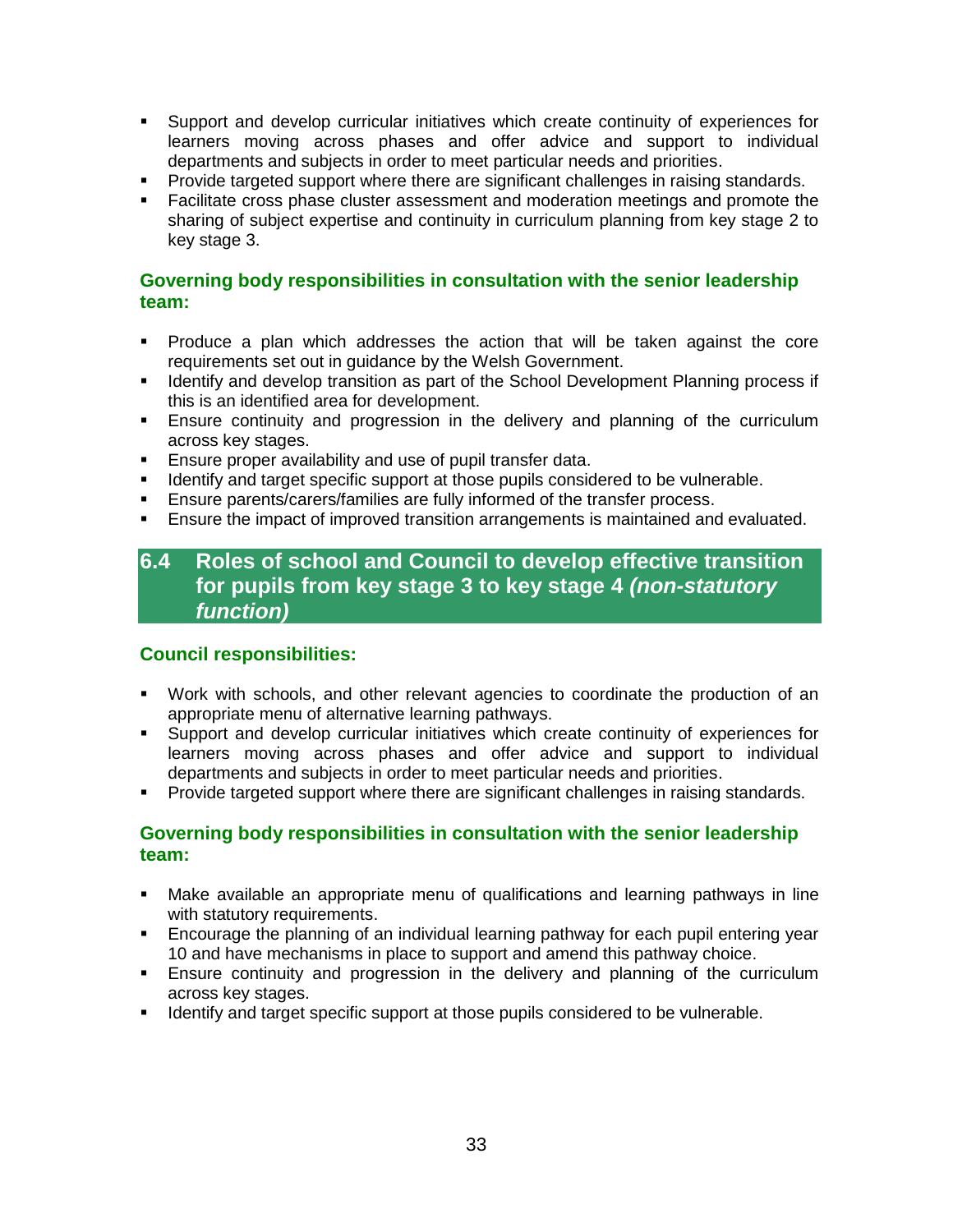- Support and develop curricular initiatives which create continuity of experiences for learners moving across phases and offer advice and support to individual departments and subjects in order to meet particular needs and priorities.
- Provide targeted support where there are significant challenges in raising standards.
- Facilitate cross phase cluster assessment and moderation meetings and promote the sharing of subject expertise and continuity in curriculum planning from key stage 2 to key stage 3.

### Governing body responsibilities in consultation with the senior leadership team:

- Produce a plan which addresses the action that will be taken against the core requirements set out in guidance by the Welsh Government.
- Identify and develop transition as part of the School Development Planning process if this is an identified area for development.
- Ensure continuity and progression in the delivery and planning of the curriculum across key stages.
- Ensure proper availability and use of pupil transfer data.
- Identify and target specific support at those pupils considered to be vulnerable.
- Ensure parents/carers/families are fully informed of the transfer process.
- Ensure the impact of improved transition arrangements is maintained and evaluated.

## 6.4 Roles of school and Council to develop effective transition for pupils from key stage 3 to key stage 4 *(non-statutory function)*

### Council responsibilities:

- Work with schools, and other relevant agencies to coordinate the production of an appropriate menu of alternative learning pathways.
- Support and develop curricular initiatives which create continuity of experiences for learners moving across phases and offer advice and support to individual departments and subjects in order to meet particular needs and priorities.
- Provide targeted support where there are significant challenges in raising standards.

### Governing body responsibilities in consultation with the senior leadership team:

- Make available an appropriate menu of qualifications and learning pathways in line with statutory requirements.
- Encourage the planning of an individual learning pathway for each pupil entering year 10 and have mechanisms in place to support and amend this pathway choice.
- Ensure continuity and progression in the delivery and planning of the curriculum across key stages.
- Identify and target specific support at those pupils considered to be vulnerable.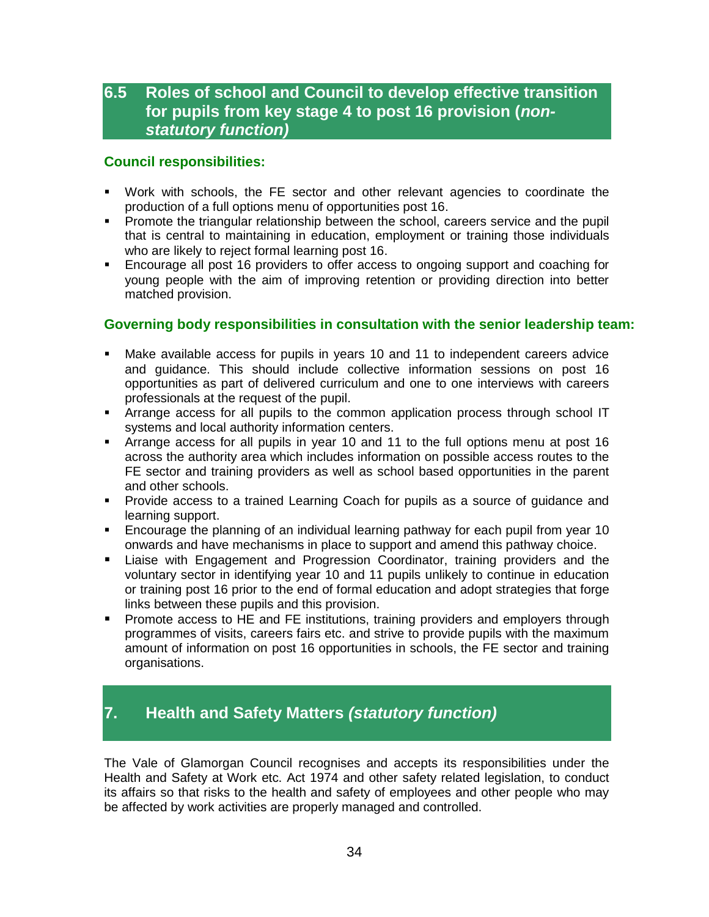## 6.5 Roles of school and Council to develop effective transition for pupils from key stage 4 to post 16 provision (*non-statutory function)*

### Council responsibilities:

- Work with schools, the FE sector and other relevant agencies to coordinate the production of a full options menu of opportunities post 16.
- Promote the triangular relationship between the school, careers service and the pupil that is central to maintaining in education, employment or training those individuals who are likely to reject formal learning post 16.
- Encourage all post 16 providers to offer access to ongoing support and coaching for young people with the aim of improving retention or providing direction into better matched provision.

### Governing body responsibilities in consultation with the senior leadership team:

- Make available access for pupils in years 10 and 11 to independent careers advice and guidance. This should include collective information sessions on post 16 opportunities as part of delivered curriculum and one to one interviews with careers professionals at the request of the pupil.
- Arrange access for all pupils to the common application process through school IT systems and local authority information centers.
- Arrange access for all pupils in year 10 and 11 to the full options menu at post 16 across the authority area which includes information on possible access routes to the FE sector and training providers as well as school based opportunities in the parent and other schools.
- Provide access to a trained Learning Coach for pupils as a source of guidance and learning support.
- Encourage the planning of an individual learning pathway for each pupil from year 10 onwards and have mechanisms in place to support and amend this pathway choice.
- Liaise with Engagement and Progression Coordinator, training providers and the voluntary sector in identifying year 10 and 11 pupils unlikely to continue in education or training post 16 prior to the end of formal education and adopt strategies that forge links between these pupils and this provision.
- Promote access to HE and FE institutions, training providers and employers through programmes of visits, careers fairs etc. and strive to provide pupils with the maximum amount of information on post 16 opportunities in schools, the FE sector and training organisations.

## 7. Health and Safety Matters *(statutory function)*

The Vale of Glamorgan Council recognises and accepts its responsibilities under the Health and Safety at Work etc. Act 1974 and other safety related legislation, to conduct its affairs so that risks to the health and safety of employees and other people who may be affected by work activities are properly managed and controlled.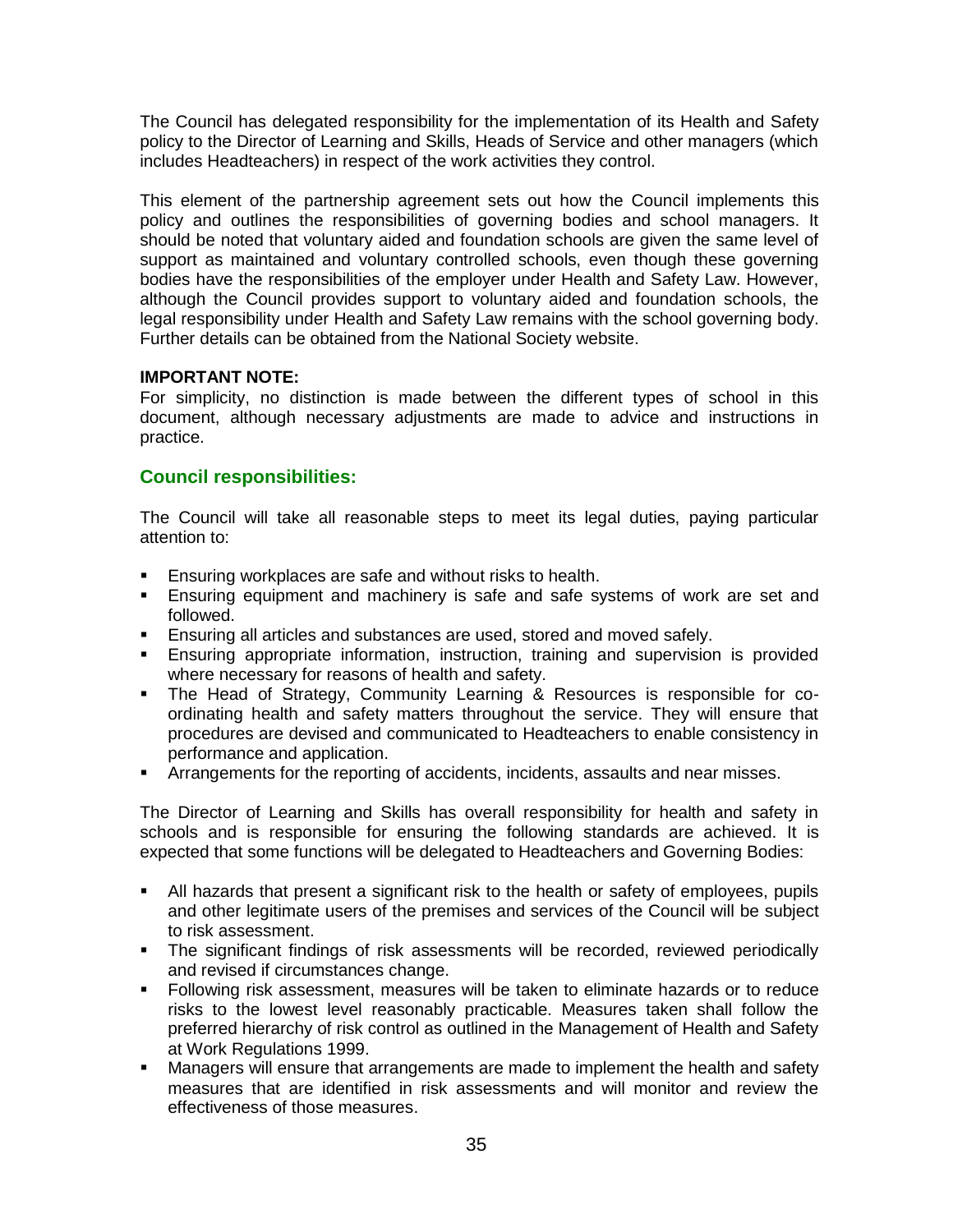The Council has delegated responsibility for the implementation of its Health and Safety policy to the Director of Learning and Skills, Heads of Service and other managers (which includes Headteachers) in respect of the work activities they control.

This element of the partnership agreement sets out how the Council implements this policy and outlines the responsibilities of governing bodies and school managers. It should be noted that voluntary aided and foundation schools are given the same level of support as maintained and voluntary controlled schools, even though these governing bodies have the responsibilities of the employer under Health and Safety Law. However, although the Council provides support to voluntary aided and foundation schools, the legal responsibility under Health and Safety Law remains with the school governing body. Further details can be obtained from the National Society website.

**IMPORTANT NOTE:**
For simplicity, no distinction is made between the different types of school in this document, although necessary adjustments are made to advice and instructions in practice.

## Council responsibilities:

The Council will take all reasonable steps to meet its legal duties, paying particular attention to:

- Ensuring workplaces are safe and without risks to health.
- Ensuring equipment and machinery is safe and safe systems of work are set and followed.
- Ensuring all articles and substances are used, stored and moved safely.
- Ensuring appropriate information, instruction, training and supervision is provided where necessary for reasons of health and safety.
- The Head of Strategy, Community Learning & Resources is responsible for co-ordinating health and safety matters throughout the service. They will ensure that procedures are devised and communicated to Headteachers to enable consistency in performance and application.
- Arrangements for the reporting of accidents, incidents, assaults and near misses.

The Director of Learning and Skills has overall responsibility for health and safety in schools and is responsible for ensuring the following standards are achieved. It is expected that some functions will be delegated to Headteachers and Governing Bodies:

- All hazards that present a significant risk to the health or safety of employees, pupils and other legitimate users of the premises and services of the Council will be subject to risk assessment.
- The significant findings of risk assessments will be recorded, reviewed periodically and revised if circumstances change.
- Following risk assessment, measures will be taken to eliminate hazards or to reduce risks to the lowest level reasonably practicable. Measures taken shall follow the preferred hierarchy of risk control as outlined in the Management of Health and Safety at Work Regulations 1999.
- Managers will ensure that arrangements are made to implement the health and safety measures that are identified in risk assessments and will monitor and review the effectiveness of those measures.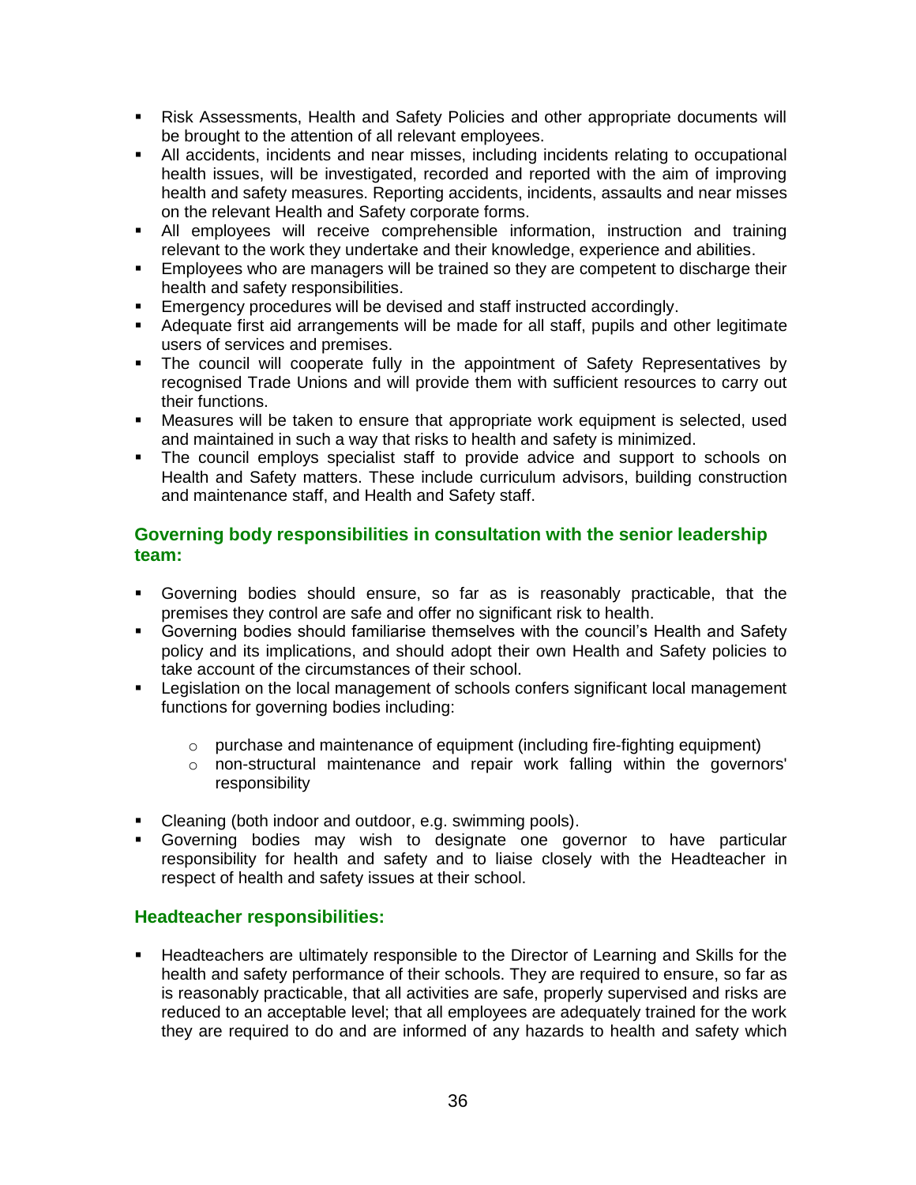- Risk Assessments, Health and Safety Policies and other appropriate documents will be brought to the attention of all relevant employees.
- All accidents, incidents and near misses, including incidents relating to occupational health issues, will be investigated, recorded and reported with the aim of improving health and safety measures. Reporting accidents, incidents, assaults and near misses on the relevant Health and Safety corporate forms.
- All employees will receive comprehensible information, instruction and training relevant to the work they undertake and their knowledge, experience and abilities.
- Employees who are managers will be trained so they are competent to discharge their health and safety responsibilities.
- Emergency procedures will be devised and staff instructed accordingly.
- Adequate first aid arrangements will be made for all staff, pupils and other legitimate users of services and premises.
- The council will cooperate fully in the appointment of Safety Representatives by recognised Trade Unions and will provide them with sufficient resources to carry out their functions.
- Measures will be taken to ensure that appropriate work equipment is selected, used and maintained in such a way that risks to health and safety is minimized.
- The council employs specialist staff to provide advice and support to schools on Health and Safety matters. These include curriculum advisors, building construction and maintenance staff, and Health and Safety staff.

### Governing body responsibilities in consultation with the senior leadership team:

- Governing bodies should ensure, so far as is reasonably practicable, that the premises they control are safe and offer no significant risk to health.
- Governing bodies should familiarise themselves with the council's Health and Safety policy and its implications, and should adopt their own Health and Safety policies to take account of the circumstances of their school.
- Legislation on the local management of schools confers significant local management functions for governing bodies including:
    - purchase and maintenance of equipment (including fire-fighting equipment)
    - non-structural maintenance and repair work falling within the governors' responsibility
- Cleaning (both indoor and outdoor, e.g. swimming pools).
- Governing bodies may wish to designate one governor to have particular responsibility for health and safety and to liaise closely with the Headteacher in respect of health and safety issues at their school.

### Headteacher responsibilities:

- Headteachers are ultimately responsible to the Director of Learning and Skills for the health and safety performance of their schools. They are required to ensure, so far as is reasonably practicable, that all activities are safe, properly supervised and risks are reduced to an acceptable level; that all employees are adequately trained for the work they are required to do and are informed of any hazards to health and safety which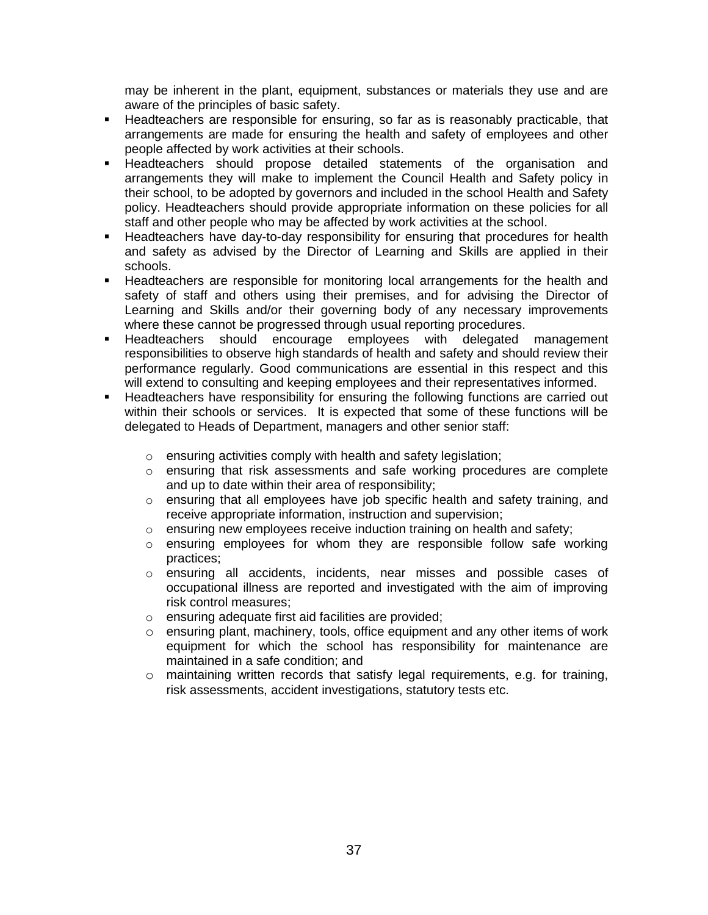may be inherent in the plant, equipment, substances or materials they use and are aware of the principles of basic safety.

- Headteachers are responsible for ensuring, so far as is reasonably practicable, that arrangements are made for ensuring the health and safety of employees and other people affected by work activities at their schools.
- Headteachers should propose detailed statements of the organisation and arrangements they will make to implement the Council Health and Safety policy in their school, to be adopted by governors and included in the school Health and Safety policy. Headteachers should provide appropriate information on these policies for all staff and other people who may be affected by work activities at the school.
- Headteachers have day-to-day responsibility for ensuring that procedures for health and safety as advised by the Director of Learning and Skills are applied in their schools.
- Headteachers are responsible for monitoring local arrangements for the health and safety of staff and others using their premises, and for advising the Director of Learning and Skills and/or their governing body of any necessary improvements where these cannot be progressed through usual reporting procedures.
- Headteachers should encourage employees with delegated management responsibilities to observe high standards of health and safety and should review their performance regularly. Good communications are essential in this respect and this will extend to consulting and keeping employees and their representatives informed.
- Headteachers have responsibility for ensuring the following functions are carried out within their schools or services. It is expected that some of these functions will be delegated to Heads of Department, managers and other senior staff:
    - ensuring activities comply with health and safety legislation;
    - ensuring that risk assessments and safe working procedures are complete and up to date within their area of responsibility;
    - ensuring that all employees have job specific health and safety training, and receive appropriate information, instruction and supervision;
    - ensuring new employees receive induction training on health and safety;
    - ensuring employees for whom they are responsible follow safe working practices;
    - ensuring all accidents, incidents, near misses and possible cases of occupational illness are reported and investigated with the aim of improving risk control measures;
    - ensuring adequate first aid facilities are provided;
    - ensuring plant, machinery, tools, office equipment and any other items of work equipment for which the school has responsibility for maintenance are maintained in a safe condition; and
    - maintaining written records that satisfy legal requirements, e.g. for training, risk assessments, accident investigations, statutory tests etc.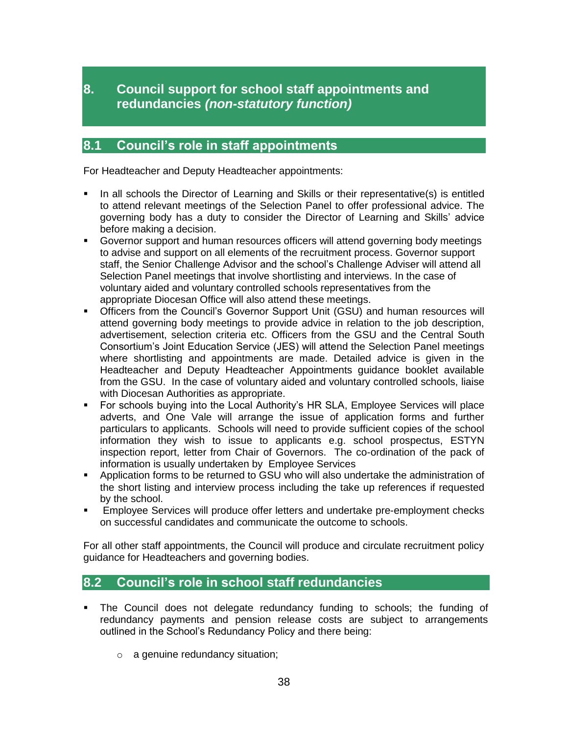# 8. Council support for school staff appointments and redundancies *(non-statutory function)*

## 8.1 Council's role in staff appointments

For Headteacher and Deputy Headteacher appointments:

- In all schools the Director of Learning and Skills or their representative(s) is entitled to attend relevant meetings of the Selection Panel to offer professional advice. The governing body has a duty to consider the Director of Learning and Skills' advice before making a decision.
- Governor support and human resources officers will attend governing body meetings to advise and support on all elements of the recruitment process. Governor support staff, the Senior Challenge Advisor and the school's Challenge Adviser will attend all Selection Panel meetings that involve shortlisting and interviews. In the case of voluntary aided and voluntary controlled schools representatives from the appropriate Diocesan Office will also attend these meetings.
- Officers from the Council's Governor Support Unit (GSU) and human resources will attend governing body meetings to provide advice in relation to the job description, advertisement, selection criteria etc. Officers from the GSU and the Central South Consortium's Joint Education Service (JES) will attend the Selection Panel meetings where shortlisting and appointments are made. Detailed advice is given in the Headteacher and Deputy Headteacher Appointments guidance booklet available from the GSU. In the case of voluntary aided and voluntary controlled schools, liaise with Diocesan Authorities as appropriate.
- For schools buying into the Local Authority's HR SLA, Employee Services will place adverts, and One Vale will arrange the issue of application forms and further particulars to applicants. Schools will need to provide sufficient copies of the school information they wish to issue to applicants e.g. school prospectus, ESTYN inspection report, letter from Chair of Governors. The co-ordination of the pack of information is usually undertaken by Employee Services
- Application forms to be returned to GSU who will also undertake the administration of the short listing and interview process including the take up references if requested by the school.
- Employee Services will produce offer letters and undertake pre-employment checks on successful candidates and communicate the outcome to schools.

For all other staff appointments, the Council will produce and circulate recruitment policy guidance for Headteachers and governing bodies.

## 8.2 Council's role in school staff redundancies

- The Council does not delegate redundancy funding to schools; the funding of redundancy payments and pension release costs are subject to arrangements outlined in the School's Redundancy Policy and there being:
    - a genuine redundancy situation;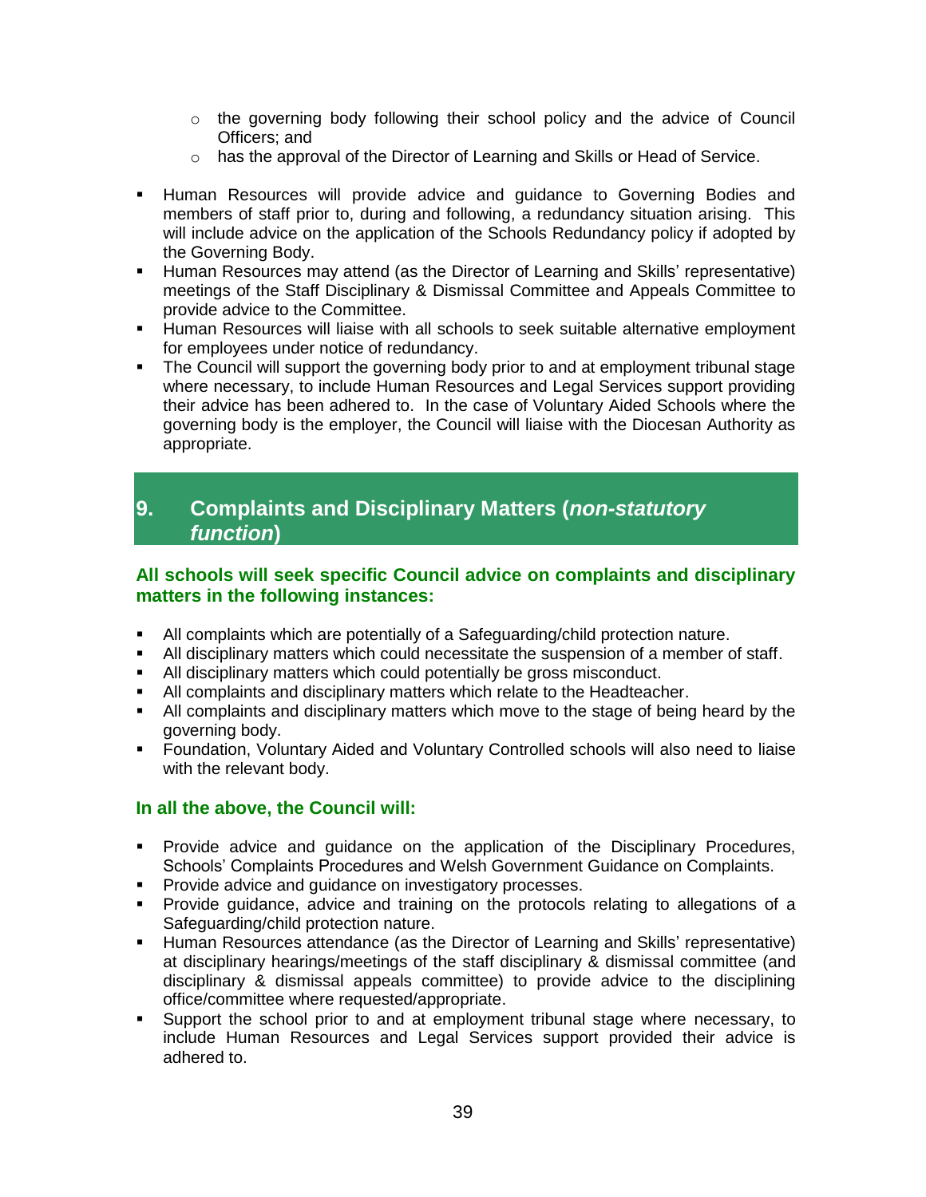- the governing body following their school policy and the advice of Council Officers; and
- has the approval of the Director of Learning and Skills or Head of Service.

- Human Resources will provide advice and guidance to Governing Bodies and members of staff prior to, during and following, a redundancy situation arising. This will include advice on the application of the Schools Redundancy policy if adopted by the Governing Body.
- Human Resources may attend (as the Director of Learning and Skills' representative) meetings of the Staff Disciplinary & Dismissal Committee and Appeals Committee to provide advice to the Committee.
- Human Resources will liaise with all schools to seek suitable alternative employment for employees under notice of redundancy.
- The Council will support the governing body prior to and at employment tribunal stage where necessary, to include Human Resources and Legal Services support providing their advice has been adhered to. In the case of Voluntary Aided Schools where the governing body is the employer, the Council will liaise with the Diocesan Authority as appropriate.

## 9. Complaints and Disciplinary Matters (*non-statutory function*)

**All schools will seek specific Council advice on complaints and disciplinary matters in the following instances:**

- All complaints which are potentially of a Safeguarding/child protection nature.
- All disciplinary matters which could necessitate the suspension of a member of staff.
- All disciplinary matters which could potentially be gross misconduct.
- All complaints and disciplinary matters which relate to the Headteacher.
- All complaints and disciplinary matters which move to the stage of being heard by the governing body.
- Foundation, Voluntary Aided and Voluntary Controlled schools will also need to liaise with the relevant body.

**In all the above, the Council will:**

- Provide advice and guidance on the application of the Disciplinary Procedures, Schools' Complaints Procedures and Welsh Government Guidance on Complaints.
- Provide advice and guidance on investigatory processes.
- Provide guidance, advice and training on the protocols relating to allegations of a Safeguarding/child protection nature.
- Human Resources attendance (as the Director of Learning and Skills' representative) at disciplinary hearings/meetings of the staff disciplinary & dismissal committee (and disciplinary & dismissal appeals committee) to provide advice to the disciplining office/committee where requested/appropriate.
- Support the school prior to and at employment tribunal stage where necessary, to include Human Resources and Legal Services support provided their advice is adhered to.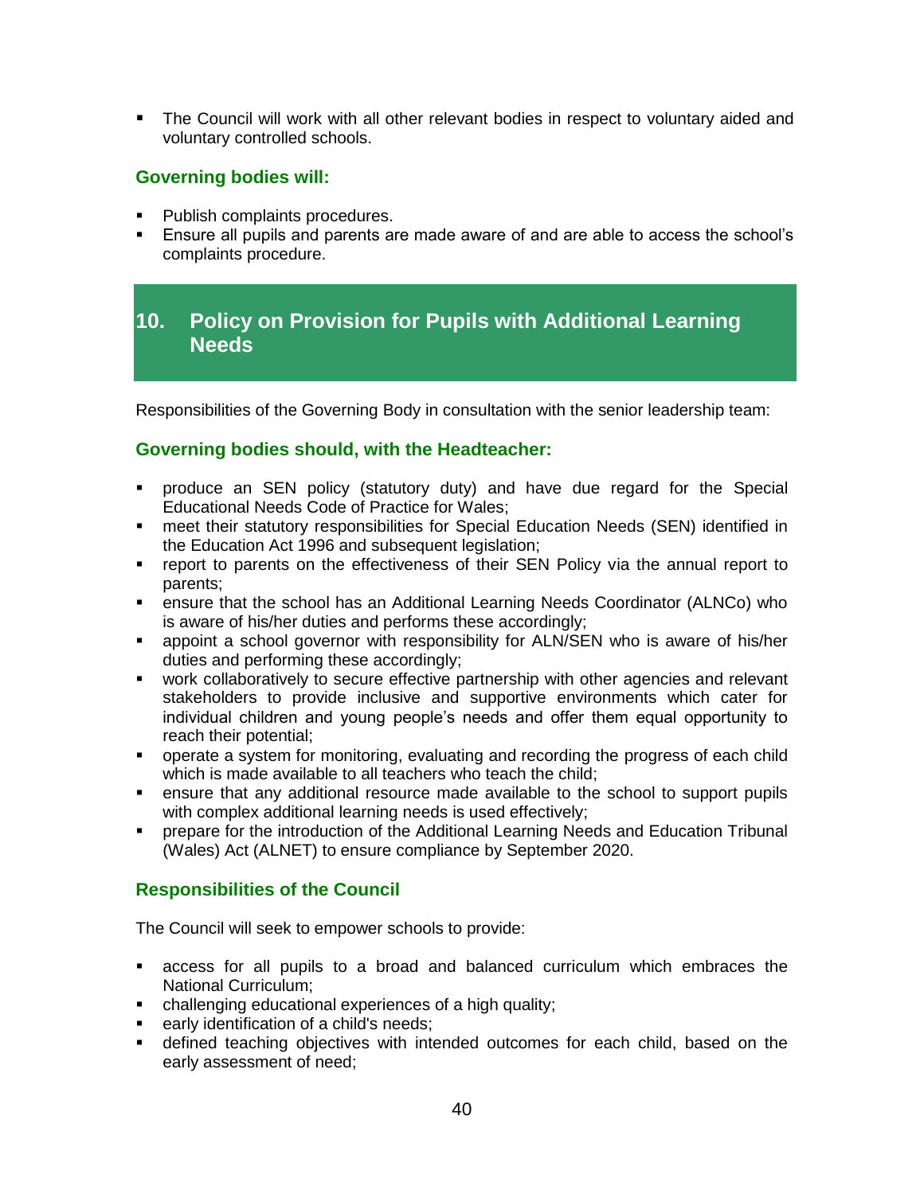- The Council will work with all other relevant bodies in respect to voluntary aided and voluntary controlled schools.

### Governing bodies will:

- Publish complaints procedures.
- Ensure all pupils and parents are made aware of and are able to access the school's complaints procedure.

## 10. Policy on Provision for Pupils with Additional Learning Needs

Responsibilities of the Governing Body in consultation with the senior leadership team:

### Governing bodies should, with the Headteacher:

- produce an SEN policy (statutory duty) and have due regard for the Special Educational Needs Code of Practice for Wales;
- meet their statutory responsibilities for Special Education Needs (SEN) identified in the Education Act 1996 and subsequent legislation;
- report to parents on the effectiveness of their SEN Policy via the annual report to parents;
- ensure that the school has an Additional Learning Needs Coordinator (ALNCo) who is aware of his/her duties and performs these accordingly;
- appoint a school governor with responsibility for ALN/SEN who is aware of his/her duties and performing these accordingly;
- work collaboratively to secure effective partnership with other agencies and relevant stakeholders to provide inclusive and supportive environments which cater for individual children and young people's needs and offer them equal opportunity to reach their potential;
- operate a system for monitoring, evaluating and recording the progress of each child which is made available to all teachers who teach the child;
- ensure that any additional resource made available to the school to support pupils with complex additional learning needs is used effectively;
- prepare for the introduction of the Additional Learning Needs and Education Tribunal (Wales) Act (ALNET) to ensure compliance by September 2020.

### Responsibilities of the Council

The Council will seek to empower schools to provide:

- access for all pupils to a broad and balanced curriculum which embraces the National Curriculum;
- challenging educational experiences of a high quality;
- early identification of a child's needs;
- defined teaching objectives with intended outcomes for each child, based on the early assessment of need;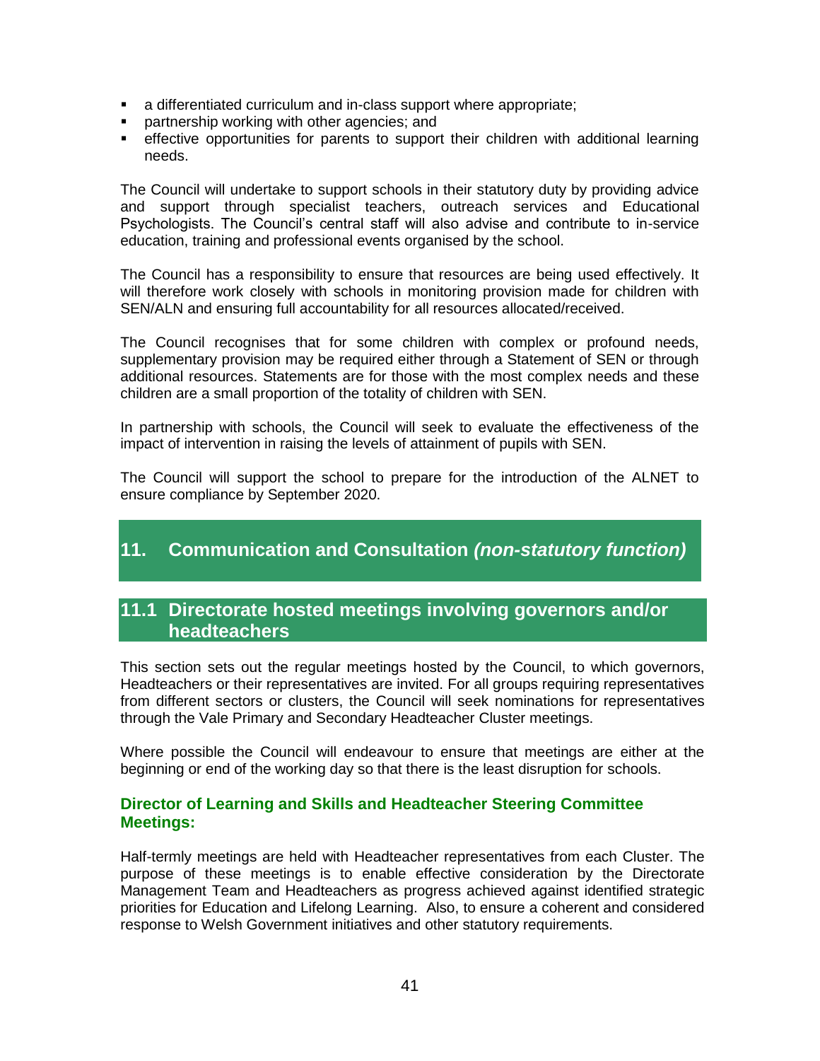- a differentiated curriculum and in-class support where appropriate;
- partnership working with other agencies; and
- effective opportunities for parents to support their children with additional learning needs.

The Council will undertake to support schools in their statutory duty by providing advice and support through specialist teachers, outreach services and Educational Psychologists. The Council's central staff will also advise and contribute to in-service education, training and professional events organised by the school.

The Council has a responsibility to ensure that resources are being used effectively. It will therefore work closely with schools in monitoring provision made for children with SEN/ALN and ensuring full accountability for all resources allocated/received.

The Council recognises that for some children with complex or profound needs, supplementary provision may be required either through a Statement of SEN or through additional resources. Statements are for those with the most complex needs and these children are a small proportion of the totality of children with SEN.

In partnership with schools, the Council will seek to evaluate the effectiveness of the impact of intervention in raising the levels of attainment of pupils with SEN.

The Council will support the school to prepare for the introduction of the ALNET to ensure compliance by September 2020.

## 11. Communication and Consultation *(non-statutory function)*

### 11.1 Directorate hosted meetings involving governors and/or headteachers

This section sets out the regular meetings hosted by the Council, to which governors, Headteachers or their representatives are invited. For all groups requiring representatives from different sectors or clusters, the Council will seek nominations for representatives through the Vale Primary and Secondary Headteacher Cluster meetings.

Where possible the Council will endeavour to ensure that meetings are either at the beginning or end of the working day so that there is the least disruption for schools.

#### Director of Learning and Skills and Headteacher Steering Committee Meetings:

Half-termly meetings are held with Headteacher representatives from each Cluster. The purpose of these meetings is to enable effective consideration by the Directorate Management Team and Headteachers as progress achieved against identified strategic priorities for Education and Lifelong Learning. Also, to ensure a coherent and considered response to Welsh Government initiatives and other statutory requirements.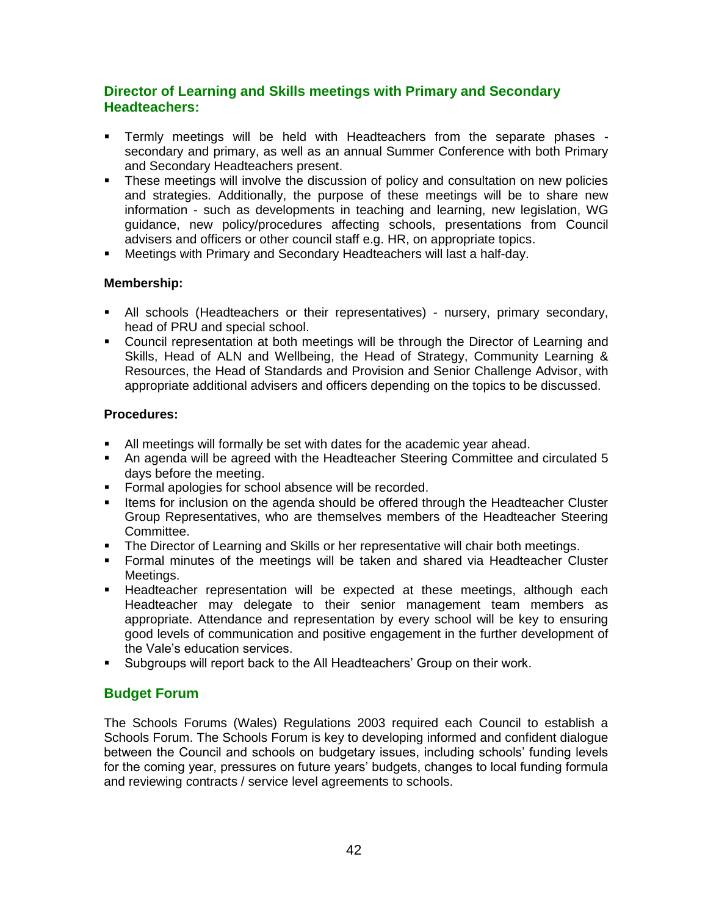## Director of Learning and Skills meetings with Primary and Secondary Headteachers:

- Termly meetings will be held with Headteachers from the separate phases - secondary and primary, as well as an annual Summer Conference with both Primary and Secondary Headteachers present.
- These meetings will involve the discussion of policy and consultation on new policies and strategies. Additionally, the purpose of these meetings will be to share new information - such as developments in teaching and learning, new legislation, WG guidance, new policy/procedures affecting schools, presentations from Council advisers and officers or other council staff e.g. HR, on appropriate topics.
- Meetings with Primary and Secondary Headteachers will last a half-day.

**Membership:**

- All schools (Headteachers or their representatives) - nursery, primary secondary, head of PRU and special school.
- Council representation at both meetings will be through the Director of Learning and Skills, Head of ALN and Wellbeing, the Head of Strategy, Community Learning & Resources, the Head of Standards and Provision and Senior Challenge Advisor, with appropriate additional advisers and officers depending on the topics to be discussed.

**Procedures:**

- All meetings will formally be set with dates for the academic year ahead.
- An agenda will be agreed with the Headteacher Steering Committee and circulated 5 days before the meeting.
- Formal apologies for school absence will be recorded.
- Items for inclusion on the agenda should be offered through the Headteacher Cluster Group Representatives, who are themselves members of the Headteacher Steering Committee.
- The Director of Learning and Skills or her representative will chair both meetings.
- Formal minutes of the meetings will be taken and shared via Headteacher Cluster Meetings.
- Headteacher representation will be expected at these meetings, although each Headteacher may delegate to their senior management team members as appropriate. Attendance and representation by every school will be key to ensuring good levels of communication and positive engagement in the further development of the Vale's education services.
- Subgroups will report back to the All Headteachers' Group on their work.

## Budget Forum

The Schools Forums (Wales) Regulations 2003 required each Council to establish a Schools Forum. The Schools Forum is key to developing informed and confident dialogue between the Council and schools on budgetary issues, including schools' funding levels for the coming year, pressures on future years' budgets, changes to local funding formula and reviewing contracts / service level agreements to schools.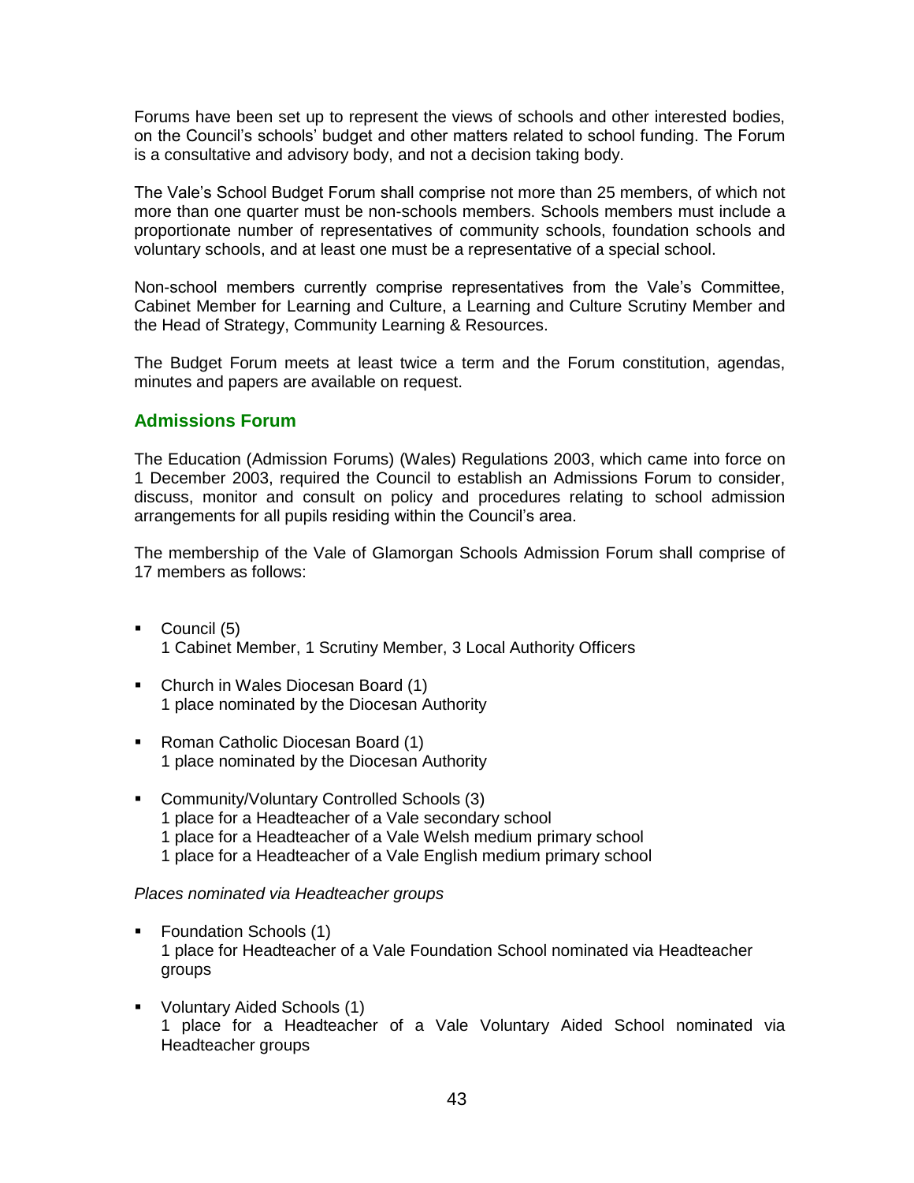Forums have been set up to represent the views of schools and other interested bodies, on the Council's schools' budget and other matters related to school funding. The Forum is a consultative and advisory body, and not a decision taking body.

The Vale's School Budget Forum shall comprise not more than 25 members, of which not more than one quarter must be non-schools members. Schools members must include a proportionate number of representatives of community schools, foundation schools and voluntary schools, and at least one must be a representative of a special school.

Non-school members currently comprise representatives from the Vale's Committee, Cabinet Member for Learning and Culture, a Learning and Culture Scrutiny Member and the Head of Strategy, Community Learning & Resources.

The Budget Forum meets at least twice a term and the Forum constitution, agendas, minutes and papers are available on request.

## Admissions Forum

The Education (Admission Forums) (Wales) Regulations 2003, which came into force on 1 December 2003, required the Council to establish an Admissions Forum to consider, discuss, monitor and consult on policy and procedures relating to school admission arrangements for all pupils residing within the Council's area.

The membership of the Vale of Glamorgan Schools Admission Forum shall comprise of 17 members as follows:

- Council (5)
  1 Cabinet Member, 1 Scrutiny Member, 3 Local Authority Officers
- Church in Wales Diocesan Board (1)
  1 place nominated by the Diocesan Authority
- Roman Catholic Diocesan Board (1)
  1 place nominated by the Diocesan Authority
- Community/Voluntary Controlled Schools (3)
  1 place for a Headteacher of a Vale secondary school
  1 place for a Headteacher of a Vale Welsh medium primary school
  1 place for a Headteacher of a Vale English medium primary school

*Places nominated via Headteacher groups*

- Foundation Schools (1)
  1 place for Headteacher of a Vale Foundation School nominated via Headteacher groups
- Voluntary Aided Schools (1)
  1 place for a Headteacher of a Vale Voluntary Aided School nominated via Headteacher groups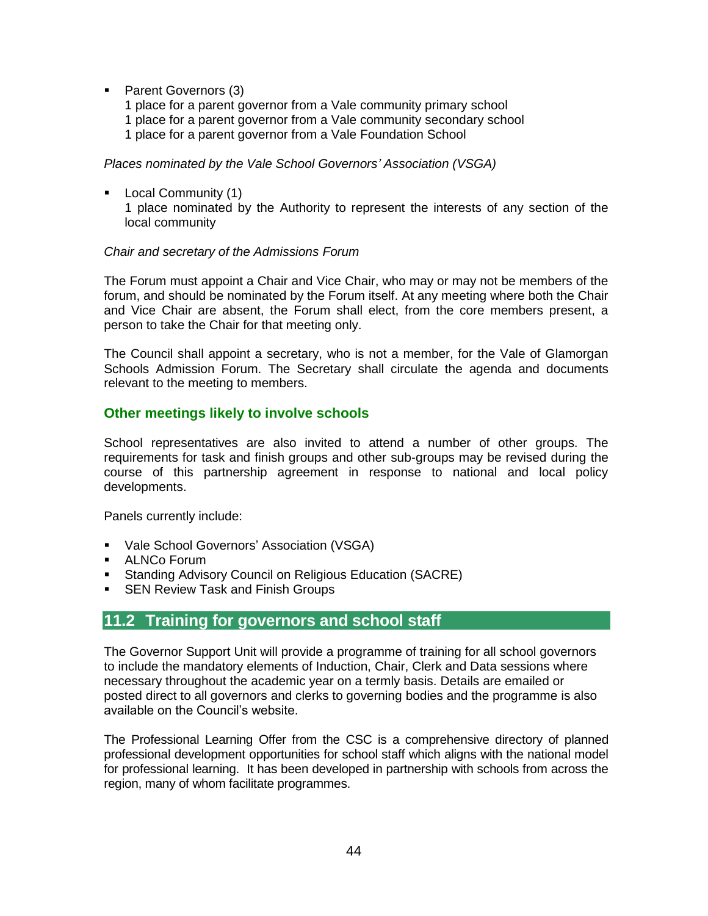- Parent Governors (3)
  1 place for a parent governor from a Vale community primary school
  1 place for a parent governor from a Vale community secondary school
  1 place for a parent governor from a Vale Foundation School

*Places nominated by the Vale School Governors' Association (VSGA)*

- Local Community (1)
  1 place nominated by the Authority to represent the interests of any section of the local community

*Chair and secretary of the Admissions Forum*

The Forum must appoint a Chair and Vice Chair, who may or may not be members of the forum, and should be nominated by the Forum itself. At any meeting where both the Chair and Vice Chair are absent, the Forum shall elect, from the core members present, a person to take the Chair for that meeting only.

The Council shall appoint a secretary, who is not a member, for the Vale of Glamorgan Schools Admission Forum. The Secretary shall circulate the agenda and documents relevant to the meeting to members.

### Other meetings likely to involve schools

School representatives are also invited to attend a number of other groups. The requirements for task and finish groups and other sub-groups may be revised during the course of this partnership agreement in response to national and local policy developments.

Panels currently include:

- Vale School Governors' Association (VSGA)
- ALNCo Forum
- Standing Advisory Council on Religious Education (SACRE)
- SEN Review Task and Finish Groups

## 11.2 Training for governors and school staff

The Governor Support Unit will provide a programme of training for all school governors to include the mandatory elements of Induction, Chair, Clerk and Data sessions where necessary throughout the academic year on a termly basis. Details are emailed or posted direct to all governors and clerks to governing bodies and the programme is also available on the Council's website.

The Professional Learning Offer from the CSC is a comprehensive directory of planned professional development opportunities for school staff which aligns with the national model for professional learning. It has been developed in partnership with schools from across the region, many of whom facilitate programmes.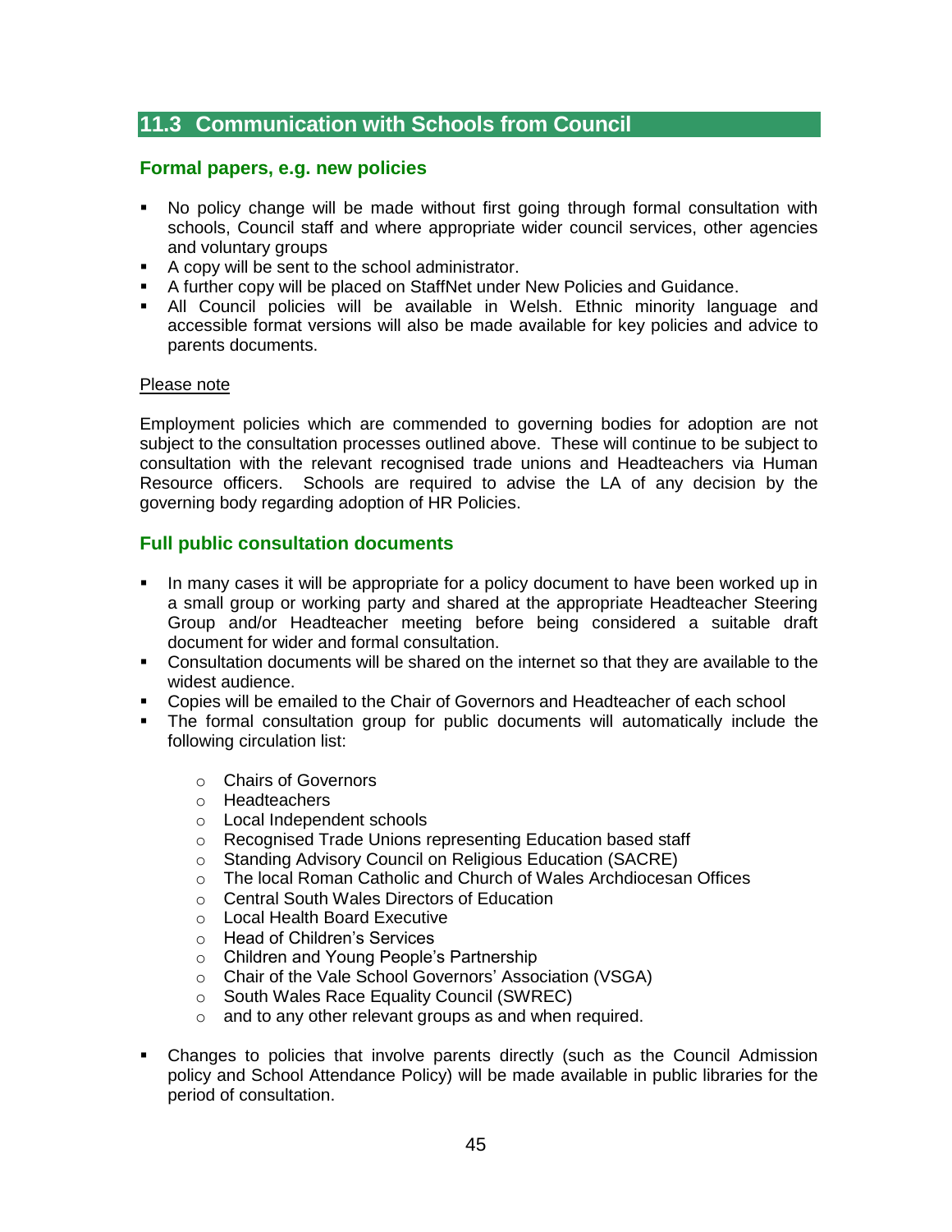## 11.3 Communication with Schools from Council

### Formal papers, e.g. new policies

- No policy change will be made without first going through formal consultation with schools, Council staff and where appropriate wider council services, other agencies and voluntary groups
- A copy will be sent to the school administrator.
- A further copy will be placed on StaffNet under New Policies and Guidance.
- All Council policies will be available in Welsh. Ethnic minority language and accessible format versions will also be made available for key policies and advice to parents documents.

<u>Please note</u>

Employment policies which are commended to governing bodies for adoption are not subject to the consultation processes outlined above. These will continue to be subject to consultation with the relevant recognised trade unions and Headteachers via Human Resource officers. Schools are required to advise the LA of any decision by the governing body regarding adoption of HR Policies.

### Full public consultation documents

- In many cases it will be appropriate for a policy document to have been worked up in a small group or working party and shared at the appropriate Headteacher Steering Group and/or Headteacher meeting before being considered a suitable draft document for wider and formal consultation.
- Consultation documents will be shared on the internet so that they are available to the widest audience.
- Copies will be emailed to the Chair of Governors and Headteacher of each school
- The formal consultation group for public documents will automatically include the following circulation list:
  - Chairs of Governors
  - Headteachers
  - Local Independent schools
  - Recognised Trade Unions representing Education based staff
  - Standing Advisory Council on Religious Education (SACRE)
  - The local Roman Catholic and Church of Wales Archdiocesan Offices
  - Central South Wales Directors of Education
  - Local Health Board Executive
  - Head of Children's Services
  - Children and Young People's Partnership
  - Chair of the Vale School Governors' Association (VSGA)
  - South Wales Race Equality Council (SWREC)
  - and to any other relevant groups as and when required.
- Changes to policies that involve parents directly (such as the Council Admission policy and School Attendance Policy) will be made available in public libraries for the period of consultation.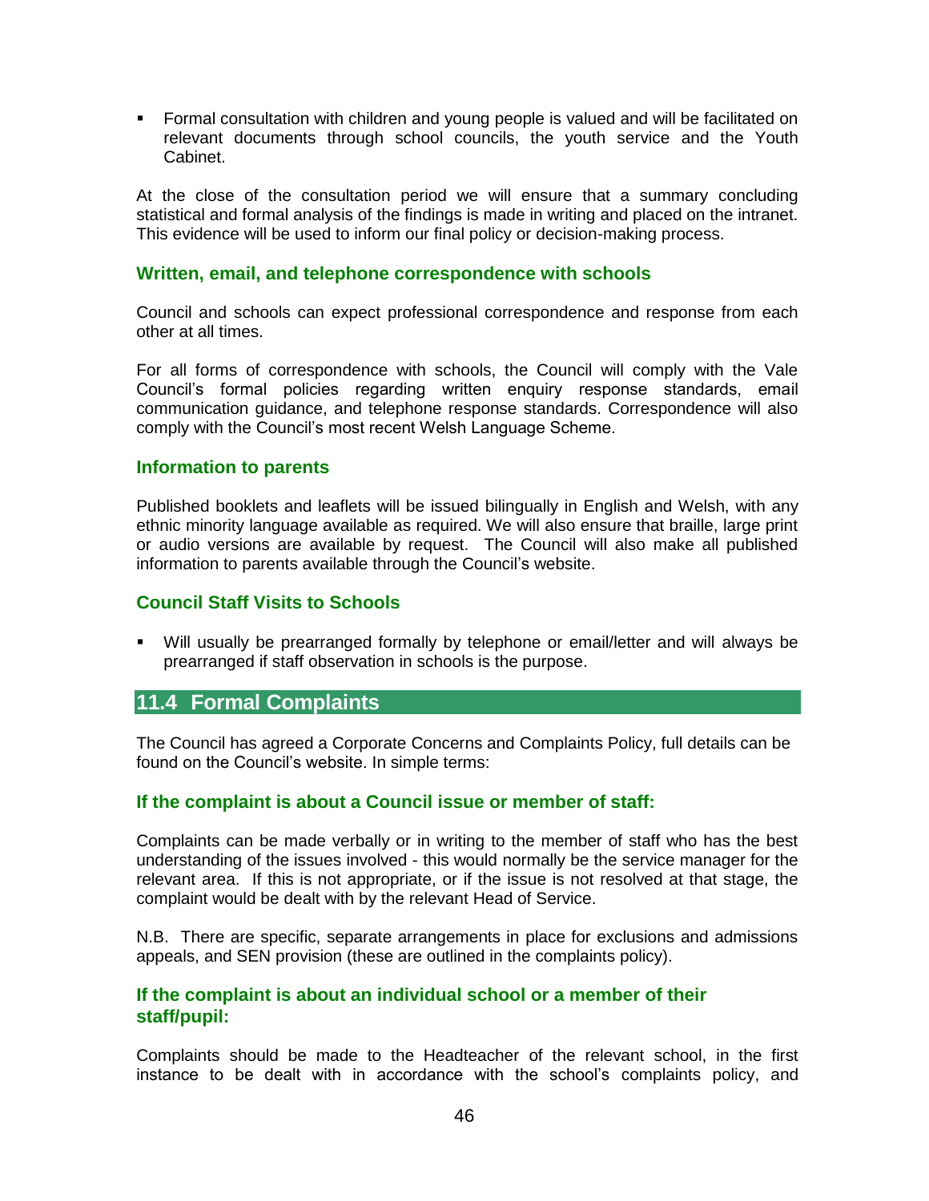- Formal consultation with children and young people is valued and will be facilitated on relevant documents through school councils, the youth service and the Youth Cabinet.

At the close of the consultation period we will ensure that a summary concluding statistical and formal analysis of the findings is made in writing and placed on the intranet. This evidence will be used to inform our final policy or decision-making process.

### Written, email, and telephone correspondence with schools

Council and schools can expect professional correspondence and response from each other at all times.

For all forms of correspondence with schools, the Council will comply with the Vale Council's formal policies regarding written enquiry response standards, email communication guidance, and telephone response standards. Correspondence will also comply with the Council's most recent Welsh Language Scheme.

### Information to parents

Published booklets and leaflets will be issued bilingually in English and Welsh, with any ethnic minority language available as required. We will also ensure that braille, large print or audio versions are available by request. The Council will also make all published information to parents available through the Council's website.

### Council Staff Visits to Schools

- Will usually be prearranged formally by telephone or email/letter and will always be prearranged if staff observation in schools is the purpose.

## 11.4 Formal Complaints

The Council has agreed a Corporate Concerns and Complaints Policy, full details can be found on the Council's website. In simple terms:

### If the complaint is about a Council issue or member of staff:

Complaints can be made verbally or in writing to the member of staff who has the best understanding of the issues involved - this would normally be the service manager for the relevant area. If this is not appropriate, or if the issue is not resolved at that stage, the complaint would be dealt with by the relevant Head of Service.

N.B. There are specific, separate arrangements in place for exclusions and admissions appeals, and SEN provision (these are outlined in the complaints policy).

### If the complaint is about an individual school or a member of their staff/pupil:

Complaints should be made to the Headteacher of the relevant school, in the first instance to be dealt with in accordance with the school's complaints policy, and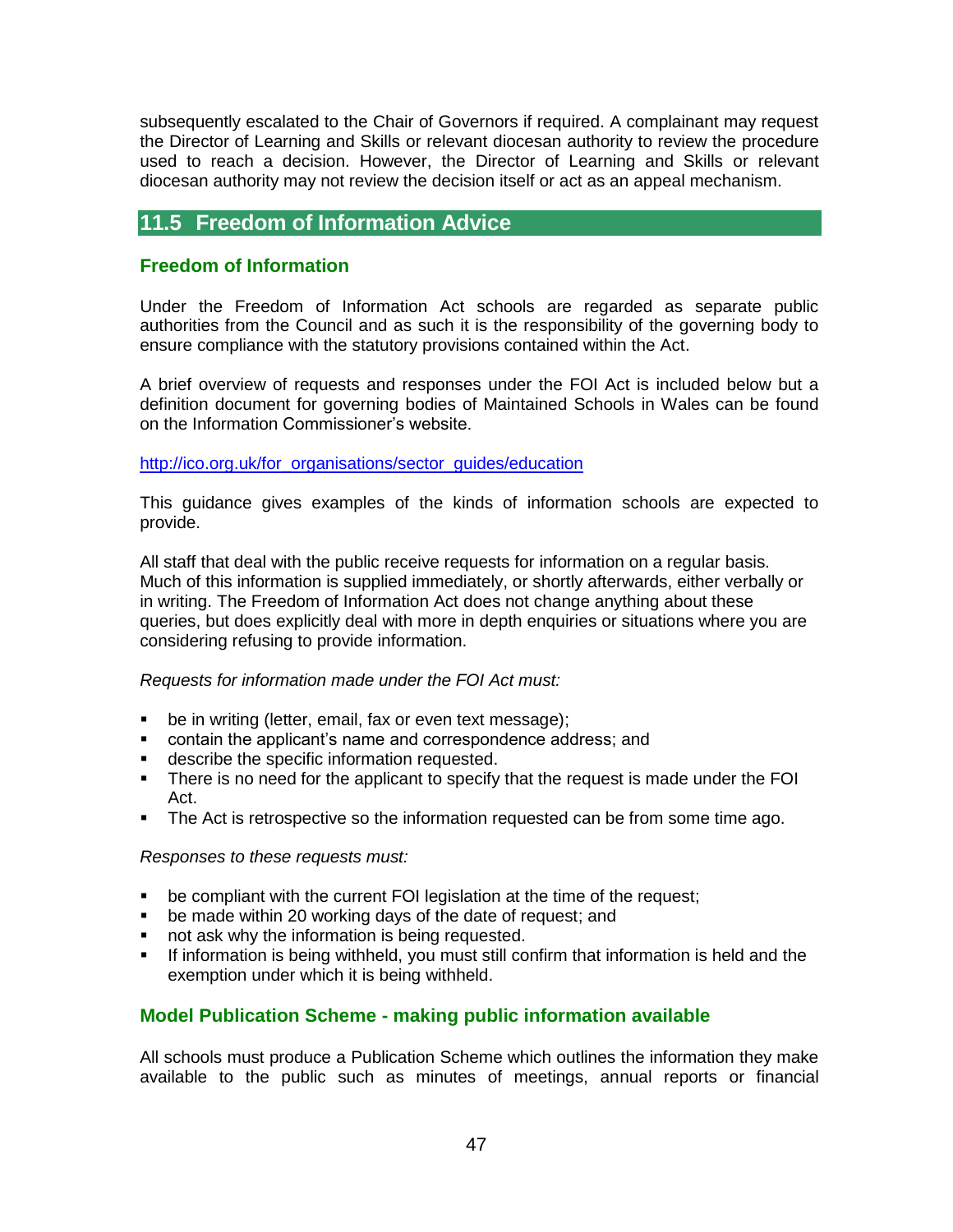subsequently escalated to the Chair of Governors if required. A complainant may request the Director of Learning and Skills or relevant diocesan authority to review the procedure used to reach a decision. However, the Director of Learning and Skills or relevant diocesan authority may not review the decision itself or act as an appeal mechanism.

## 11.5 Freedom of Information Advice

### Freedom of Information

Under the Freedom of Information Act schools are regarded as separate public authorities from the Council and as such it is the responsibility of the governing body to ensure compliance with the statutory provisions contained within the Act.

A brief overview of requests and responses under the FOI Act is included below but a definition document for governing bodies of Maintained Schools in Wales can be found on the Information Commissioner's website.

http://ico.org.uk/for_organisations/sector_guides/education

This guidance gives examples of the kinds of information schools are expected to provide.

All staff that deal with the public receive requests for information on a regular basis. Much of this information is supplied immediately, or shortly afterwards, either verbally or in writing. The Freedom of Information Act does not change anything about these queries, but does explicitly deal with more in depth enquiries or situations where you are considering refusing to provide information.

*Requests for information made under the FOI Act must:*

- be in writing (letter, email, fax or even text message);
- contain the applicant's name and correspondence address; and
- describe the specific information requested.
- There is no need for the applicant to specify that the request is made under the FOI Act.
- The Act is retrospective so the information requested can be from some time ago.

*Responses to these requests must:*

- be compliant with the current FOI legislation at the time of the request;
- be made within 20 working days of the date of request; and
- not ask why the information is being requested.
- If information is being withheld, you must still confirm that information is held and the exemption under which it is being withheld.

### Model Publication Scheme - making public information available

All schools must produce a Publication Scheme which outlines the information they make available to the public such as minutes of meetings, annual reports or financial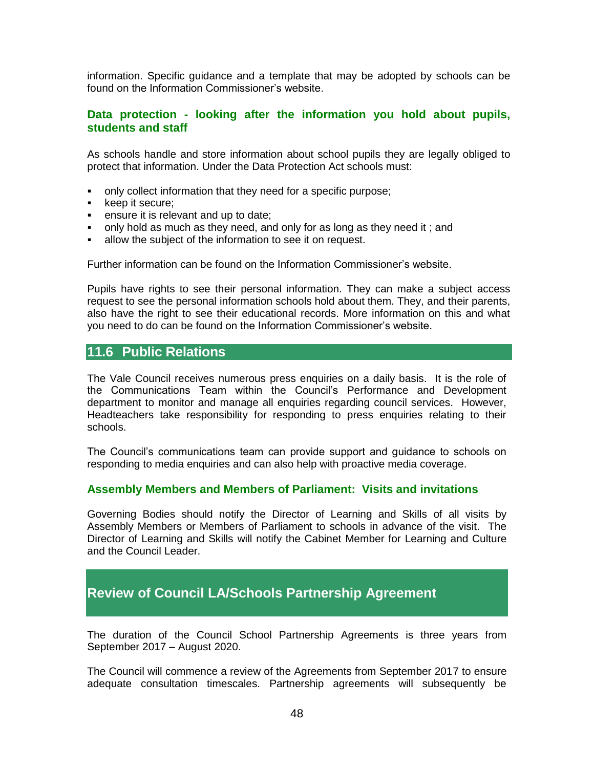information. Specific guidance and a template that may be adopted by schools can be found on the Information Commissioner's website.

### Data protection - looking after the information you hold about pupils, students and staff

As schools handle and store information about school pupils they are legally obliged to protect that information. Under the Data Protection Act schools must:

- only collect information that they need for a specific purpose;
- keep it secure;
- ensure it is relevant and up to date;
- only hold as much as they need, and only for as long as they need it ; and
- allow the subject of the information to see it on request.

Further information can be found on the Information Commissioner's website.

Pupils have rights to see their personal information. They can make a subject access request to see the personal information schools hold about them. They, and their parents, also have the right to see their educational records. More information on this and what you need to do can be found on the Information Commissioner's website.

## 11.6 Public Relations

The Vale Council receives numerous press enquiries on a daily basis. It is the role of the Communications Team within the Council's Performance and Development department to monitor and manage all enquiries regarding council services. However, Headteachers take responsibility for responding to press enquiries relating to their schools.

The Council's communications team can provide support and guidance to schools on responding to media enquiries and can also help with proactive media coverage.

### Assembly Members and Members of Parliament: Visits and invitations

Governing Bodies should notify the Director of Learning and Skills of all visits by Assembly Members or Members of Parliament to schools in advance of the visit. The Director of Learning and Skills will notify the Cabinet Member for Learning and Culture and the Council Leader.

## Review of Council LA/Schools Partnership Agreement

The duration of the Council School Partnership Agreements is three years from September 2017 – August 2020.

The Council will commence a review of the Agreements from September 2017 to ensure adequate consultation timescales. Partnership agreements will subsequently be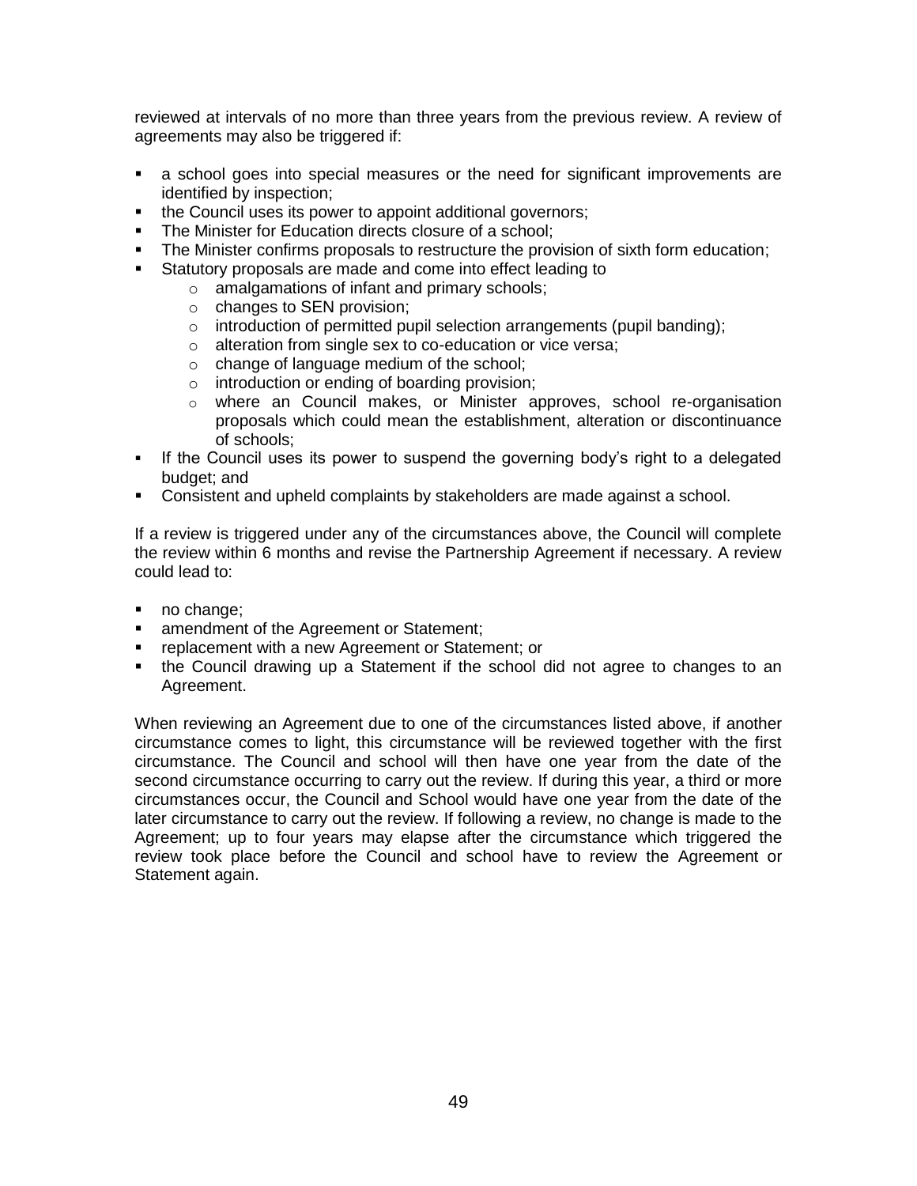reviewed at intervals of no more than three years from the previous review. A review of agreements may also be triggered if:

- a school goes into special measures or the need for significant improvements are identified by inspection;
- the Council uses its power to appoint additional governors;
- The Minister for Education directs closure of a school;
- The Minister confirms proposals to restructure the provision of sixth form education;
- Statutory proposals are made and come into effect leading to
  - amalgamations of infant and primary schools;
  - changes to SEN provision;
  - introduction of permitted pupil selection arrangements (pupil banding);
  - alteration from single sex to co-education or vice versa;
  - change of language medium of the school;
  - introduction or ending of boarding provision;
  - where an Council makes, or Minister approves, school re-organisation proposals which could mean the establishment, alteration or discontinuance of schools;
- If the Council uses its power to suspend the governing body's right to a delegated budget; and
- Consistent and upheld complaints by stakeholders are made against a school.

If a review is triggered under any of the circumstances above, the Council will complete the review within 6 months and revise the Partnership Agreement if necessary. A review could lead to:

- no change;
- amendment of the Agreement or Statement;
- replacement with a new Agreement or Statement; or
- the Council drawing up a Statement if the school did not agree to changes to an Agreement.

When reviewing an Agreement due to one of the circumstances listed above, if another circumstance comes to light, this circumstance will be reviewed together with the first circumstance. The Council and school will then have one year from the date of the second circumstance occurring to carry out the review. If during this year, a third or more circumstances occur, the Council and School would have one year from the date of the later circumstance to carry out the review. If following a review, no change is made to the Agreement; up to four years may elapse after the circumstance which triggered the review took place before the Council and school have to review the Agreement or Statement again.